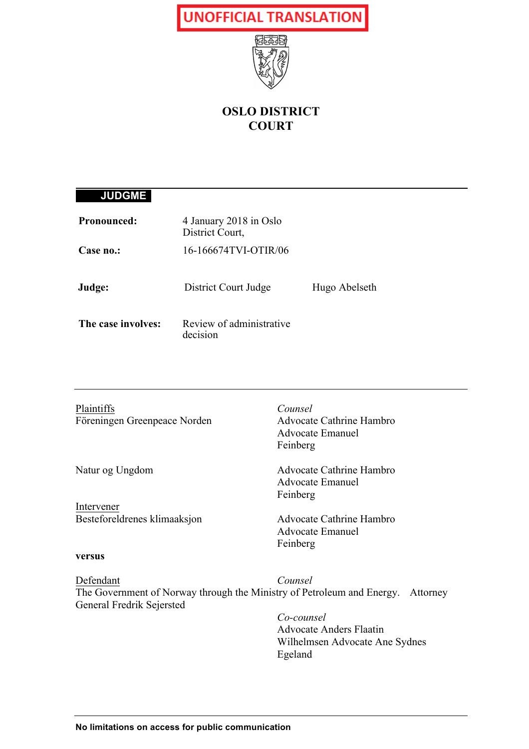**UNOFFICIAL TRANSLATION**

# OSLO DISTRICT COURT

**JUDGME**

| | | |
|---|---|---|
| **Pronounced:** | 4 January 2018 in Oslo District Court, | |
| **Case no.:** | 16-166674TVI-OTIR/06 | |
| **Judge:** | District Court Judge | Hugo Abelseth |
| **The case involves:** | Review of administrative decision | |

| | |
|---|---|
| Plaintiffs | *Counsel* |
| Föreningen Greenpeace Norden | Advocate Cathrine Hambro<br>Advocate Emanuel Feinberg |
| Natur og Ungdom | Advocate Cathrine Hambro<br>Advocate Emanuel Feinberg |
| Intervener | |
| Besteforeldrenes klimaaksjon | Advocate Cathrine Hambro<br>Advocate Emanuel Feinberg |

**versus**

| | |
|---|---|
| Defendant | *Counsel* |
| The Government of Norway through the Ministry of Petroleum and Energy. | Attorney General Fredrik Sejersted |
| | *Co-counsel*<br>Advocate Anders Flaatin Wilhelmsen Advocate Ane Sydnes Egeland |

**No limitations on access for public communication**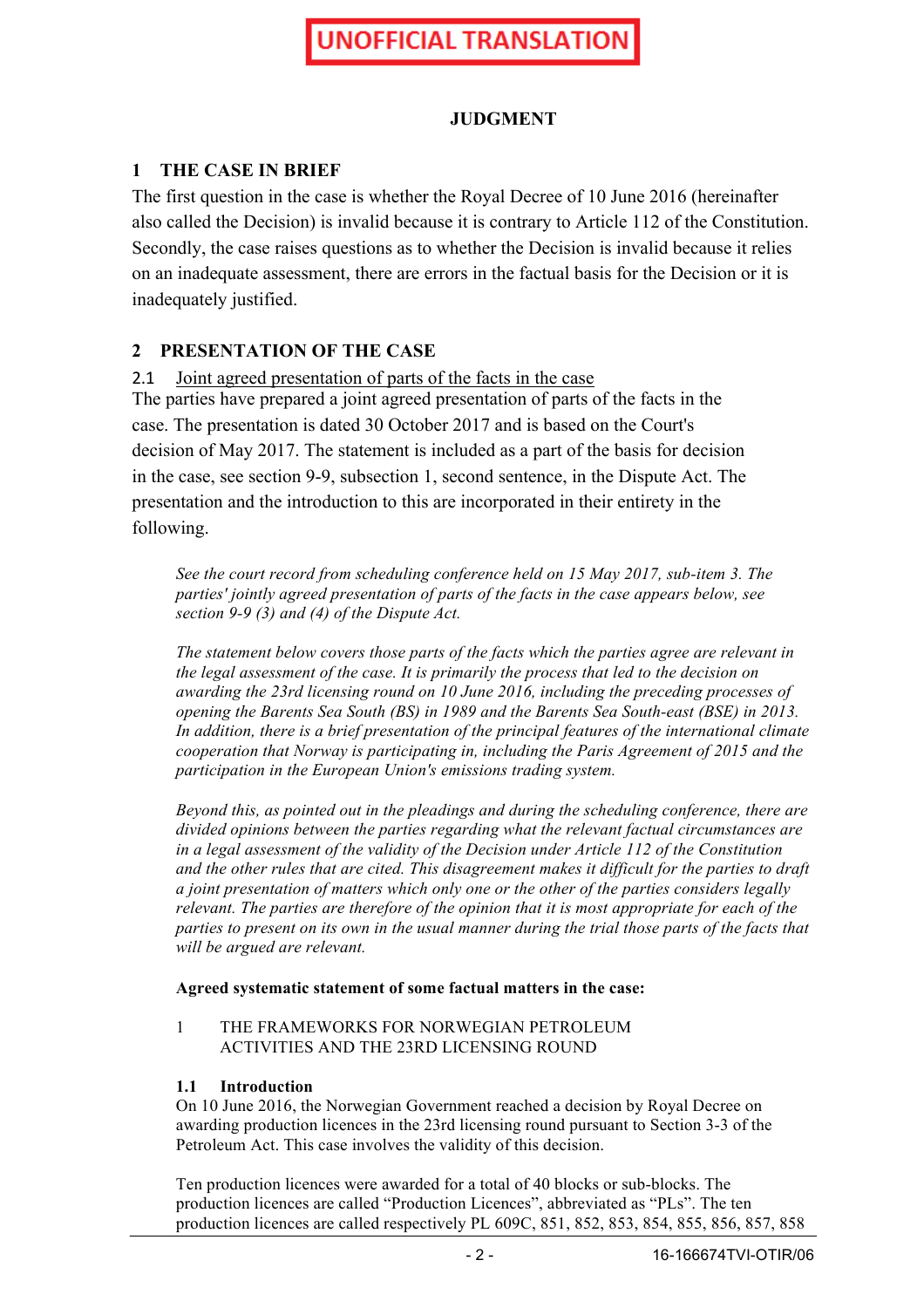**UNOFFICIAL TRANSLATION**

## JUDGMENT

## 1 THE CASE IN BRIEF

The first question in the case is whether the Royal Decree of 10 June 2016 (hereinafter also called the Decision) is invalid because it is contrary to Article 112 of the Constitution. Secondly, the case raises questions as to whether the Decision is invalid because it relies on an inadequate assessment, there are errors in the factual basis for the Decision or it is inadequately justified.

## 2 PRESENTATION OF THE CASE

### 2.1 Joint agreed presentation of parts of the facts in the case

The parties have prepared a joint agreed presentation of parts of the facts in the case. The presentation is dated 30 October 2017 and is based on the Court's decision of May 2017. The statement is included as a part of the basis for decision in the case, see section 9-9, subsection 1, second sentence, in the Dispute Act. The presentation and the introduction to this are incorporated in their entirety in the following.

> *See the court record from scheduling conference held on 15 May 2017, sub-item 3. The parties' jointly agreed presentation of parts of the facts in the case appears below, see section 9-9 (3) and (4) of the Dispute Act.*
>
> *The statement below covers those parts of the facts which the parties agree are relevant in the legal assessment of the case. It is primarily the process that led to the decision on awarding the 23rd licensing round on 10 June 2016, including the preceding processes of opening the Barents Sea South (BS) in 1989 and the Barents Sea South-east (BSE) in 2013. In addition, there is a brief presentation of the principal features of the international climate cooperation that Norway is participating in, including the Paris Agreement of 2015 and the participation in the European Union's emissions trading system.*
>
> *Beyond this, as pointed out in the pleadings and during the scheduling conference, there are divided opinions between the parties regarding what the relevant factual circumstances are in a legal assessment of the validity of the Decision under Article 112 of the Constitution and the other rules that are cited. This disagreement makes it difficult for the parties to draft a joint presentation of matters which only one or the other of the parties considers legally relevant. The parties are therefore of the opinion that it is most appropriate for each of the parties to present on its own in the usual manner during the trial those parts of the facts that will be argued are relevant.*
>
> **Agreed systematic statement of some factual matters in the case:**
>
> 1 THE FRAMEWORKS FOR NORWEGIAN PETROLEUM ACTIVITIES AND THE 23RD LICENSING ROUND
>
> **1.1 Introduction**
>
> On 10 June 2016, the Norwegian Government reached a decision by Royal Decree on awarding production licences in the 23rd licensing round pursuant to Section 3-3 of the Petroleum Act. This case involves the validity of this decision.
>
> Ten production licences were awarded for a total of 40 blocks or sub-blocks. The production licences are called "Production Licences", abbreviated as "PLs". The ten production licences are called respectively PL 609C, 851, 852, 853, 854, 855, 856, 857, 858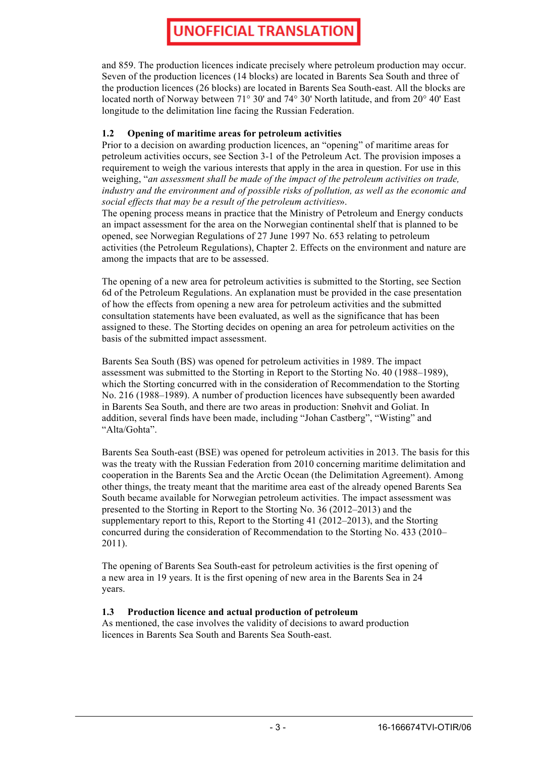and 859. The production licences indicate precisely where petroleum production may occur. Seven of the production licences (14 blocks) are located in Barents Sea South and three of the production licences (26 blocks) are located in Barents Sea South-east. All the blocks are located north of Norway between 71° 30' and 74° 30' North latitude, and from 20° 40' East longitude to the delimitation line facing the Russian Federation.

### 1.2 Opening of maritime areas for petroleum activities

Prior to a decision on awarding production licences, an "opening" of maritime areas for petroleum activities occurs, see Section 3-1 of the Petroleum Act. The provision imposes a requirement to weigh the various interests that apply in the area in question. For use in this weighing, "*an assessment shall be made of the impact of the petroleum activities on trade, industry and the environment and of possible risks of pollution, as well as the economic and social effects that may be a result of the petroleum activities*».
The opening process means in practice that the Ministry of Petroleum and Energy conducts an impact assessment for the area on the Norwegian continental shelf that is planned to be opened, see Norwegian Regulations of 27 June 1997 No. 653 relating to petroleum activities (the Petroleum Regulations), Chapter 2. Effects on the environment and nature are among the impacts that are to be assessed.

The opening of a new area for petroleum activities is submitted to the Storting, see Section 6d of the Petroleum Regulations. An explanation must be provided in the case presentation of how the effects from opening a new area for petroleum activities and the submitted consultation statements have been evaluated, as well as the significance that has been assigned to these. The Storting decides on opening an area for petroleum activities on the basis of the submitted impact assessment.

Barents Sea South (BS) was opened for petroleum activities in 1989. The impact assessment was submitted to the Storting in Report to the Storting No. 40 (1988–1989), which the Storting concurred with in the consideration of Recommendation to the Storting No. 216 (1988–1989). A number of production licences have subsequently been awarded in Barents Sea South, and there are two areas in production: Snøhvit and Goliat. In addition, several finds have been made, including "Johan Castberg", "Wisting" and "Alta/Gohta".

Barents Sea South-east (BSE) was opened for petroleum activities in 2013. The basis for this was the treaty with the Russian Federation from 2010 concerning maritime delimitation and cooperation in the Barents Sea and the Arctic Ocean (the Delimitation Agreement). Among other things, the treaty meant that the maritime area east of the already opened Barents Sea South became available for Norwegian petroleum activities. The impact assessment was presented to the Storting in Report to the Storting No. 36 (2012–2013) and the supplementary report to this, Report to the Storting 41 (2012–2013), and the Storting concurred during the consideration of Recommendation to the Storting No. 433 (2010–2011).

The opening of Barents Sea South-east for petroleum activities is the first opening of a new area in 19 years. It is the first opening of new area in the Barents Sea in 24 years.

### 1.3 Production licence and actual production of petroleum

As mentioned, the case involves the validity of decisions to award production licences in Barents Sea South and Barents Sea South-east.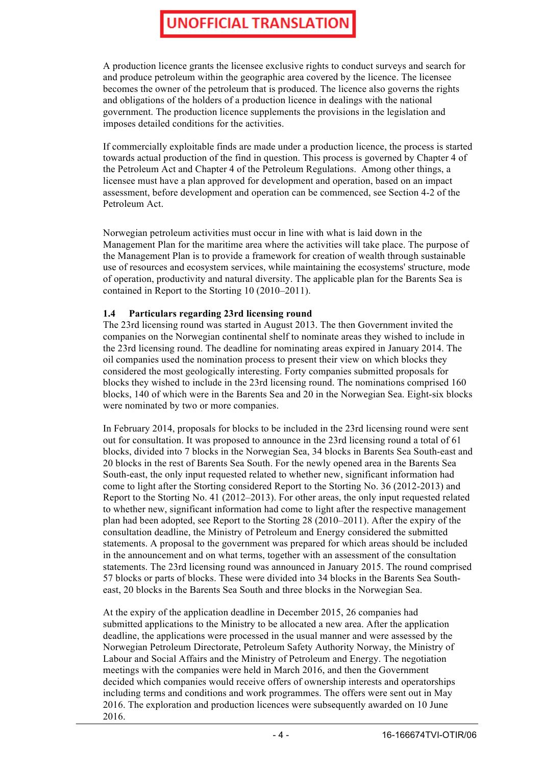UNOFFICIAL TRANSLATION

A production licence grants the licensee exclusive rights to conduct surveys and search for and produce petroleum within the geographic area covered by the licence. The licensee becomes the owner of the petroleum that is produced. The licence also governs the rights and obligations of the holders of a production licence in dealings with the national government. The production licence supplements the provisions in the legislation and imposes detailed conditions for the activities.

If commercially exploitable finds are made under a production licence, the process is started towards actual production of the find in question. This process is governed by Chapter 4 of the Petroleum Act and Chapter 4 of the Petroleum Regulations. Among other things, a licensee must have a plan approved for development and operation, based on an impact assessment, before development and operation can be commenced, see Section 4-2 of the Petroleum Act.

Norwegian petroleum activities must occur in line with what is laid down in the Management Plan for the maritime area where the activities will take place. The purpose of the Management Plan is to provide a framework for creation of wealth through sustainable use of resources and ecosystem services, while maintaining the ecosystems' structure, mode of operation, productivity and natural diversity. The applicable plan for the Barents Sea is contained in Report to the Storting 10 (2010–2011).

### 1.4 Particulars regarding 23rd licensing round

The 23rd licensing round was started in August 2013. The then Government invited the companies on the Norwegian continental shelf to nominate areas they wished to include in the 23rd licensing round. The deadline for nominating areas expired in January 2014. The oil companies used the nomination process to present their view on which blocks they considered the most geologically interesting. Forty companies submitted proposals for blocks they wished to include in the 23rd licensing round. The nominations comprised 160 blocks, 140 of which were in the Barents Sea and 20 in the Norwegian Sea. Eight-six blocks were nominated by two or more companies.

In February 2014, proposals for blocks to be included in the 23rd licensing round were sent out for consultation. It was proposed to announce in the 23rd licensing round a total of 61 blocks, divided into 7 blocks in the Norwegian Sea, 34 blocks in Barents Sea South-east and 20 blocks in the rest of Barents Sea South. For the newly opened area in the Barents Sea South-east, the only input requested related to whether new, significant information had come to light after the Storting considered Report to the Storting No. 36 (2012-2013) and Report to the Storting No. 41 (2012–2013). For other areas, the only input requested related to whether new, significant information had come to light after the respective management plan had been adopted, see Report to the Storting 28 (2010–2011). After the expiry of the consultation deadline, the Ministry of Petroleum and Energy considered the submitted statements. A proposal to the government was prepared for which areas should be included in the announcement and on what terms, together with an assessment of the consultation statements. The 23rd licensing round was announced in January 2015. The round comprised 57 blocks or parts of blocks. These were divided into 34 blocks in the Barents Sea South-east, 20 blocks in the Barents Sea South and three blocks in the Norwegian Sea.

At the expiry of the application deadline in December 2015, 26 companies had submitted applications to the Ministry to be allocated a new area. After the application deadline, the applications were processed in the usual manner and were assessed by the Norwegian Petroleum Directorate, Petroleum Safety Authority Norway, the Ministry of Labour and Social Affairs and the Ministry of Petroleum and Energy. The negotiation meetings with the companies were held in March 2016, and then the Government decided which companies would receive offers of ownership interests and operatorships including terms and conditions and work programmes. The offers were sent out in May 2016. The exploration and production licences were subsequently awarded on 10 June 2016.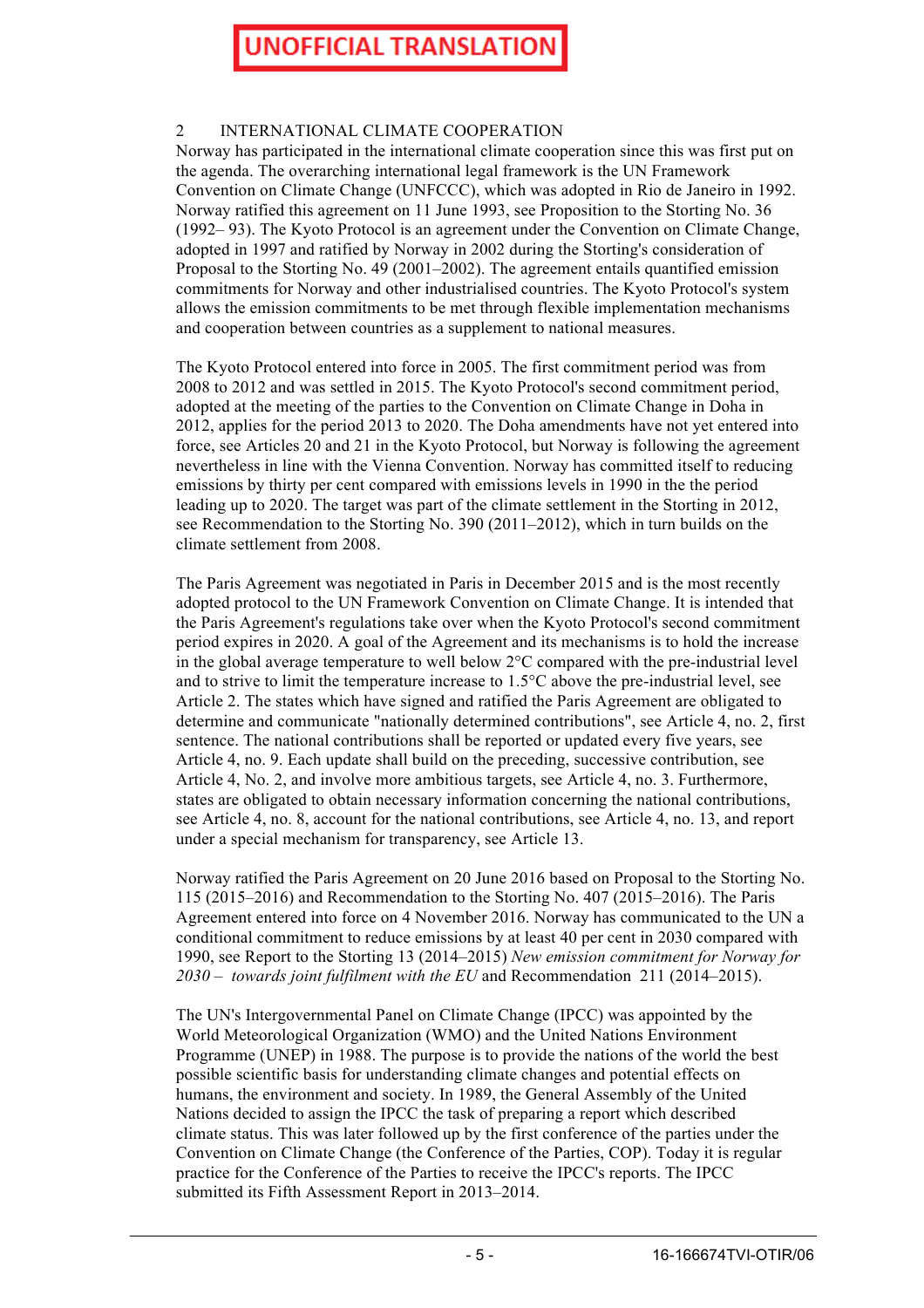UNOFFICIAL TRANSLATION

## 2 INTERNATIONAL CLIMATE COOPERATION

Norway has participated in the international climate cooperation since this was first put on the agenda. The overarching international legal framework is the UN Framework Convention on Climate Change (UNFCCC), which was adopted in Rio de Janeiro in 1992. Norway ratified this agreement on 11 June 1993, see Proposition to the Storting No. 36 (1992– 93). The Kyoto Protocol is an agreement under the Convention on Climate Change, adopted in 1997 and ratified by Norway in 2002 during the Storting's consideration of Proposal to the Storting No. 49 (2001–2002). The agreement entails quantified emission commitments for Norway and other industrialised countries. The Kyoto Protocol's system allows the emission commitments to be met through flexible implementation mechanisms and cooperation between countries as a supplement to national measures.

The Kyoto Protocol entered into force in 2005. The first commitment period was from 2008 to 2012 and was settled in 2015. The Kyoto Protocol's second commitment period, adopted at the meeting of the parties to the Convention on Climate Change in Doha in 2012, applies for the period 2013 to 2020. The Doha amendments have not yet entered into force, see Articles 20 and 21 in the Kyoto Protocol, but Norway is following the agreement nevertheless in line with the Vienna Convention. Norway has committed itself to reducing emissions by thirty per cent compared with emissions levels in 1990 in the the period leading up to 2020. The target was part of the climate settlement in the Storting in 2012, see Recommendation to the Storting No. 390 (2011–2012), which in turn builds on the climate settlement from 2008.

The Paris Agreement was negotiated in Paris in December 2015 and is the most recently adopted protocol to the UN Framework Convention on Climate Change. It is intended that the Paris Agreement's regulations take over when the Kyoto Protocol's second commitment period expires in 2020. A goal of the Agreement and its mechanisms is to hold the increase in the global average temperature to well below 2°C compared with the pre-industrial level and to strive to limit the temperature increase to 1.5°C above the pre-industrial level, see Article 2. The states which have signed and ratified the Paris Agreement are obligated to determine and communicate "nationally determined contributions", see Article 4, no. 2, first sentence. The national contributions shall be reported or updated every five years, see Article 4, no. 9. Each update shall build on the preceding, successive contribution, see Article 4, No. 2, and involve more ambitious targets, see Article 4, no. 3. Furthermore, states are obligated to obtain necessary information concerning the national contributions, see Article 4, no. 8, account for the national contributions, see Article 4, no. 13, and report under a special mechanism for transparency, see Article 13.

Norway ratified the Paris Agreement on 20 June 2016 based on Proposal to the Storting No. 115 (2015–2016) and Recommendation to the Storting No. 407 (2015–2016). The Paris Agreement entered into force on 4 November 2016. Norway has communicated to the UN a conditional commitment to reduce emissions by at least 40 per cent in 2030 compared with 1990, see Report to the Storting 13 (2014–2015) *New emission commitment for Norway for 2030 – towards joint fulfilment with the EU* and Recommendation 211 (2014–2015).

The UN's Intergovernmental Panel on Climate Change (IPCC) was appointed by the World Meteorological Organization (WMO) and the United Nations Environment Programme (UNEP) in 1988. The purpose is to provide the nations of the world the best possible scientific basis for understanding climate changes and potential effects on humans, the environment and society. In 1989, the General Assembly of the United Nations decided to assign the IPCC the task of preparing a report which described climate status. This was later followed up by the first conference of the parties under the Convention on Climate Change (the Conference of the Parties, COP). Today it is regular practice for the Conference of the Parties to receive the IPCC's reports. The IPCC submitted its Fifth Assessment Report in 2013–2014.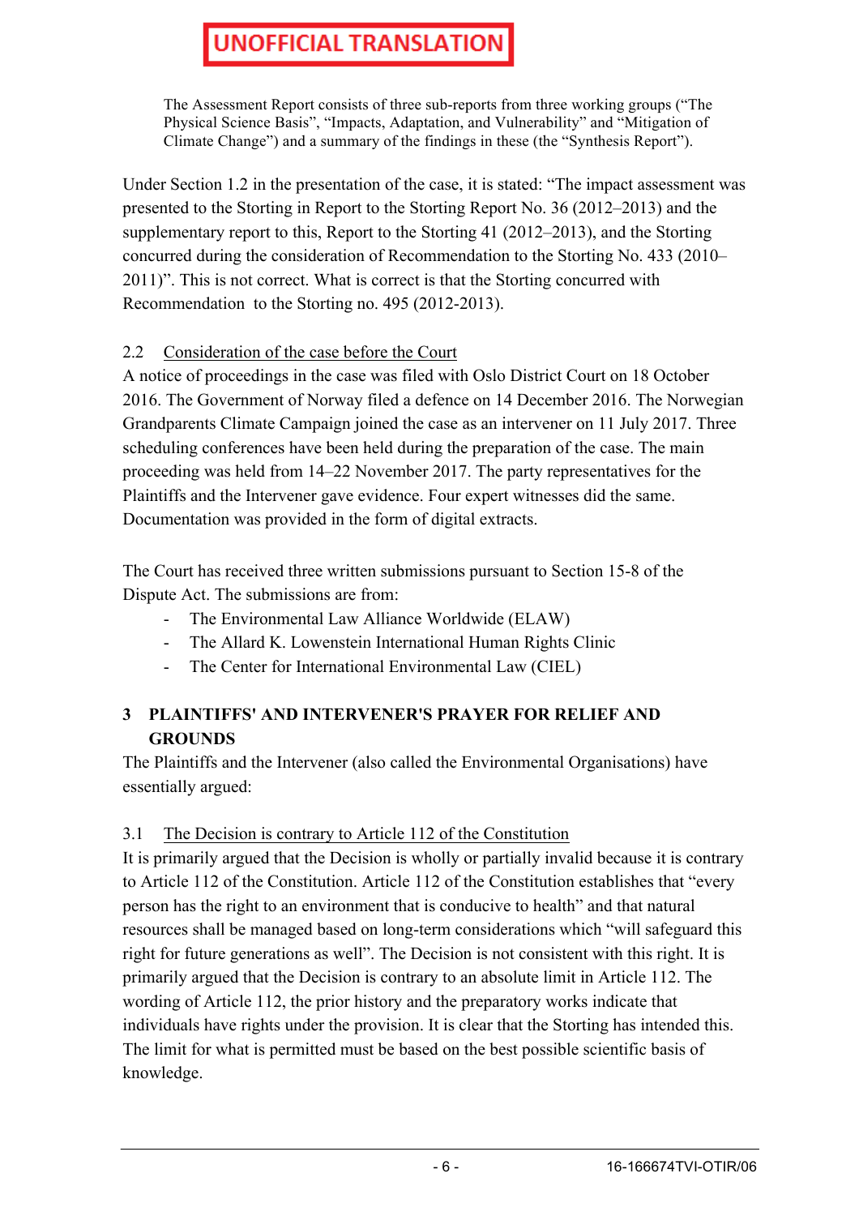**UNOFFICIAL TRANSLATION**

> The Assessment Report consists of three sub-reports from three working groups ("The Physical Science Basis", "Impacts, Adaptation, and Vulnerability" and "Mitigation of Climate Change") and a summary of the findings in these (the "Synthesis Report").

Under Section 1.2 in the presentation of the case, it is stated: "The impact assessment was presented to the Storting in Report to the Storting Report No. 36 (2012–2013) and the supplementary report to this, Report to the Storting 41 (2012–2013), and the Storting concurred during the consideration of Recommendation to the Storting No. 433 (2010–2011)". This is not correct. What is correct is that the Storting concurred with Recommendation to the Storting no. 495 (2012-2013).

### 2.2 Consideration of the case before the Court

A notice of proceedings in the case was filed with Oslo District Court on 18 October 2016. The Government of Norway filed a defence on 14 December 2016. The Norwegian Grandparents Climate Campaign joined the case as an intervener on 11 July 2017. Three scheduling conferences have been held during the preparation of the case. The main proceeding was held from 14–22 November 2017. The party representatives for the Plaintiffs and the Intervener gave evidence. Four expert witnesses did the same. Documentation was provided in the form of digital extracts.

The Court has received three written submissions pursuant to Section 15-8 of the Dispute Act. The submissions are from:

- The Environmental Law Alliance Worldwide (ELAW)
- The Allard K. Lowenstein International Human Rights Clinic
- The Center for International Environmental Law (CIEL)

## 3 PLAINTIFFS' AND INTERVENER'S PRAYER FOR RELIEF AND GROUNDS

The Plaintiffs and the Intervener (also called the Environmental Organisations) have essentially argued:

### 3.1 The Decision is contrary to Article 112 of the Constitution

It is primarily argued that the Decision is wholly or partially invalid because it is contrary to Article 112 of the Constitution. Article 112 of the Constitution establishes that "every person has the right to an environment that is conducive to health" and that natural resources shall be managed based on long-term considerations which "will safeguard this right for future generations as well". The Decision is not consistent with this right. It is primarily argued that the Decision is contrary to an absolute limit in Article 112. The wording of Article 112, the prior history and the preparatory works indicate that individuals have rights under the provision. It is clear that the Storting has intended this. The limit for what is permitted must be based on the best possible scientific basis of knowledge.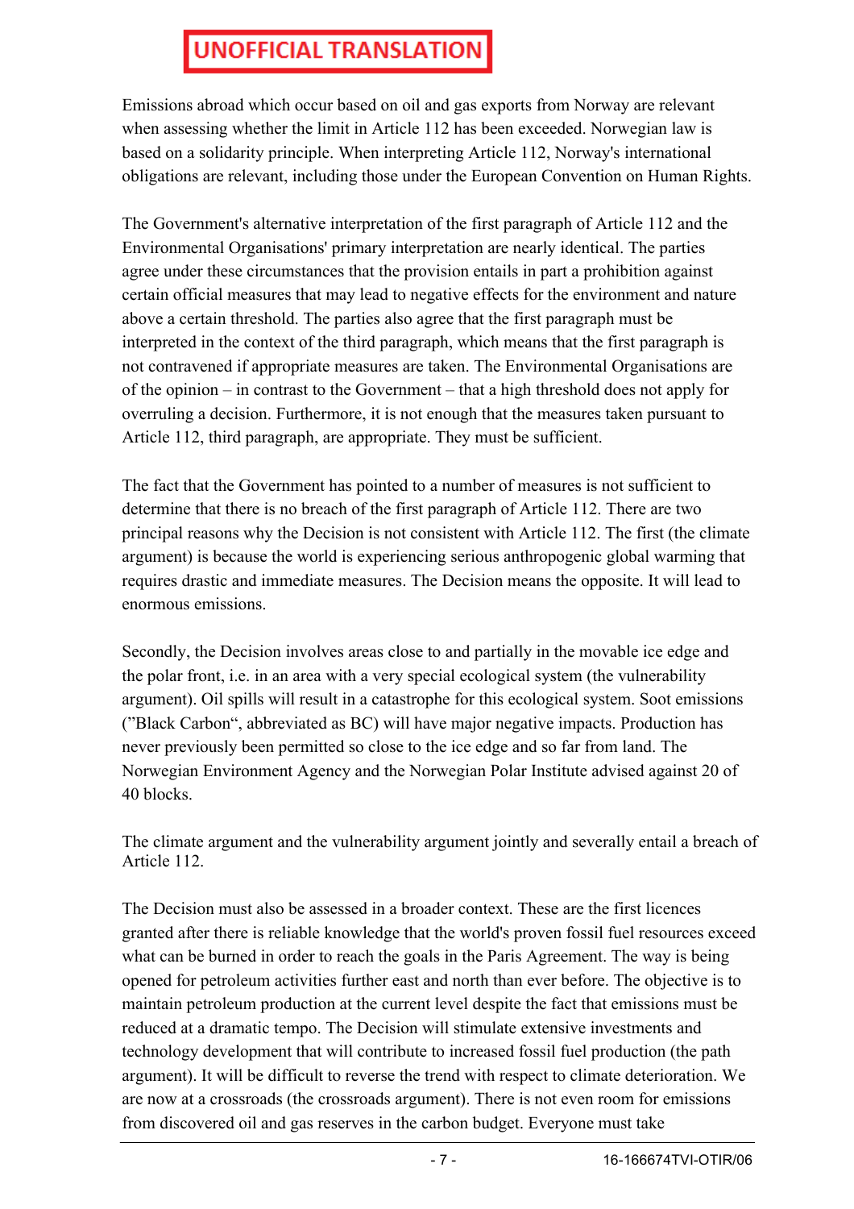UNOFFICIAL TRANSLATION

Emissions abroad which occur based on oil and gas exports from Norway are relevant when assessing whether the limit in Article 112 has been exceeded. Norwegian law is based on a solidarity principle. When interpreting Article 112, Norway's international obligations are relevant, including those under the European Convention on Human Rights.

The Government's alternative interpretation of the first paragraph of Article 112 and the Environmental Organisations' primary interpretation are nearly identical. The parties agree under these circumstances that the provision entails in part a prohibition against certain official measures that may lead to negative effects for the environment and nature above a certain threshold. The parties also agree that the first paragraph must be interpreted in the context of the third paragraph, which means that the first paragraph is not contravened if appropriate measures are taken. The Environmental Organisations are of the opinion – in contrast to the Government – that a high threshold does not apply for overruling a decision. Furthermore, it is not enough that the measures taken pursuant to Article 112, third paragraph, are appropriate. They must be sufficient.

The fact that the Government has pointed to a number of measures is not sufficient to determine that there is no breach of the first paragraph of Article 112. There are two principal reasons why the Decision is not consistent with Article 112. The first (the climate argument) is because the world is experiencing serious anthropogenic global warming that requires drastic and immediate measures. The Decision means the opposite. It will lead to enormous emissions.

Secondly, the Decision involves areas close to and partially in the movable ice edge and the polar front, i.e. in an area with a very special ecological system (the vulnerability argument). Oil spills will result in a catastrophe for this ecological system. Soot emissions ("Black Carbon", abbreviated as BC) will have major negative impacts. Production has never previously been permitted so close to the ice edge and so far from land. The Norwegian Environment Agency and the Norwegian Polar Institute advised against 20 of 40 blocks.

The climate argument and the vulnerability argument jointly and severally entail a breach of Article 112.

The Decision must also be assessed in a broader context. These are the first licences granted after there is reliable knowledge that the world's proven fossil fuel resources exceed what can be burned in order to reach the goals in the Paris Agreement. The way is being opened for petroleum activities further east and north than ever before. The objective is to maintain petroleum production at the current level despite the fact that emissions must be reduced at a dramatic tempo. The Decision will stimulate extensive investments and technology development that will contribute to increased fossil fuel production (the path argument). It will be difficult to reverse the trend with respect to climate deterioration. We are now at a crossroads (the crossroads argument). There is not even room for emissions from discovered oil and gas reserves in the carbon budget. Everyone must take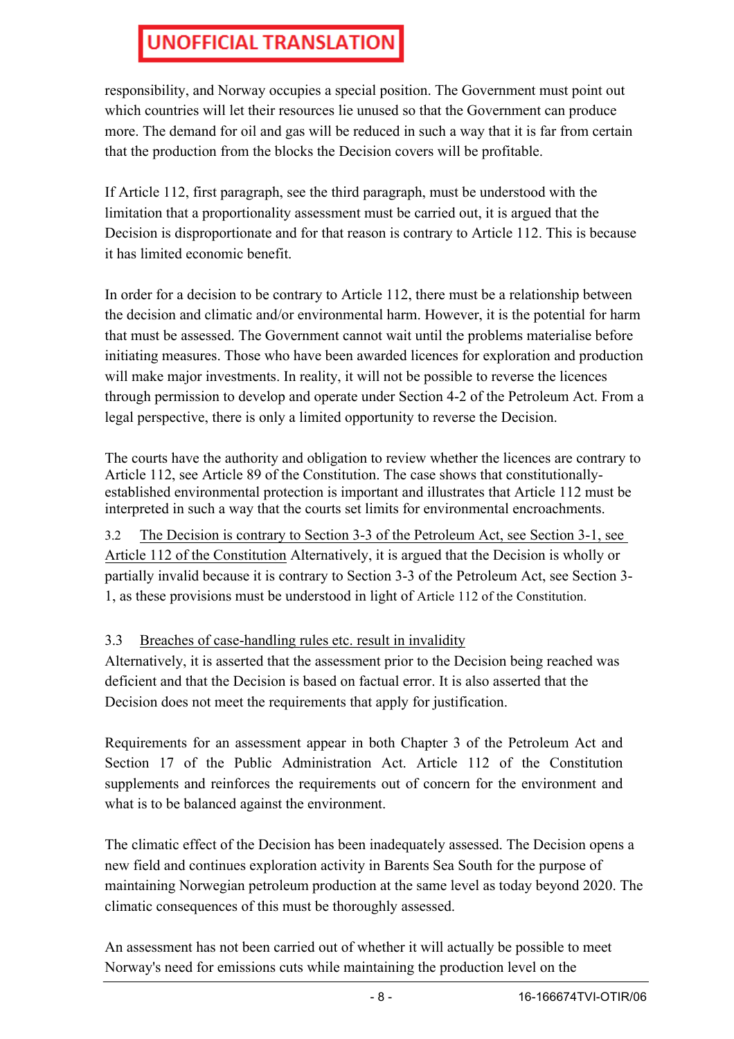**UNOFFICIAL TRANSLATION**

responsibility, and Norway occupies a special position. The Government must point out which countries will let their resources lie unused so that the Government can produce more. The demand for oil and gas will be reduced in such a way that it is far from certain that the production from the blocks the Decision covers will be profitable.

If Article 112, first paragraph, see the third paragraph, must be understood with the limitation that a proportionality assessment must be carried out, it is argued that the Decision is disproportionate and for that reason is contrary to Article 112. This is because it has limited economic benefit.

In order for a decision to be contrary to Article 112, there must be a relationship between the decision and climatic and/or environmental harm. However, it is the potential for harm that must be assessed. The Government cannot wait until the problems materialise before initiating measures. Those who have been awarded licences for exploration and production will make major investments. In reality, it will not be possible to reverse the licences through permission to develop and operate under Section 4-2 of the Petroleum Act. From a legal perspective, there is only a limited opportunity to reverse the Decision.

The courts have the authority and obligation to review whether the licences are contrary to Article 112, see Article 89 of the Constitution. The case shows that constitutionally-established environmental protection is important and illustrates that Article 112 must be interpreted in such a way that the courts set limits for environmental encroachments.

### 3.2 The Decision is contrary to Section 3-3 of the Petroleum Act, see Section 3-1, see Article 112 of the Constitution

Alternatively, it is argued that the Decision is wholly or partially invalid because it is contrary to Section 3-3 of the Petroleum Act, see Section 3-1, as these provisions must be understood in light of Article 112 of the Constitution.

### 3.3 Breaches of case-handling rules etc. result in invalidity

Alternatively, it is asserted that the assessment prior to the Decision being reached was deficient and that the Decision is based on factual error. It is also asserted that the Decision does not meet the requirements that apply for justification.

Requirements for an assessment appear in both Chapter 3 of the Petroleum Act and Section 17 of the Public Administration Act. Article 112 of the Constitution supplements and reinforces the requirements out of concern for the environment and what is to be balanced against the environment.

The climatic effect of the Decision has been inadequately assessed. The Decision opens a new field and continues exploration activity in Barents Sea South for the purpose of maintaining Norwegian petroleum production at the same level as today beyond 2020. The climatic consequences of this must be thoroughly assessed.

An assessment has not been carried out of whether it will actually be possible to meet Norway's need for emissions cuts while maintaining the production level on the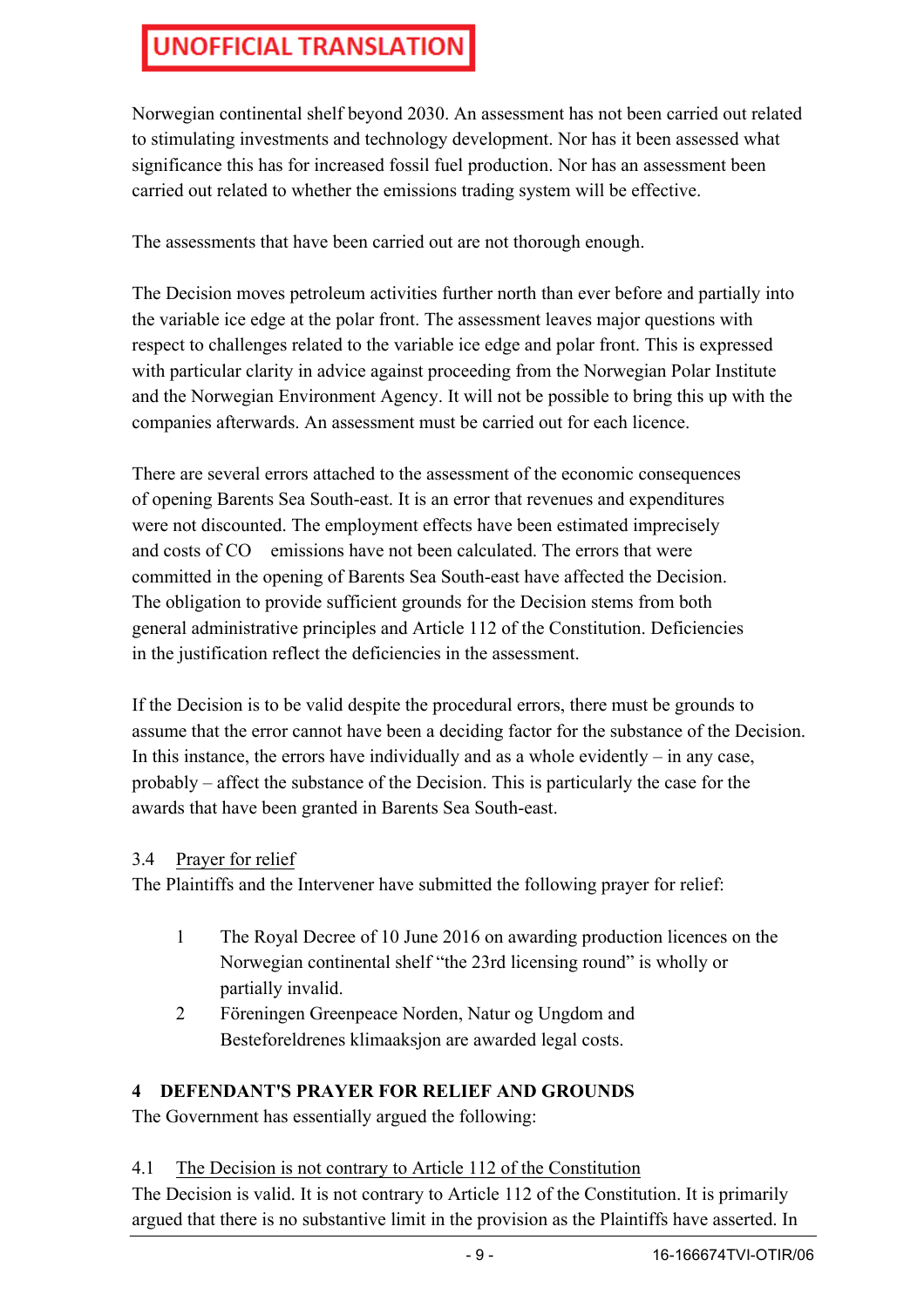Norwegian continental shelf beyond 2030. An assessment has not been carried out related to stimulating investments and technology development. Nor has it been assessed what significance this has for increased fossil fuel production. Nor has an assessment been carried out related to whether the emissions trading system will be effective.

The assessments that have been carried out are not thorough enough.

The Decision moves petroleum activities further north than ever before and partially into the variable ice edge at the polar front. The assessment leaves major questions with respect to challenges related to the variable ice edge and polar front. This is expressed with particular clarity in advice against proceeding from the Norwegian Polar Institute and the Norwegian Environment Agency. It will not be possible to bring this up with the companies afterwards. An assessment must be carried out for each licence.

There are several errors attached to the assessment of the economic consequences of opening Barents Sea South-east. It is an error that revenues and expenditures were not discounted. The employment effects have been estimated imprecisely and costs of $CO_2$ emissions have not been calculated. The errors that were committed in the opening of Barents Sea South-east have affected the Decision. The obligation to provide sufficient grounds for the Decision stems from both general administrative principles and Article 112 of the Constitution. Deficiencies in the justification reflect the deficiencies in the assessment.

If the Decision is to be valid despite the procedural errors, there must be grounds to assume that the error cannot have been a deciding factor for the substance of the Decision. In this instance, the errors have individually and as a whole evidently – in any case, probably – affect the substance of the Decision. This is particularly the case for the awards that have been granted in Barents Sea South-east.

### 3.4 Prayer for relief

The Plaintiffs and the Intervener have submitted the following prayer for relief:

1. The Royal Decree of 10 June 2016 on awarding production licences on the Norwegian continental shelf "the 23rd licensing round" is wholly or partially invalid.
2. Föreningen Greenpeace Norden, Natur og Ungdom and Besteforeldrenes klimaaksjon are awarded legal costs.

## 4 DEFENDANT'S PRAYER FOR RELIEF AND GROUNDS

The Government has essentially argued the following:

### 4.1 The Decision is not contrary to Article 112 of the Constitution

The Decision is valid. It is not contrary to Article 112 of the Constitution. It is primarily argued that there is no substantive limit in the provision as the Plaintiffs have asserted. In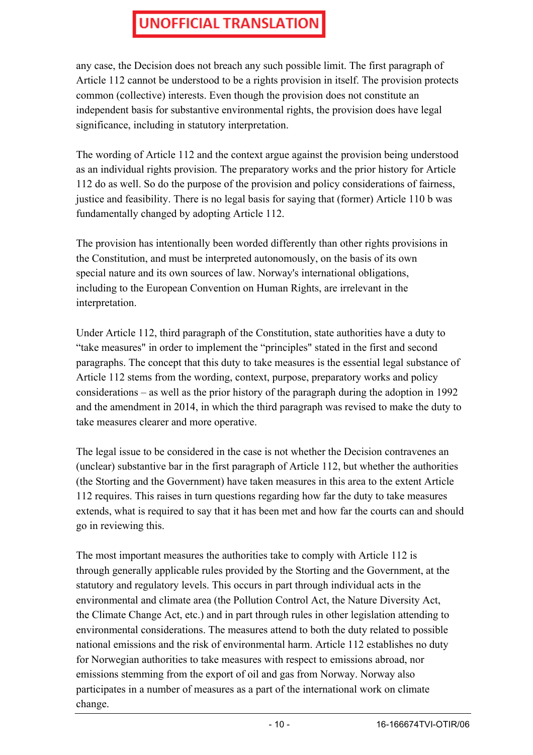any case, the Decision does not breach any such possible limit. The first paragraph of Article 112 cannot be understood to be a rights provision in itself. The provision protects common (collective) interests. Even though the provision does not constitute an independent basis for substantive environmental rights, the provision does have legal significance, including in statutory interpretation.

The wording of Article 112 and the context argue against the provision being understood as an individual rights provision. The preparatory works and the prior history for Article 112 do as well. So do the purpose of the provision and policy considerations of fairness, justice and feasibility. There is no legal basis for saying that (former) Article 110 b was fundamentally changed by adopting Article 112.

The provision has intentionally been worded differently than other rights provisions in the Constitution, and must be interpreted autonomously, on the basis of its own special nature and its own sources of law. Norway's international obligations, including to the European Convention on Human Rights, are irrelevant in the interpretation.

Under Article 112, third paragraph of the Constitution, state authorities have a duty to "take measures" in order to implement the "principles" stated in the first and second paragraphs. The concept that this duty to take measures is the essential legal substance of Article 112 stems from the wording, context, purpose, preparatory works and policy considerations – as well as the prior history of the paragraph during the adoption in 1992 and the amendment in 2014, in which the third paragraph was revised to make the duty to take measures clearer and more operative.

The legal issue to be considered in the case is not whether the Decision contravenes an (unclear) substantive bar in the first paragraph of Article 112, but whether the authorities (the Storting and the Government) have taken measures in this area to the extent Article 112 requires. This raises in turn questions regarding how far the duty to take measures extends, what is required to say that it has been met and how far the courts can and should go in reviewing this.

The most important measures the authorities take to comply with Article 112 is through generally applicable rules provided by the Storting and the Government, at the statutory and regulatory levels. This occurs in part through individual acts in the environmental and climate area (the Pollution Control Act, the Nature Diversity Act, the Climate Change Act, etc.) and in part through rules in other legislation attending to environmental considerations. The measures attend to both the duty related to possible national emissions and the risk of environmental harm. Article 112 establishes no duty for Norwegian authorities to take measures with respect to emissions abroad, nor emissions stemming from the export of oil and gas from Norway. Norway also participates in a number of measures as a part of the international work on climate change.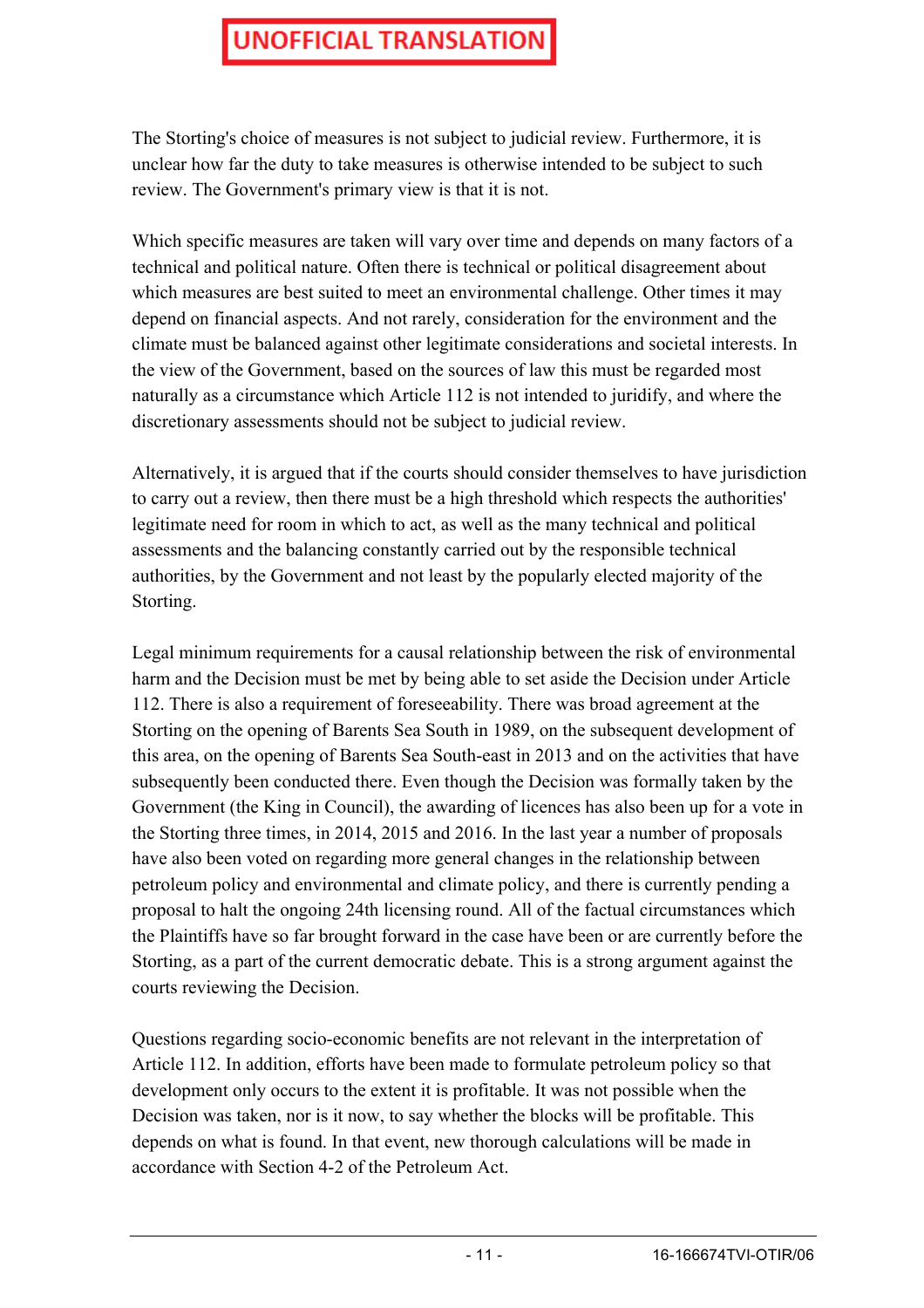The Storting's choice of measures is not subject to judicial review. Furthermore, it is unclear how far the duty to take measures is otherwise intended to be subject to such review. The Government's primary view is that it is not.

Which specific measures are taken will vary over time and depends on many factors of a technical and political nature. Often there is technical or political disagreement about which measures are best suited to meet an environmental challenge. Other times it may depend on financial aspects. And not rarely, consideration for the environment and the climate must be balanced against other legitimate considerations and societal interests. In the view of the Government, based on the sources of law this must be regarded most naturally as a circumstance which Article 112 is not intended to juridify, and where the discretionary assessments should not be subject to judicial review.

Alternatively, it is argued that if the courts should consider themselves to have jurisdiction to carry out a review, then there must be a high threshold which respects the authorities' legitimate need for room in which to act, as well as the many technical and political assessments and the balancing constantly carried out by the responsible technical authorities, by the Government and not least by the popularly elected majority of the Storting.

Legal minimum requirements for a causal relationship between the risk of environmental harm and the Decision must be met by being able to set aside the Decision under Article 112. There is also a requirement of foreseeability. There was broad agreement at the Storting on the opening of Barents Sea South in 1989, on the subsequent development of this area, on the opening of Barents Sea South-east in 2013 and on the activities that have subsequently been conducted there. Even though the Decision was formally taken by the Government (the King in Council), the awarding of licences has also been up for a vote in the Storting three times, in 2014, 2015 and 2016. In the last year a number of proposals have also been voted on regarding more general changes in the relationship between petroleum policy and environmental and climate policy, and there is currently pending a proposal to halt the ongoing 24th licensing round. All of the factual circumstances which the Plaintiffs have so far brought forward in the case have been or are currently before the Storting, as a part of the current democratic debate. This is a strong argument against the courts reviewing the Decision.

Questions regarding socio-economic benefits are not relevant in the interpretation of Article 112. In addition, efforts have been made to formulate petroleum policy so that development only occurs to the extent it is profitable. It was not possible when the Decision was taken, nor is it now, to say whether the blocks will be profitable. This depends on what is found. In that event, new thorough calculations will be made in accordance with Section 4-2 of the Petroleum Act.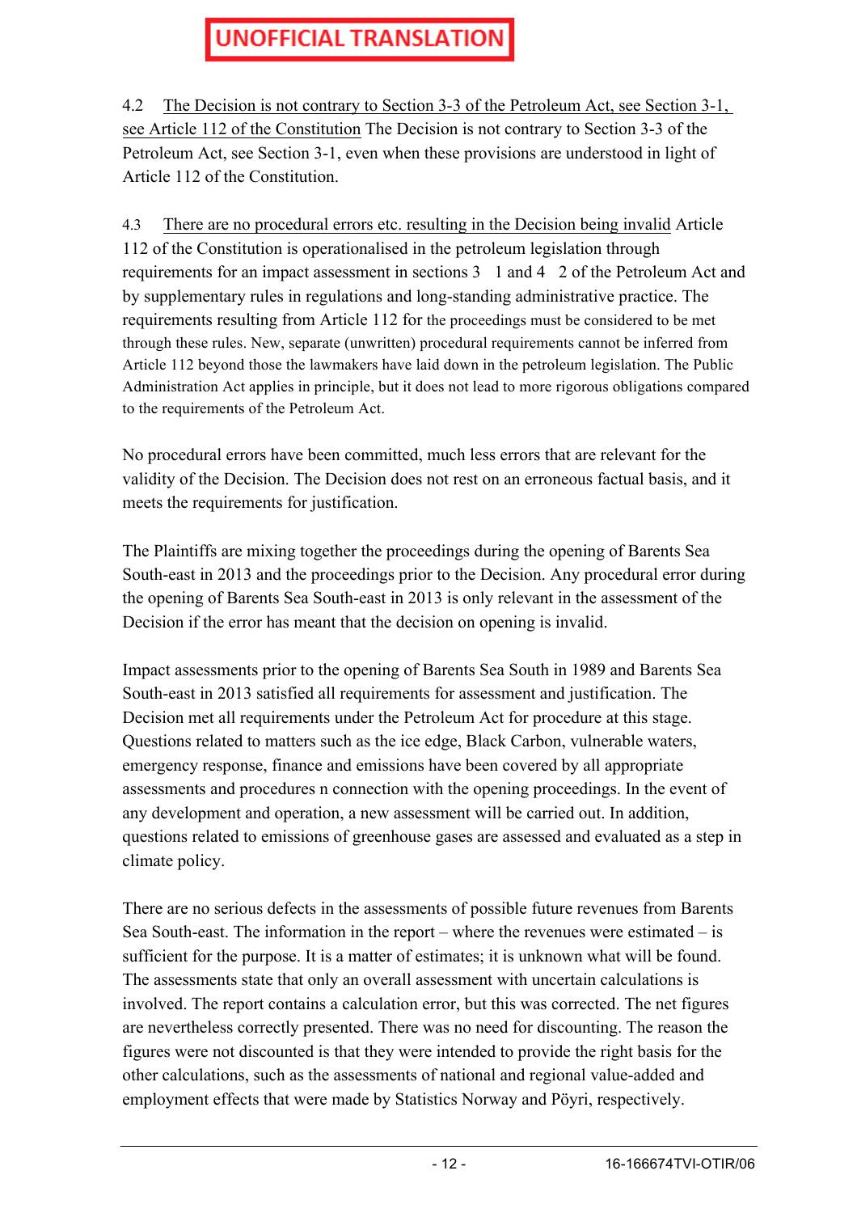**UNOFFICIAL TRANSLATION**

4.2 The Decision is not contrary to Section 3-3 of the Petroleum Act, see Section 3-1, see Article 112 of the Constitution The Decision is not contrary to Section 3-3 of the Petroleum Act, see Section 3-1, even when these provisions are understood in light of Article 112 of the Constitution.

4.3 There are no procedural errors etc. resulting in the Decision being invalid Article 112 of the Constitution is operationalised in the petroleum legislation through requirements for an impact assessment in sections 3 1 and 4 2 of the Petroleum Act and by supplementary rules in regulations and long-standing administrative practice. The requirements resulting from Article 112 for the proceedings must be considered to be met through these rules. New, separate (unwritten) procedural requirements cannot be inferred from Article 112 beyond those the lawmakers have laid down in the petroleum legislation. The Public Administration Act applies in principle, but it does not lead to more rigorous obligations compared to the requirements of the Petroleum Act.

No procedural errors have been committed, much less errors that are relevant for the validity of the Decision. The Decision does not rest on an erroneous factual basis, and it meets the requirements for justification.

The Plaintiffs are mixing together the proceedings during the opening of Barents Sea South-east in 2013 and the proceedings prior to the Decision. Any procedural error during the opening of Barents Sea South-east in 2013 is only relevant in the assessment of the Decision if the error has meant that the decision on opening is invalid.

Impact assessments prior to the opening of Barents Sea South in 1989 and Barents Sea South-east in 2013 satisfied all requirements for assessment and justification. The Decision met all requirements under the Petroleum Act for procedure at this stage. Questions related to matters such as the ice edge, Black Carbon, vulnerable waters, emergency response, finance and emissions have been covered by all appropriate assessments and procedures n connection with the opening proceedings. In the event of any development and operation, a new assessment will be carried out. In addition, questions related to emissions of greenhouse gases are assessed and evaluated as a step in climate policy.

There are no serious defects in the assessments of possible future revenues from Barents Sea South-east. The information in the report – where the revenues were estimated – is sufficient for the purpose. It is a matter of estimates; it is unknown what will be found. The assessments state that only an overall assessment with uncertain calculations is involved. The report contains a calculation error, but this was corrected. The net figures are nevertheless correctly presented. There was no need for discounting. The reason the figures were not discounted is that they were intended to provide the right basis for the other calculations, such as the assessments of national and regional value-added and employment effects that were made by Statistics Norway and Pöyri, respectively.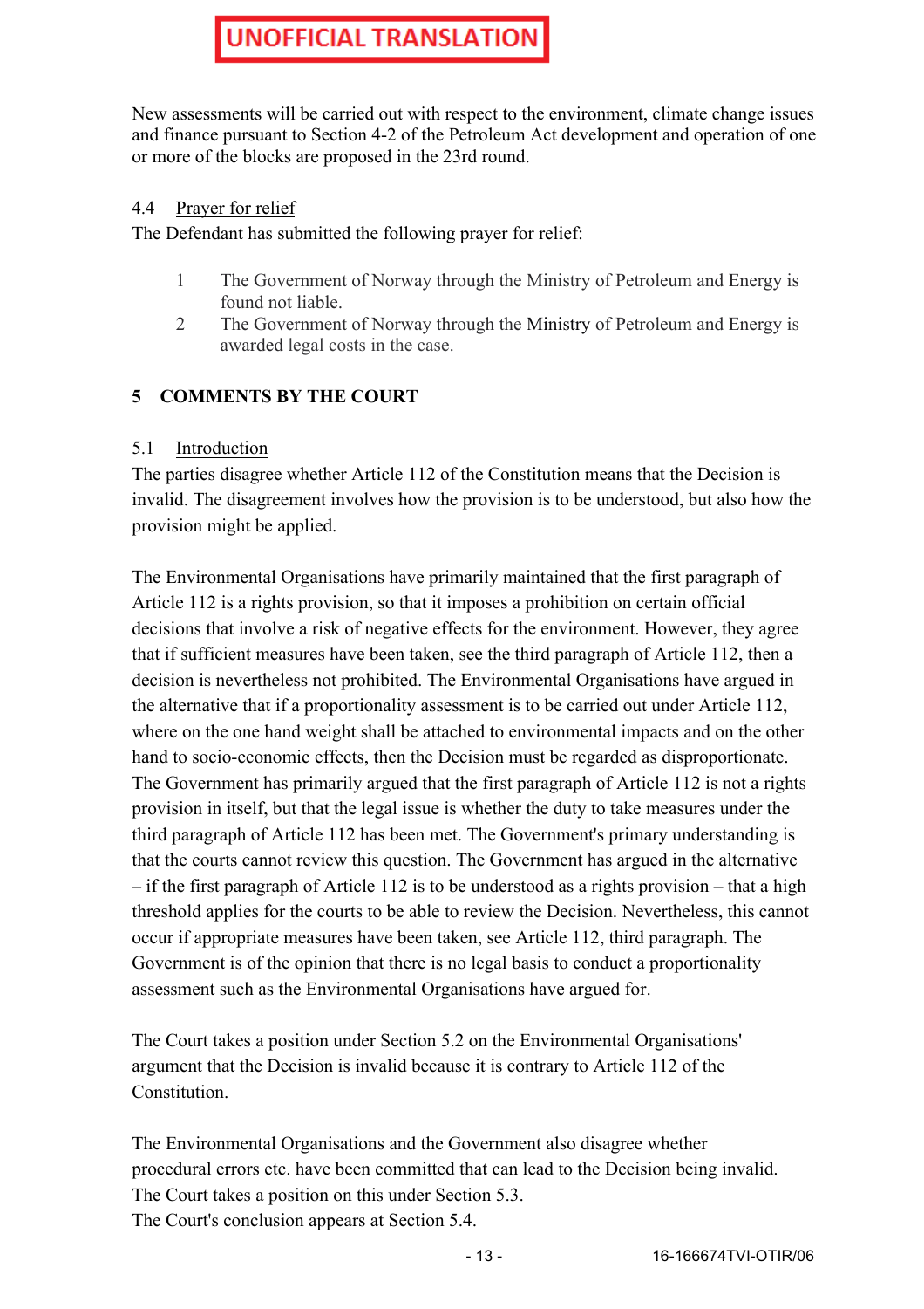UNOFFICIAL TRANSLATION

New assessments will be carried out with respect to the environment, climate change issues and finance pursuant to Section 4-2 of the Petroleum Act development and operation of one or more of the blocks are proposed in the 23rd round.

### 4.4 Prayer for relief

The Defendant has submitted the following prayer for relief:

1. The Government of Norway through the Ministry of Petroleum and Energy is found not liable.
2. The Government of Norway through the Ministry of Petroleum and Energy is awarded legal costs in the case.

## 5 COMMENTS BY THE COURT

### 5.1 Introduction

The parties disagree whether Article 112 of the Constitution means that the Decision is invalid. The disagreement involves how the provision is to be understood, but also how the provision might be applied.

The Environmental Organisations have primarily maintained that the first paragraph of Article 112 is a rights provision, so that it imposes a prohibition on certain official decisions that involve a risk of negative effects for the environment. However, they agree that if sufficient measures have been taken, see the third paragraph of Article 112, then a decision is nevertheless not prohibited. The Environmental Organisations have argued in the alternative that if a proportionality assessment is to be carried out under Article 112, where on the one hand weight shall be attached to environmental impacts and on the other hand to socio-economic effects, then the Decision must be regarded as disproportionate. The Government has primarily argued that the first paragraph of Article 112 is not a rights provision in itself, but that the legal issue is whether the duty to take measures under the third paragraph of Article 112 has been met. The Government's primary understanding is that the courts cannot review this question. The Government has argued in the alternative – if the first paragraph of Article 112 is to be understood as a rights provision – that a high threshold applies for the courts to be able to review the Decision. Nevertheless, this cannot occur if appropriate measures have been taken, see Article 112, third paragraph. The Government is of the opinion that there is no legal basis to conduct a proportionality assessment such as the Environmental Organisations have argued for.

The Court takes a position under Section 5.2 on the Environmental Organisations' argument that the Decision is invalid because it is contrary to Article 112 of the Constitution.

The Environmental Organisations and the Government also disagree whether procedural errors etc. have been committed that can lead to the Decision being invalid. The Court takes a position on this under Section 5.3.
The Court's conclusion appears at Section 5.4.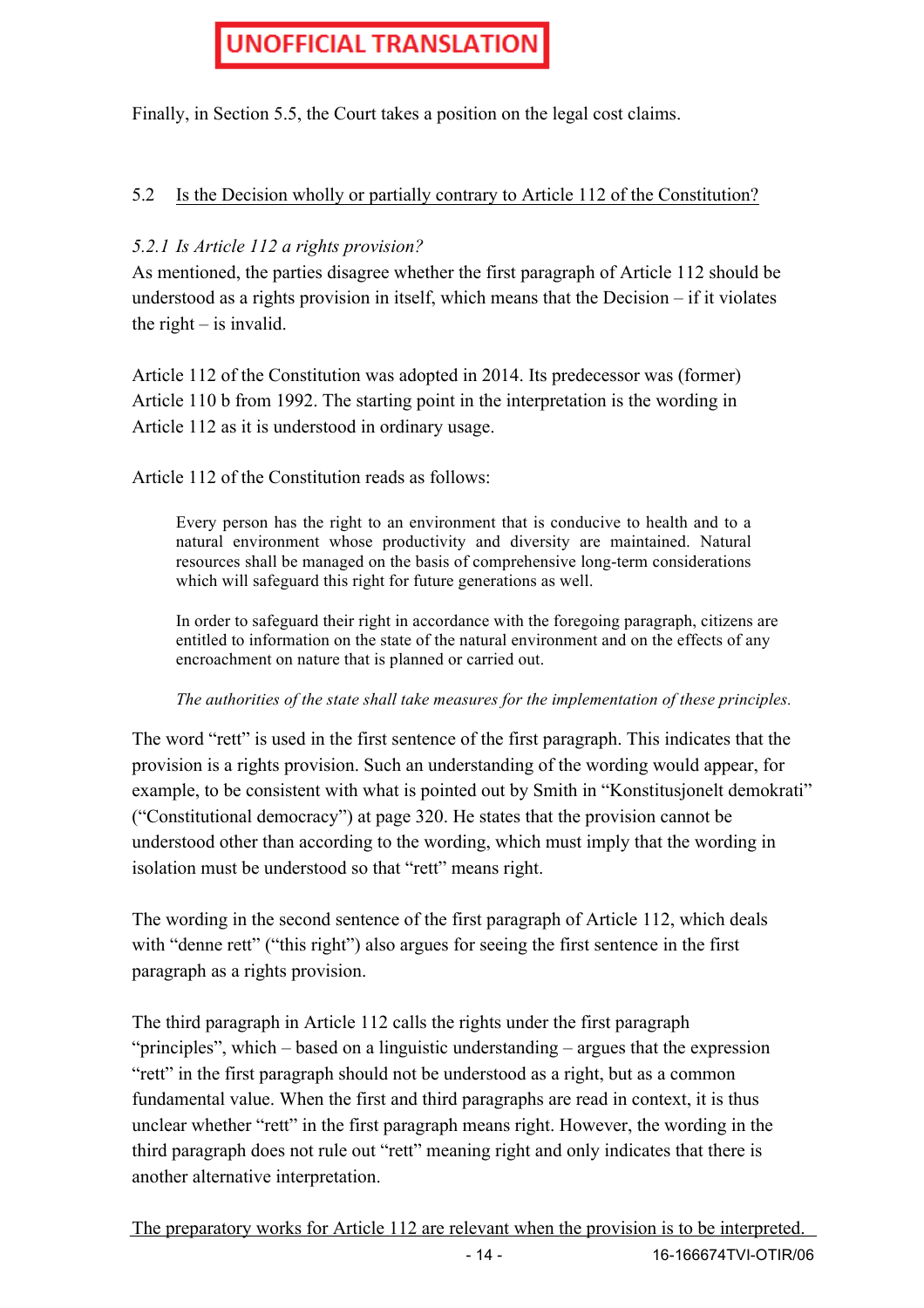UNOFFICIAL TRANSLATION

Finally, in Section 5.5, the Court takes a position on the legal cost claims.

## 5.2 Is the Decision wholly or partially contrary to Article 112 of the Constitution?

### *5.2.1 Is Article 112 a rights provision?*

As mentioned, the parties disagree whether the first paragraph of Article 112 should be understood as a rights provision in itself, which means that the Decision – if it violates the right – is invalid.

Article 112 of the Constitution was adopted in 2014. Its predecessor was (former) Article 110 b from 1992. The starting point in the interpretation is the wording in Article 112 as it is understood in ordinary usage.

Article 112 of the Constitution reads as follows:

> Every person has the right to an environment that is conducive to health and to a natural environment whose productivity and diversity are maintained. Natural resources shall be managed on the basis of comprehensive long-term considerations which will safeguard this right for future generations as well.
>
> In order to safeguard their right in accordance with the foregoing paragraph, citizens are entitled to information on the state of the natural environment and on the effects of any encroachment on nature that is planned or carried out.
>
> *The authorities of the state shall take measures for the implementation of these principles.*

The word "rett" is used in the first sentence of the first paragraph. This indicates that the provision is a rights provision. Such an understanding of the wording would appear, for example, to be consistent with what is pointed out by Smith in "Konstitusjonelt demokrati" ("Constitutional democracy") at page 320. He states that the provision cannot be understood other than according to the wording, which must imply that the wording in isolation must be understood so that "rett" means right.

The wording in the second sentence of the first paragraph of Article 112, which deals with "denne rett" ("this right") also argues for seeing the first sentence in the first paragraph as a rights provision.

The third paragraph in Article 112 calls the rights under the first paragraph "principles", which – based on a linguistic understanding – argues that the expression "rett" in the first paragraph should not be understood as a right, but as a common fundamental value. When the first and third paragraphs are read in context, it is thus unclear whether "rett" in the first paragraph means right. However, the wording in the third paragraph does not rule out "rett" meaning right and only indicates that there is another alternative interpretation.

The preparatory works for Article 112 are relevant when the provision is to be interpreted.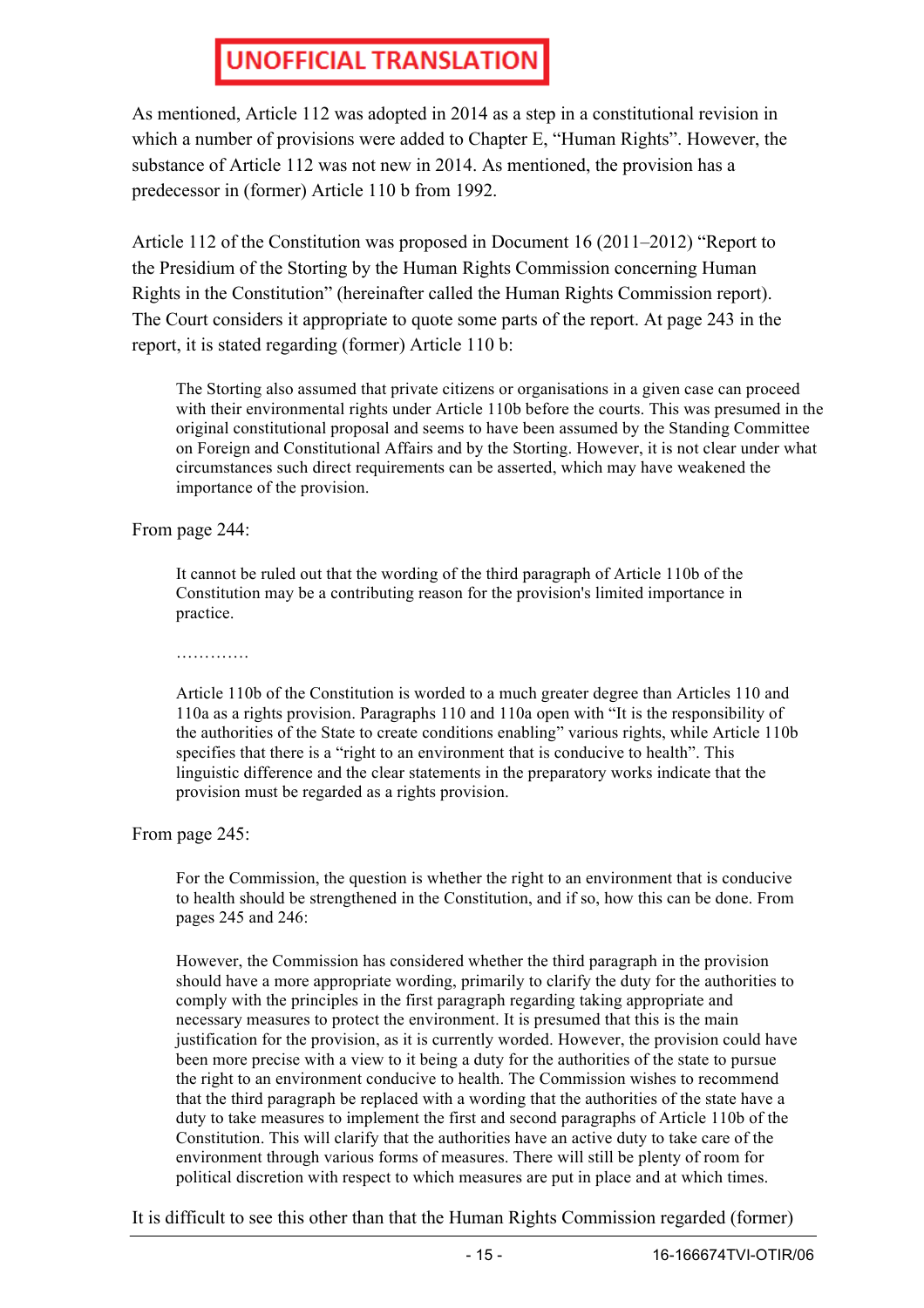**UNOFFICIAL TRANSLATION**

As mentioned, Article 112 was adopted in 2014 as a step in a constitutional revision in which a number of provisions were added to Chapter E, "Human Rights". However, the substance of Article 112 was not new in 2014. As mentioned, the provision has a predecessor in (former) Article 110 b from 1992.

Article 112 of the Constitution was proposed in Document 16 (2011–2012) "Report to the Presidium of the Storting by the Human Rights Commission concerning Human Rights in the Constitution" (hereinafter called the Human Rights Commission report). The Court considers it appropriate to quote some parts of the report. At page 243 in the report, it is stated regarding (former) Article 110 b:

> The Storting also assumed that private citizens or organisations in a given case can proceed with their environmental rights under Article 110b before the courts. This was presumed in the original constitutional proposal and seems to have been assumed by the Standing Committee on Foreign and Constitutional Affairs and by the Storting. However, it is not clear under what circumstances such direct requirements can be asserted, which may have weakened the importance of the provision.

From page 244:

> It cannot be ruled out that the wording of the third paragraph of Article 110b of the Constitution may be a contributing reason for the provision's limited importance in practice.
>
> ………….
>
> Article 110b of the Constitution is worded to a much greater degree than Articles 110 and 110a as a rights provision. Paragraphs 110 and 110a open with "It is the responsibility of the authorities of the State to create conditions enabling" various rights, while Article 110b specifies that there is a "right to an environment that is conducive to health". This linguistic difference and the clear statements in the preparatory works indicate that the provision must be regarded as a rights provision.

From page 245:

> For the Commission, the question is whether the right to an environment that is conducive to health should be strengthened in the Constitution, and if so, how this can be done. From pages 245 and 246:
>
> However, the Commission has considered whether the third paragraph in the provision should have a more appropriate wording, primarily to clarify the duty for the authorities to comply with the principles in the first paragraph regarding taking appropriate and necessary measures to protect the environment. It is presumed that this is the main justification for the provision, as it is currently worded. However, the provision could have been more precise with a view to it being a duty for the authorities of the state to pursue the right to an environment conducive to health. The Commission wishes to recommend that the third paragraph be replaced with a wording that the authorities of the state have a duty to take measures to implement the first and second paragraphs of Article 110b of the Constitution. This will clarify that the authorities have an active duty to take care of the environment through various forms of measures. There will still be plenty of room for political discretion with respect to which measures are put in place and at which times.

It is difficult to see this other than that the Human Rights Commission regarded (former)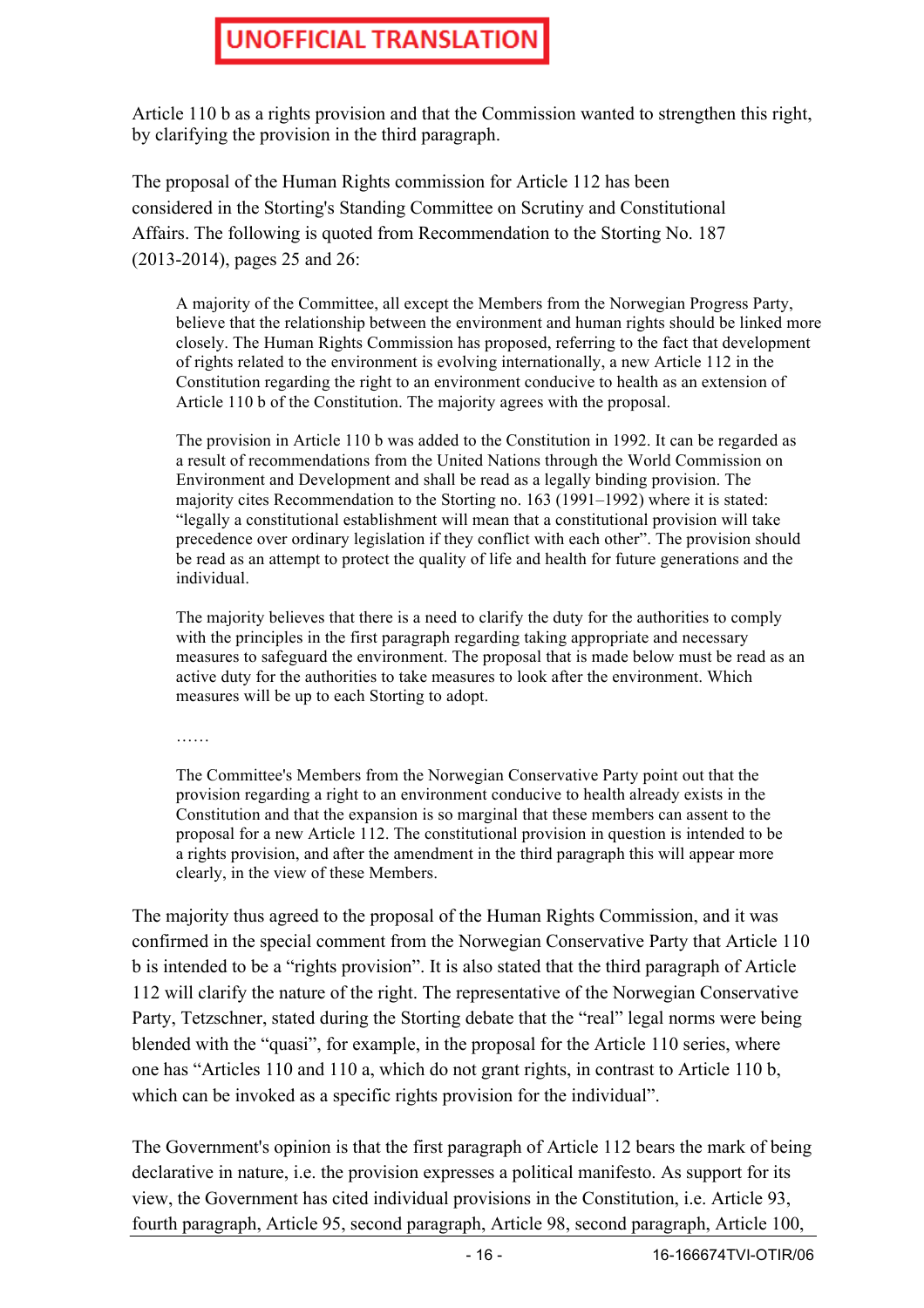**UNOFFICIAL TRANSLATION**

Article 110 b as a rights provision and that the Commission wanted to strengthen this right, by clarifying the provision in the third paragraph.

The proposal of the Human Rights commission for Article 112 has been considered in the Storting's Standing Committee on Scrutiny and Constitutional Affairs. The following is quoted from Recommendation to the Storting No. 187 (2013-2014), pages 25 and 26:

> A majority of the Committee, all except the Members from the Norwegian Progress Party, believe that the relationship between the environment and human rights should be linked more closely. The Human Rights Commission has proposed, referring to the fact that development of rights related to the environment is evolving internationally, a new Article 112 in the Constitution regarding the right to an environment conducive to health as an extension of Article 110 b of the Constitution. The majority agrees with the proposal.
>
> The provision in Article 110 b was added to the Constitution in 1992. It can be regarded as a result of recommendations from the United Nations through the World Commission on Environment and Development and shall be read as a legally binding provision. The majority cites Recommendation to the Storting no. 163 (1991–1992) where it is stated: "legally a constitutional establishment will mean that a constitutional provision will take precedence over ordinary legislation if they conflict with each other". The provision should be read as an attempt to protect the quality of life and health for future generations and the individual.
>
> The majority believes that there is a need to clarify the duty for the authorities to comply with the principles in the first paragraph regarding taking appropriate and necessary measures to safeguard the environment. The proposal that is made below must be read as an active duty for the authorities to take measures to look after the environment. Which measures will be up to each Storting to adopt.
>
> ……
>
> The Committee's Members from the Norwegian Conservative Party point out that the provision regarding a right to an environment conducive to health already exists in the Constitution and that the expansion is so marginal that these members can assent to the proposal for a new Article 112. The constitutional provision in question is intended to be a rights provision, and after the amendment in the third paragraph this will appear more clearly, in the view of these Members.

The majority thus agreed to the proposal of the Human Rights Commission, and it was confirmed in the special comment from the Norwegian Conservative Party that Article 110 b is intended to be a "rights provision". It is also stated that the third paragraph of Article 112 will clarify the nature of the right. The representative of the Norwegian Conservative Party, Tetzschner, stated during the Storting debate that the "real" legal norms were being blended with the "quasi", for example, in the proposal for the Article 110 series, where one has "Articles 110 and 110 a, which do not grant rights, in contrast to Article 110 b, which can be invoked as a specific rights provision for the individual".

The Government's opinion is that the first paragraph of Article 112 bears the mark of being declarative in nature, i.e. the provision expresses a political manifesto. As support for its view, the Government has cited individual provisions in the Constitution, i.e. Article 93, fourth paragraph, Article 95, second paragraph, Article 98, second paragraph, Article 100,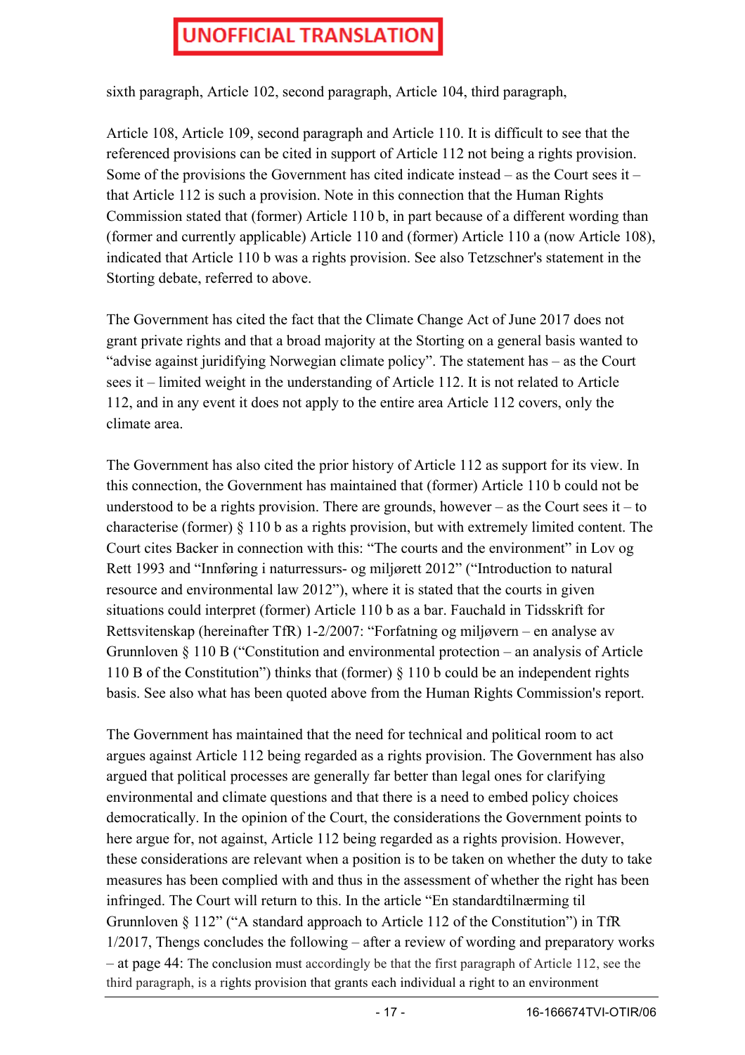sixth paragraph, Article 102, second paragraph, Article 104, third paragraph,

Article 108, Article 109, second paragraph and Article 110. It is difficult to see that the referenced provisions can be cited in support of Article 112 not being a rights provision. Some of the provisions the Government has cited indicate instead – as the Court sees it – that Article 112 is such a provision. Note in this connection that the Human Rights Commission stated that (former) Article 110 b, in part because of a different wording than (former and currently applicable) Article 110 and (former) Article 110 a (now Article 108), indicated that Article 110 b was a rights provision. See also Tetzschner's statement in the Storting debate, referred to above.

The Government has cited the fact that the Climate Change Act of June 2017 does not grant private rights and that a broad majority at the Storting on a general basis wanted to "advise against juridifying Norwegian climate policy". The statement has – as the Court sees it – limited weight in the understanding of Article 112. It is not related to Article 112, and in any event it does not apply to the entire area Article 112 covers, only the climate area.

The Government has also cited the prior history of Article 112 as support for its view. In this connection, the Government has maintained that (former) Article 110 b could not be understood to be a rights provision. There are grounds, however – as the Court sees it – to characterise (former) § 110 b as a rights provision, but with extremely limited content. The Court cites Backer in connection with this: "The courts and the environment" in Lov og Rett 1993 and "Innføring i naturressurs- og miljørett 2012" ("Introduction to natural resource and environmental law 2012"), where it is stated that the courts in given situations could interpret (former) Article 110 b as a bar. Fauchald in Tidsskrift for Rettsvitenskap (hereinafter TfR) 1-2/2007: "Forfatning og miljøvern – en analyse av Grunnloven § 110 B ("Constitution and environmental protection – an analysis of Article 110 B of the Constitution") thinks that (former) § 110 b could be an independent rights basis. See also what has been quoted above from the Human Rights Commission's report.

The Government has maintained that the need for technical and political room to act argues against Article 112 being regarded as a rights provision. The Government has also argued that political processes are generally far better than legal ones for clarifying environmental and climate questions and that there is a need to embed policy choices democratically. In the opinion of the Court, the considerations the Government points to here argue for, not against, Article 112 being regarded as a rights provision. However, these considerations are relevant when a position is to be taken on whether the duty to take measures has been complied with and thus in the assessment of whether the right has been infringed. The Court will return to this. In the article "En standardtilnærming til Grunnloven § 112" ("A standard approach to Article 112 of the Constitution") in TfR 1/2017, Thengs concludes the following – after a review of wording and preparatory works – at page 44: The conclusion must accordingly be that the first paragraph of Article 112, see the third paragraph, is a rights provision that grants each individual a right to an environment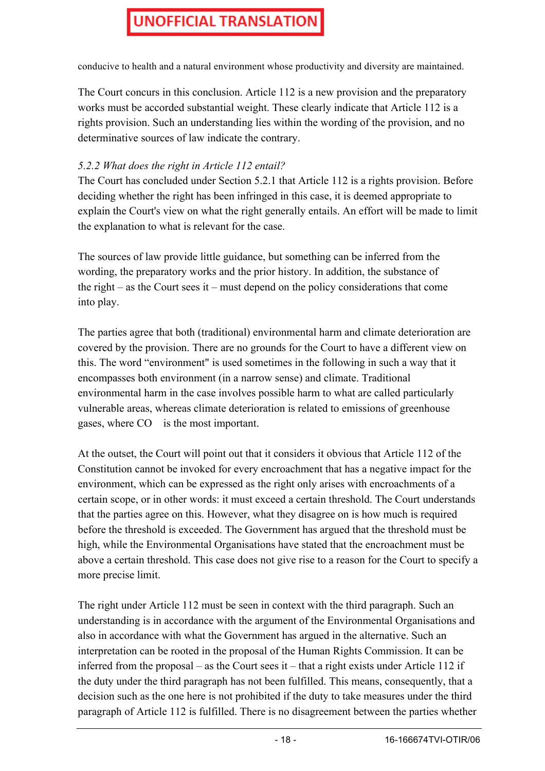conducive to health and a natural environment whose productivity and diversity are maintained.

The Court concurs in this conclusion. Article 112 is a new provision and the preparatory works must be accorded substantial weight. These clearly indicate that Article 112 is a rights provision. Such an understanding lies within the wording of the provision, and no determinative sources of law indicate the contrary.

*5.2.2 What does the right in Article 112 entail?*

The Court has concluded under Section 5.2.1 that Article 112 is a rights provision. Before deciding whether the right has been infringed in this case, it is deemed appropriate to explain the Court's view on what the right generally entails. An effort will be made to limit the explanation to what is relevant for the case.

The sources of law provide little guidance, but something can be inferred from the wording, the preparatory works and the prior history. In addition, the substance of the right – as the Court sees it – must depend on the policy considerations that come into play.

The parties agree that both (traditional) environmental harm and climate deterioration are covered by the provision. There are no grounds for the Court to have a different view on this. The word "environment" is used sometimes in the following in such a way that it encompasses both environment (in a narrow sense) and climate. Traditional environmental harm in the case involves possible harm to what are called particularly vulnerable areas, whereas climate deterioration is related to emissions of greenhouse gases, where $CO_2$ is the most important.

At the outset, the Court will point out that it considers it obvious that Article 112 of the Constitution cannot be invoked for every encroachment that has a negative impact for the environment, which can be expressed as the right only arises with encroachments of a certain scope, or in other words: it must exceed a certain threshold. The Court understands that the parties agree on this. However, what they disagree on is how much is required before the threshold is exceeded. The Government has argued that the threshold must be high, while the Environmental Organisations have stated that the encroachment must be above a certain threshold. This case does not give rise to a reason for the Court to specify a more precise limit.

The right under Article 112 must be seen in context with the third paragraph. Such an understanding is in accordance with the argument of the Environmental Organisations and also in accordance with what the Government has argued in the alternative. Such an interpretation can be rooted in the proposal of the Human Rights Commission. It can be inferred from the proposal – as the Court sees it – that a right exists under Article 112 if the duty under the third paragraph has not been fulfilled. This means, consequently, that a decision such as the one here is not prohibited if the duty to take measures under the third paragraph of Article 112 is fulfilled. There is no disagreement between the parties whether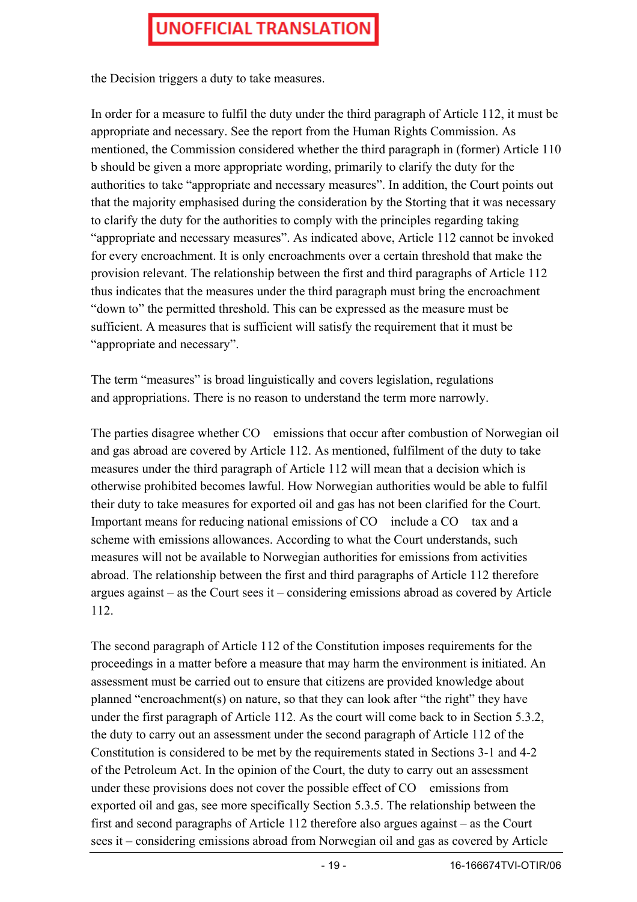the Decision triggers a duty to take measures.

In order for a measure to fulfil the duty under the third paragraph of Article 112, it must be appropriate and necessary. See the report from the Human Rights Commission. As mentioned, the Commission considered whether the third paragraph in (former) Article 110 b should be given a more appropriate wording, primarily to clarify the duty for the authorities to take "appropriate and necessary measures". In addition, the Court points out that the majority emphasised during the consideration by the Storting that it was necessary to clarify the duty for the authorities to comply with the principles regarding taking "appropriate and necessary measures". As indicated above, Article 112 cannot be invoked for every encroachment. It is only encroachments over a certain threshold that make the provision relevant. The relationship between the first and third paragraphs of Article 112 thus indicates that the measures under the third paragraph must bring the encroachment "down to" the permitted threshold. This can be expressed as the measure must be sufficient. A measures that is sufficient will satisfy the requirement that it must be "appropriate and necessary".

The term "measures" is broad linguistically and covers legislation, regulations and appropriations. There is no reason to understand the term more narrowly.

The parties disagree whether $CO_2$ emissions that occur after combustion of Norwegian oil and gas abroad are covered by Article 112. As mentioned, fulfilment of the duty to take measures under the third paragraph of Article 112 will mean that a decision which is otherwise prohibited becomes lawful. How Norwegian authorities would be able to fulfil their duty to take measures for exported oil and gas has not been clarified for the Court. Important means for reducing national emissions of $CO_2$ include a $CO_2$ tax and a scheme with emissions allowances. According to what the Court understands, such measures will not be available to Norwegian authorities for emissions from activities abroad. The relationship between the first and third paragraphs of Article 112 therefore argues against – as the Court sees it – considering emissions abroad as covered by Article 112.

The second paragraph of Article 112 of the Constitution imposes requirements for the proceedings in a matter before a measure that may harm the environment is initiated. An assessment must be carried out to ensure that citizens are provided knowledge about planned "encroachment(s) on nature, so that they can look after "the right" they have under the first paragraph of Article 112. As the court will come back to in Section 5.3.2, the duty to carry out an assessment under the second paragraph of Article 112 of the Constitution is considered to be met by the requirements stated in Sections 3-1 and 4-2 of the Petroleum Act. In the opinion of the Court, the duty to carry out an assessment under these provisions does not cover the possible effect of $CO_2$ emissions from exported oil and gas, see more specifically Section 5.3.5. The relationship between the first and second paragraphs of Article 112 therefore also argues against – as the Court sees it – considering emissions abroad from Norwegian oil and gas as covered by Article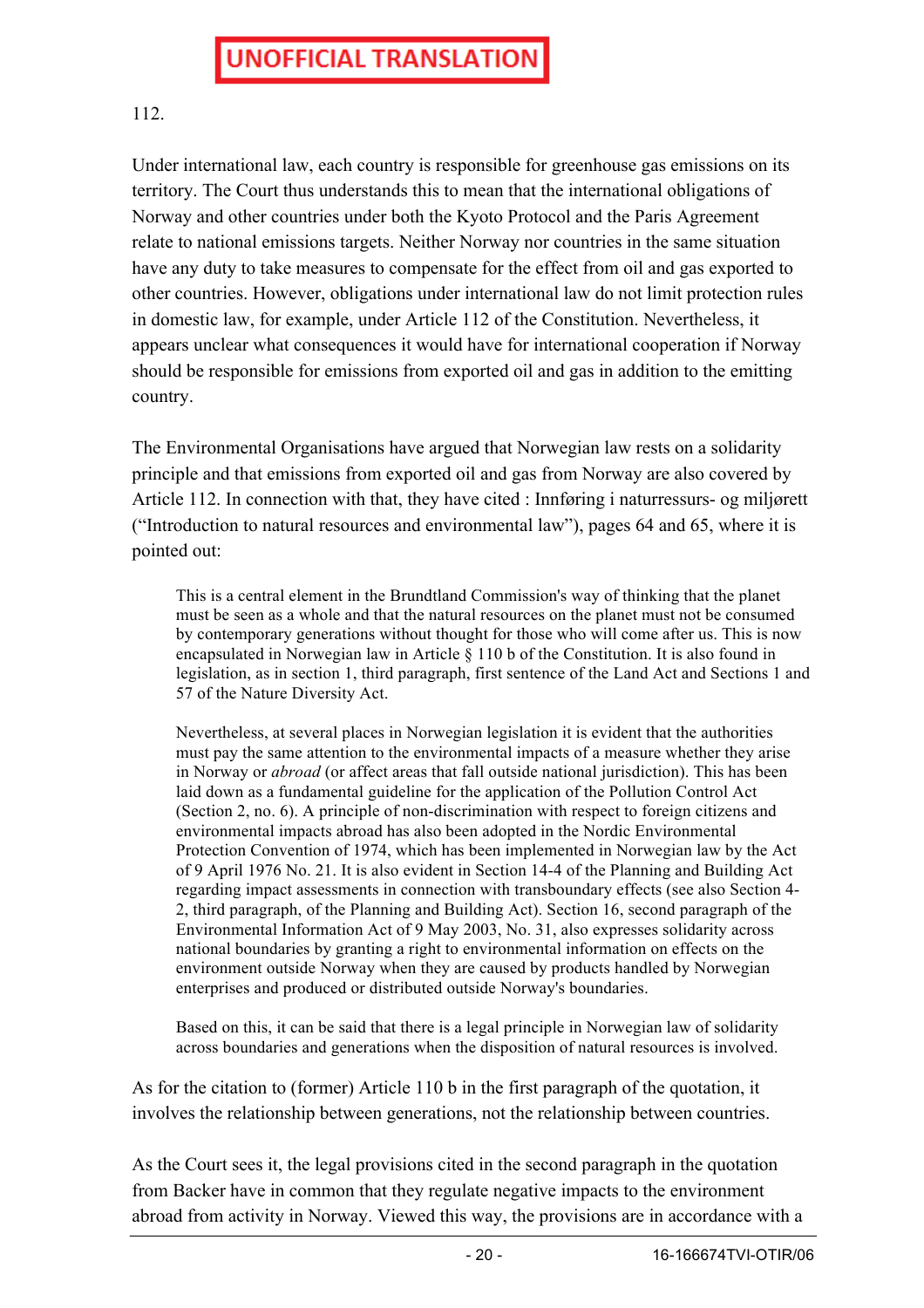**UNOFFICIAL TRANSLATION**

112.

Under international law, each country is responsible for greenhouse gas emissions on its territory. The Court thus understands this to mean that the international obligations of Norway and other countries under both the Kyoto Protocol and the Paris Agreement relate to national emissions targets. Neither Norway nor countries in the same situation have any duty to take measures to compensate for the effect from oil and gas exported to other countries. However, obligations under international law do not limit protection rules in domestic law, for example, under Article 112 of the Constitution. Nevertheless, it appears unclear what consequences it would have for international cooperation if Norway should be responsible for emissions from exported oil and gas in addition to the emitting country.

The Environmental Organisations have argued that Norwegian law rests on a solidarity principle and that emissions from exported oil and gas from Norway are also covered by Article 112. In connection with that, they have cited : Innføring i naturressurs- og miljørett ("Introduction to natural resources and environmental law"), pages 64 and 65, where it is pointed out:

> This is a central element in the Brundtland Commission's way of thinking that the planet must be seen as a whole and that the natural resources on the planet must not be consumed by contemporary generations without thought for those who will come after us. This is now encapsulated in Norwegian law in Article § 110 b of the Constitution. It is also found in legislation, as in section 1, third paragraph, first sentence of the Land Act and Sections 1 and 57 of the Nature Diversity Act.
>
> Nevertheless, at several places in Norwegian legislation it is evident that the authorities must pay the same attention to the environmental impacts of a measure whether they arise in Norway or *abroad* (or affect areas that fall outside national jurisdiction). This has been laid down as a fundamental guideline for the application of the Pollution Control Act (Section 2, no. 6). A principle of non-discrimination with respect to foreign citizens and environmental impacts abroad has also been adopted in the Nordic Environmental Protection Convention of 1974, which has been implemented in Norwegian law by the Act of 9 April 1976 No. 21. It is also evident in Section 14-4 of the Planning and Building Act regarding impact assessments in connection with transboundary effects (see also Section 4-2, third paragraph, of the Planning and Building Act). Section 16, second paragraph of the Environmental Information Act of 9 May 2003, No. 31, also expresses solidarity across national boundaries by granting a right to environmental information on effects on the environment outside Norway when they are caused by products handled by Norwegian enterprises and produced or distributed outside Norway's boundaries.
>
> Based on this, it can be said that there is a legal principle in Norwegian law of solidarity across boundaries and generations when the disposition of natural resources is involved.

As for the citation to (former) Article 110 b in the first paragraph of the quotation, it involves the relationship between generations, not the relationship between countries.

As the Court sees it, the legal provisions cited in the second paragraph in the quotation from Backer have in common that they regulate negative impacts to the environment abroad from activity in Norway. Viewed this way, the provisions are in accordance with a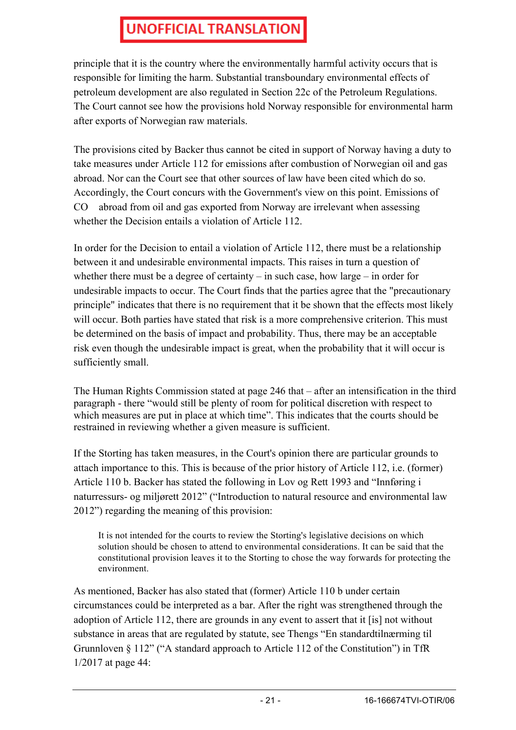principle that it is the country where the environmentally harmful activity occurs that is responsible for limiting the harm. Substantial transboundary environmental effects of petroleum development are also regulated in Section 22c of the Petroleum Regulations. The Court cannot see how the provisions hold Norway responsible for environmental harm after exports of Norwegian raw materials.

The provisions cited by Backer thus cannot be cited in support of Norway having a duty to take measures under Article 112 for emissions after combustion of Norwegian oil and gas abroad. Nor can the Court see that other sources of law have been cited which do so. Accordingly, the Court concurs with the Government's view on this point. Emissions of $CO_2$ abroad from oil and gas exported from Norway are irrelevant when assessing whether the Decision entails a violation of Article 112.

In order for the Decision to entail a violation of Article 112, there must be a relationship between it and undesirable environmental impacts. This raises in turn a question of whether there must be a degree of certainty – in such case, how large – in order for undesirable impacts to occur. The Court finds that the parties agree that the "precautionary principle" indicates that there is no requirement that it be shown that the effects most likely will occur. Both parties have stated that risk is a more comprehensive criterion. This must be determined on the basis of impact and probability. Thus, there may be an acceptable risk even though the undesirable impact is great, when the probability that it will occur is sufficiently small.

The Human Rights Commission stated at page 246 that – after an intensification in the third paragraph - there "would still be plenty of room for political discretion with respect to which measures are put in place at which time". This indicates that the courts should be restrained in reviewing whether a given measure is sufficient.

If the Storting has taken measures, in the Court's opinion there are particular grounds to attach importance to this. This is because of the prior history of Article 112, i.e. (former) Article 110 b. Backer has stated the following in Lov og Rett 1993 and "Innføring i naturressurs- og miljørett 2012" ("Introduction to natural resource and environmental law 2012") regarding the meaning of this provision:

> It is not intended for the courts to review the Storting's legislative decisions on which solution should be chosen to attend to environmental considerations. It can be said that the constitutional provision leaves it to the Storting to chose the way forwards for protecting the environment.

As mentioned, Backer has also stated that (former) Article 110 b under certain circumstances could be interpreted as a bar. After the right was strengthened through the adoption of Article 112, there are grounds in any event to assert that it [is] not without substance in areas that are regulated by statute, see Thengs "En standardtilnærming til Grunnloven § 112" ("A standard approach to Article 112 of the Constitution") in TfR 1/2017 at page 44: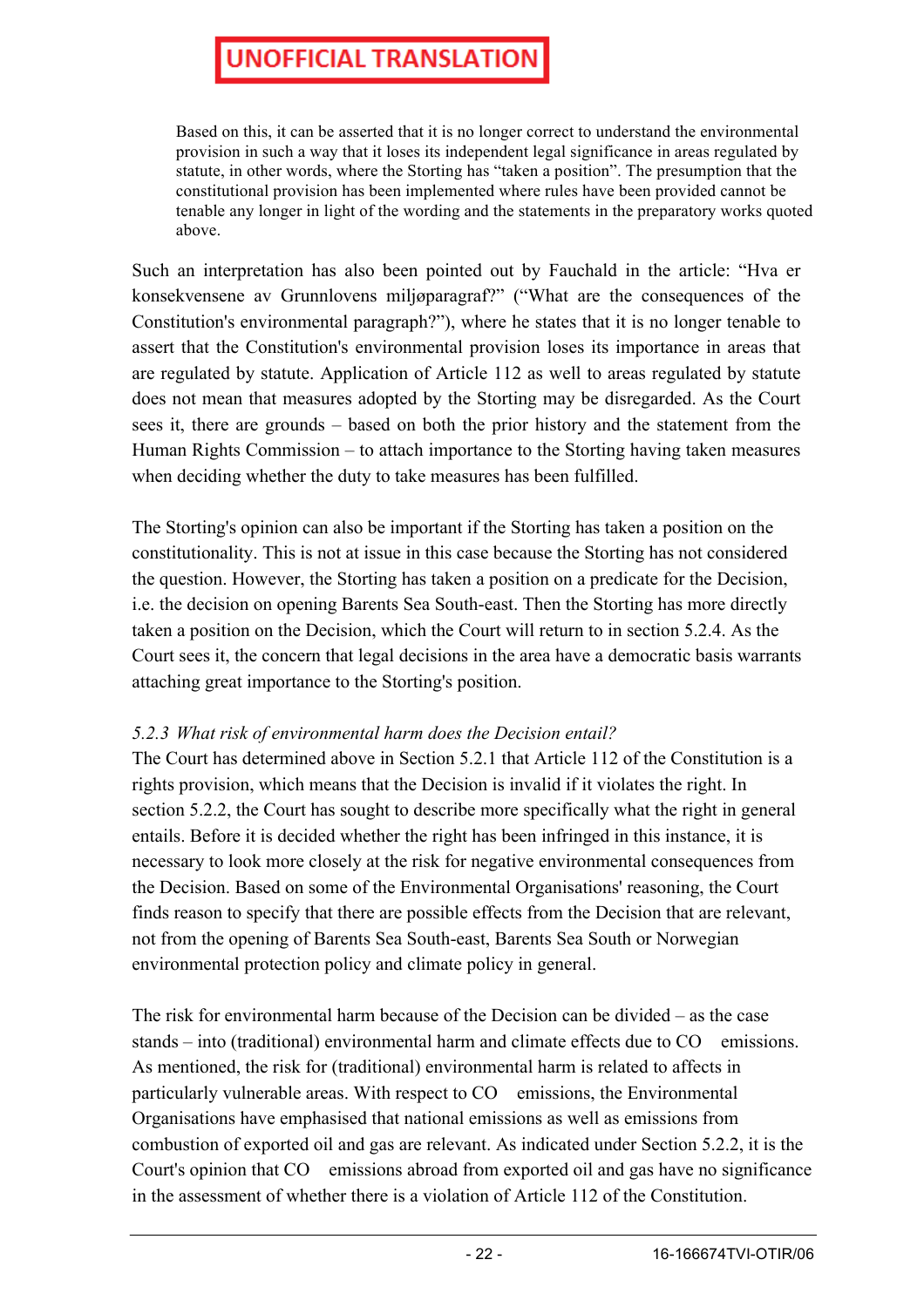> Based on this, it can be asserted that it is no longer correct to understand the environmental provision in such a way that it loses its independent legal significance in areas regulated by statute, in other words, where the Storting has "taken a position". The presumption that the constitutional provision has been implemented where rules have been provided cannot be tenable any longer in light of the wording and the statements in the preparatory works quoted above.

Such an interpretation has also been pointed out by Fauchald in the article: "Hva er konsekvensene av Grunnlovens miljøparagraf?" ("What are the consequences of the Constitution's environmental paragraph?"), where he states that it is no longer tenable to assert that the Constitution's environmental provision loses its importance in areas that are regulated by statute. Application of Article 112 as well to areas regulated by statute does not mean that measures adopted by the Storting may be disregarded. As the Court sees it, there are grounds – based on both the prior history and the statement from the Human Rights Commission – to attach importance to the Storting having taken measures when deciding whether the duty to take measures has been fulfilled.

The Storting's opinion can also be important if the Storting has taken a position on the constitutionality. This is not at issue in this case because the Storting has not considered the question. However, the Storting has taken a position on a predicate for the Decision, i.e. the decision on opening Barents Sea South-east. Then the Storting has more directly taken a position on the Decision, which the Court will return to in section 5.2.4. As the Court sees it, the concern that legal decisions in the area have a democratic basis warrants attaching great importance to the Storting's position.

*5.2.3 What risk of environmental harm does the Decision entail?*

The Court has determined above in Section 5.2.1 that Article 112 of the Constitution is a rights provision, which means that the Decision is invalid if it violates the right. In section 5.2.2, the Court has sought to describe more specifically what the right in general entails. Before it is decided whether the right has been infringed in this instance, it is necessary to look more closely at the risk for negative environmental consequences from the Decision. Based on some of the Environmental Organisations' reasoning, the Court finds reason to specify that there are possible effects from the Decision that are relevant, not from the opening of Barents Sea South-east, Barents Sea South or Norwegian environmental protection policy and climate policy in general.

The risk for environmental harm because of the Decision can be divided – as the case stands – into (traditional) environmental harm and climate effects due to $CO_2$ emissions. As mentioned, the risk for (traditional) environmental harm is related to affects in particularly vulnerable areas. With respect to $CO_2$ emissions, the Environmental Organisations have emphasised that national emissions as well as emissions from combustion of exported oil and gas are relevant. As indicated under Section 5.2.2, it is the Court's opinion that $CO_2$ emissions abroad from exported oil and gas have no significance in the assessment of whether there is a violation of Article 112 of the Constitution.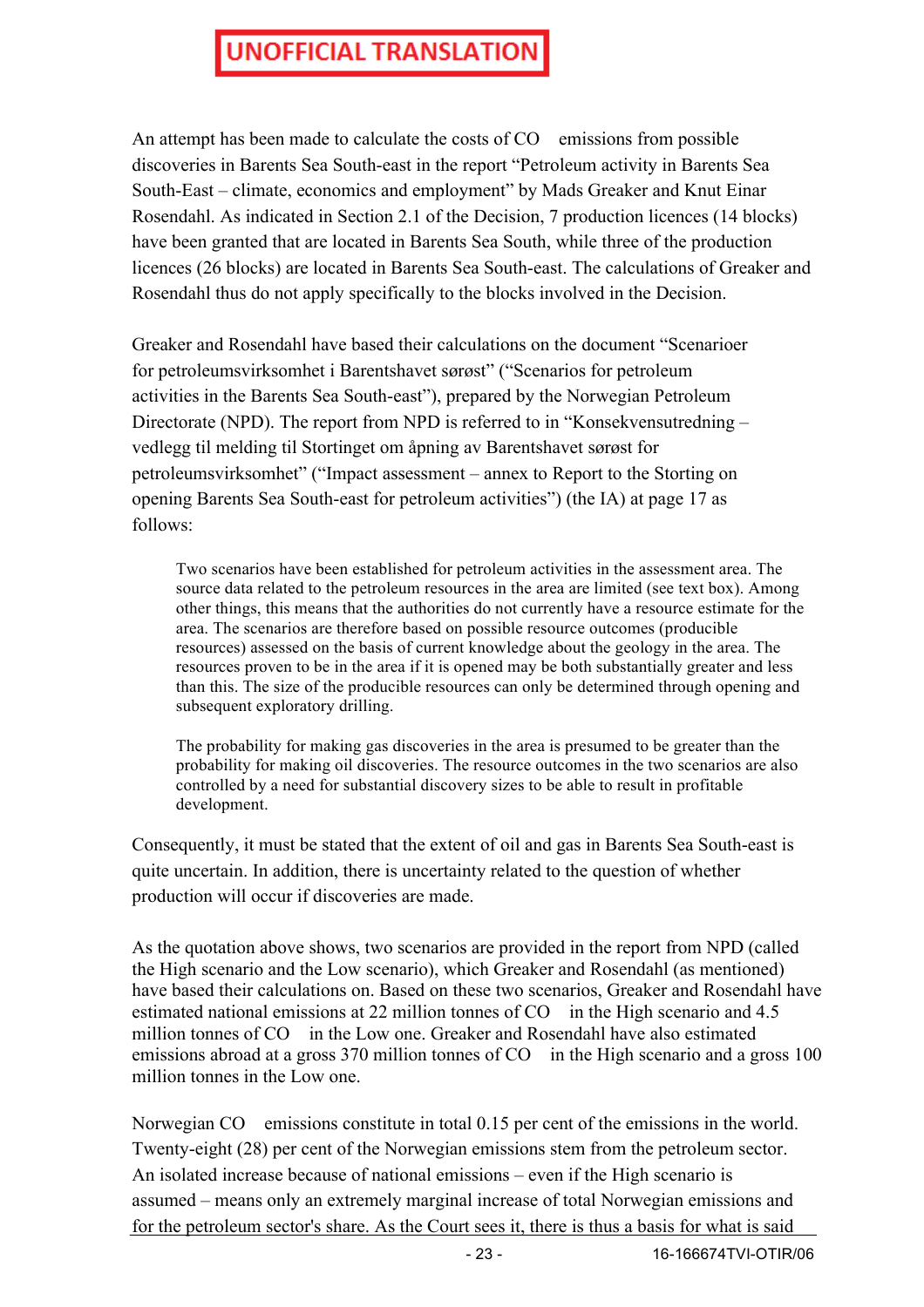UNOFFICIAL TRANSLATION

An attempt has been made to calculate the costs of $CO_2$ emissions from possible discoveries in Barents Sea South-east in the report "Petroleum activity in Barents Sea South-East – climate, economics and employment" by Mads Greaker and Knut Einar Rosendahl. As indicated in Section 2.1 of the Decision, 7 production licences (14 blocks) have been granted that are located in Barents Sea South, while three of the production licences (26 blocks) are located in Barents Sea South-east. The calculations of Greaker and Rosendahl thus do not apply specifically to the blocks involved in the Decision.

Greaker and Rosendahl have based their calculations on the document "Scenarioer for petroleumsvirksomhet i Barentshavet sørøst" ("Scenarios for petroleum activities in the Barents Sea South-east"), prepared by the Norwegian Petroleum Directorate (NPD). The report from NPD is referred to in "Konsekvensutredning – vedlegg til melding til Stortinget om åpning av Barentshavet sørøst for petroleumsvirksomhet" ("Impact assessment – annex to Report to the Storting on opening Barents Sea South-east for petroleum activities") (the IA) at page 17 as follows:

> Two scenarios have been established for petroleum activities in the assessment area. The source data related to the petroleum resources in the area are limited (see text box). Among other things, this means that the authorities do not currently have a resource estimate for the area. The scenarios are therefore based on possible resource outcomes (producible resources) assessed on the basis of current knowledge about the geology in the area. The resources proven to be in the area if it is opened may be both substantially greater and less than this. The size of the producible resources can only be determined through opening and subsequent exploratory drilling.
>
> The probability for making gas discoveries in the area is presumed to be greater than the probability for making oil discoveries. The resource outcomes in the two scenarios are also controlled by a need for substantial discovery sizes to be able to result in profitable development.

Consequently, it must be stated that the extent of oil and gas in Barents Sea South-east is quite uncertain. In addition, there is uncertainty related to the question of whether production will occur if discoveries are made.

As the quotation above shows, two scenarios are provided in the report from NPD (called the High scenario and the Low scenario), which Greaker and Rosendahl (as mentioned) have based their calculations on. Based on these two scenarios, Greaker and Rosendahl have estimated national emissions at 22 million tonnes of $CO_2$ in the High scenario and 4.5 million tonnes of $CO_2$ in the Low one. Greaker and Rosendahl have also estimated emissions abroad at a gross 370 million tonnes of $CO_2$ in the High scenario and a gross 100 million tonnes in the Low one.

Norwegian $CO_2$ emissions constitute in total 0.15 per cent of the emissions in the world. Twenty-eight (28) per cent of the Norwegian emissions stem from the petroleum sector. An isolated increase because of national emissions – even if the High scenario is assumed – means only an extremely marginal increase of total Norwegian emissions and for the petroleum sector's share. As the Court sees it, there is thus a basis for what is said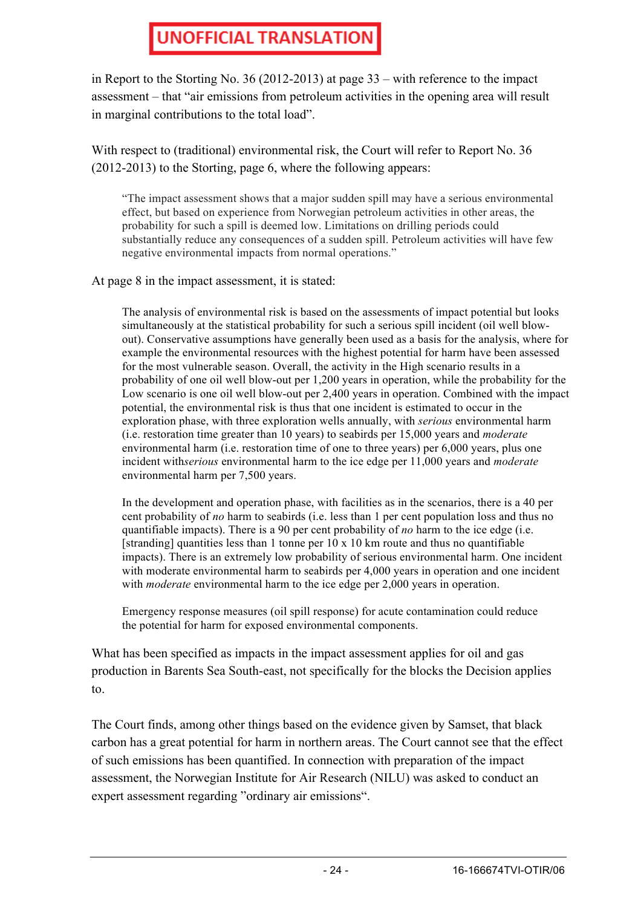in Report to the Storting No. 36 (2012-2013) at page 33 – with reference to the impact assessment – that "air emissions from petroleum activities in the opening area will result in marginal contributions to the total load".

With respect to (traditional) environmental risk, the Court will refer to Report No. 36 (2012-2013) to the Storting, page 6, where the following appears:

> "The impact assessment shows that a major sudden spill may have a serious environmental effect, but based on experience from Norwegian petroleum activities in other areas, the probability for such a spill is deemed low. Limitations on drilling periods could substantially reduce any consequences of a sudden spill. Petroleum activities will have few negative environmental impacts from normal operations."

At page 8 in the impact assessment, it is stated:

> The analysis of environmental risk is based on the assessments of impact potential but looks simultaneously at the statistical probability for such a serious spill incident (oil well blow-out). Conservative assumptions have generally been used as a basis for the analysis, where for example the environmental resources with the highest potential for harm have been assessed for the most vulnerable season. Overall, the activity in the High scenario results in a probability of one oil well blow-out per 1,200 years in operation, while the probability for the Low scenario is one oil well blow-out per 2,400 years in operation. Combined with the impact potential, the environmental risk is thus that one incident is estimated to occur in the exploration phase, with three exploration wells annually, with *serious* environmental harm (i.e. restoration time greater than 10 years) to seabirds per 15,000 years and *moderate* environmental harm (i.e. restoration time of one to three years) per 6,000 years, plus one incident with*serious* environmental harm to the ice edge per 11,000 years and *moderate* environmental harm per 7,500 years.
>
> In the development and operation phase, with facilities as in the scenarios, there is a 40 per cent probability of *no* harm to seabirds (i.e. less than 1 per cent population loss and thus no quantifiable impacts). There is a 90 per cent probability of *no* harm to the ice edge (i.e. [stranding] quantities less than 1 tonne per 10 x 10 km route and thus no quantifiable impacts). There is an extremely low probability of serious environmental harm. One incident with moderate environmental harm to seabirds per 4,000 years in operation and one incident with *moderate* environmental harm to the ice edge per 2,000 years in operation.
>
> Emergency response measures (oil spill response) for acute contamination could reduce the potential for harm for exposed environmental components.

What has been specified as impacts in the impact assessment applies for oil and gas production in Barents Sea South-east, not specifically for the blocks the Decision applies to.

The Court finds, among other things based on the evidence given by Samset, that black carbon has a great potential for harm in northern areas. The Court cannot see that the effect of such emissions has been quantified. In connection with preparation of the impact assessment, the Norwegian Institute for Air Research (NILU) was asked to conduct an expert assessment regarding "ordinary air emissions".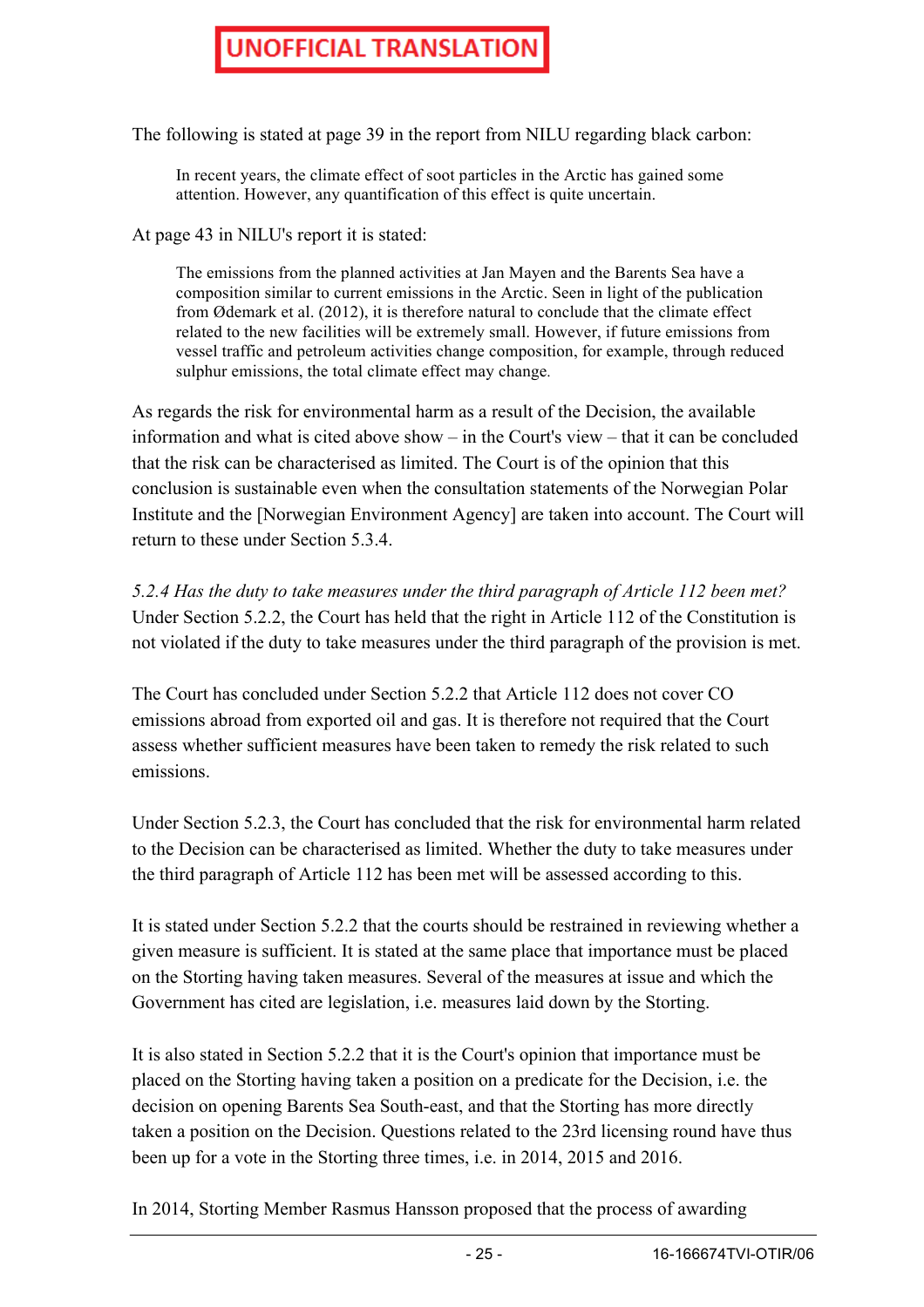UNOFFICIAL TRANSLATION

The following is stated at page 39 in the report from NILU regarding black carbon:

> In recent years, the climate effect of soot particles in the Arctic has gained some attention. However, any quantification of this effect is quite uncertain.

At page 43 in NILU's report it is stated:

> The emissions from the planned activities at Jan Mayen and the Barents Sea have a composition similar to current emissions in the Arctic. Seen in light of the publication from Ødemark et al. (2012), it is therefore natural to conclude that the climate effect related to the new facilities will be extremely small. However, if future emissions from vessel traffic and petroleum activities change composition, for example, through reduced sulphur emissions, the total climate effect may change.

As regards the risk for environmental harm as a result of the Decision, the available information and what is cited above show – in the Court's view – that it can be concluded that the risk can be characterised as limited. The Court is of the opinion that this conclusion is sustainable even when the consultation statements of the Norwegian Polar Institute and the [Norwegian Environment Agency] are taken into account. The Court will return to these under Section 5.3.4.

*5.2.4 Has the duty to take measures under the third paragraph of Article 112 been met?*

Under Section 5.2.2, the Court has held that the right in Article 112 of the Constitution is not violated if the duty to take measures under the third paragraph of the provision is met.

The Court has concluded under Section 5.2.2 that Article 112 does not cover CO emissions abroad from exported oil and gas. It is therefore not required that the Court assess whether sufficient measures have been taken to remedy the risk related to such emissions.

Under Section 5.2.3, the Court has concluded that the risk for environmental harm related to the Decision can be characterised as limited. Whether the duty to take measures under the third paragraph of Article 112 has been met will be assessed according to this.

It is stated under Section 5.2.2 that the courts should be restrained in reviewing whether a given measure is sufficient. It is stated at the same place that importance must be placed on the Storting having taken measures. Several of the measures at issue and which the Government has cited are legislation, i.e. measures laid down by the Storting.

It is also stated in Section 5.2.2 that it is the Court's opinion that importance must be placed on the Storting having taken a position on a predicate for the Decision, i.e. the decision on opening Barents Sea South-east, and that the Storting has more directly taken a position on the Decision. Questions related to the 23rd licensing round have thus been up for a vote in the Storting three times, i.e. in 2014, 2015 and 2016.

In 2014, Storting Member Rasmus Hansson proposed that the process of awarding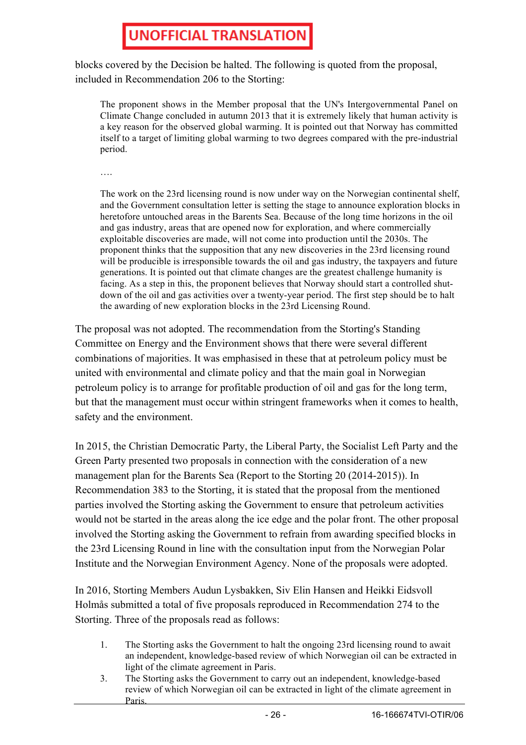**UNOFFICIAL TRANSLATION**

blocks covered by the Decision be halted. The following is quoted from the proposal, included in Recommendation 206 to the Storting:

> The proponent shows in the Member proposal that the UN's Intergovernmental Panel on Climate Change concluded in autumn 2013 that it is extremely likely that human activity is a key reason for the observed global warming. It is pointed out that Norway has committed itself to a target of limiting global warming to two degrees compared with the pre-industrial period.
>
> ….
>
> The work on the 23rd licensing round is now under way on the Norwegian continental shelf, and the Government consultation letter is setting the stage to announce exploration blocks in heretofore untouched areas in the Barents Sea. Because of the long time horizons in the oil and gas industry, areas that are opened now for exploration, and where commercially exploitable discoveries are made, will not come into production until the 2030s. The proponent thinks that the supposition that any new discoveries in the 23rd licensing round will be producible is irresponsible towards the oil and gas industry, the taxpayers and future generations. It is pointed out that climate changes are the greatest challenge humanity is facing. As a step in this, the proponent believes that Norway should start a controlled shut-down of the oil and gas activities over a twenty-year period. The first step should be to halt the awarding of new exploration blocks in the 23rd Licensing Round.

The proposal was not adopted. The recommendation from the Storting's Standing Committee on Energy and the Environment shows that there were several different combinations of majorities. It was emphasised in these that at petroleum policy must be united with environmental and climate policy and that the main goal in Norwegian petroleum policy is to arrange for profitable production of oil and gas for the long term, but that the management must occur within stringent frameworks when it comes to health, safety and the environment.

In 2015, the Christian Democratic Party, the Liberal Party, the Socialist Left Party and the Green Party presented two proposals in connection with the consideration of a new management plan for the Barents Sea (Report to the Storting 20 (2014-2015)). In Recommendation 383 to the Storting, it is stated that the proposal from the mentioned parties involved the Storting asking the Government to ensure that petroleum activities would not be started in the areas along the ice edge and the polar front. The other proposal involved the Storting asking the Government to refrain from awarding specified blocks in the 23rd Licensing Round in line with the consultation input from the Norwegian Polar Institute and the Norwegian Environment Agency. None of the proposals were adopted.

In 2016, Storting Members Audun Lysbakken, Siv Elin Hansen and Heikki Eidsvoll Holmås submitted a total of five proposals reproduced in Recommendation 274 to the Storting. Three of the proposals read as follows:

> 1. The Storting asks the Government to halt the ongoing 23rd licensing round to await an independent, knowledge-based review of which Norwegian oil can be extracted in light of the climate agreement in Paris.
> 3. The Storting asks the Government to carry out an independent, knowledge-based review of which Norwegian oil can be extracted in light of the climate agreement in Paris.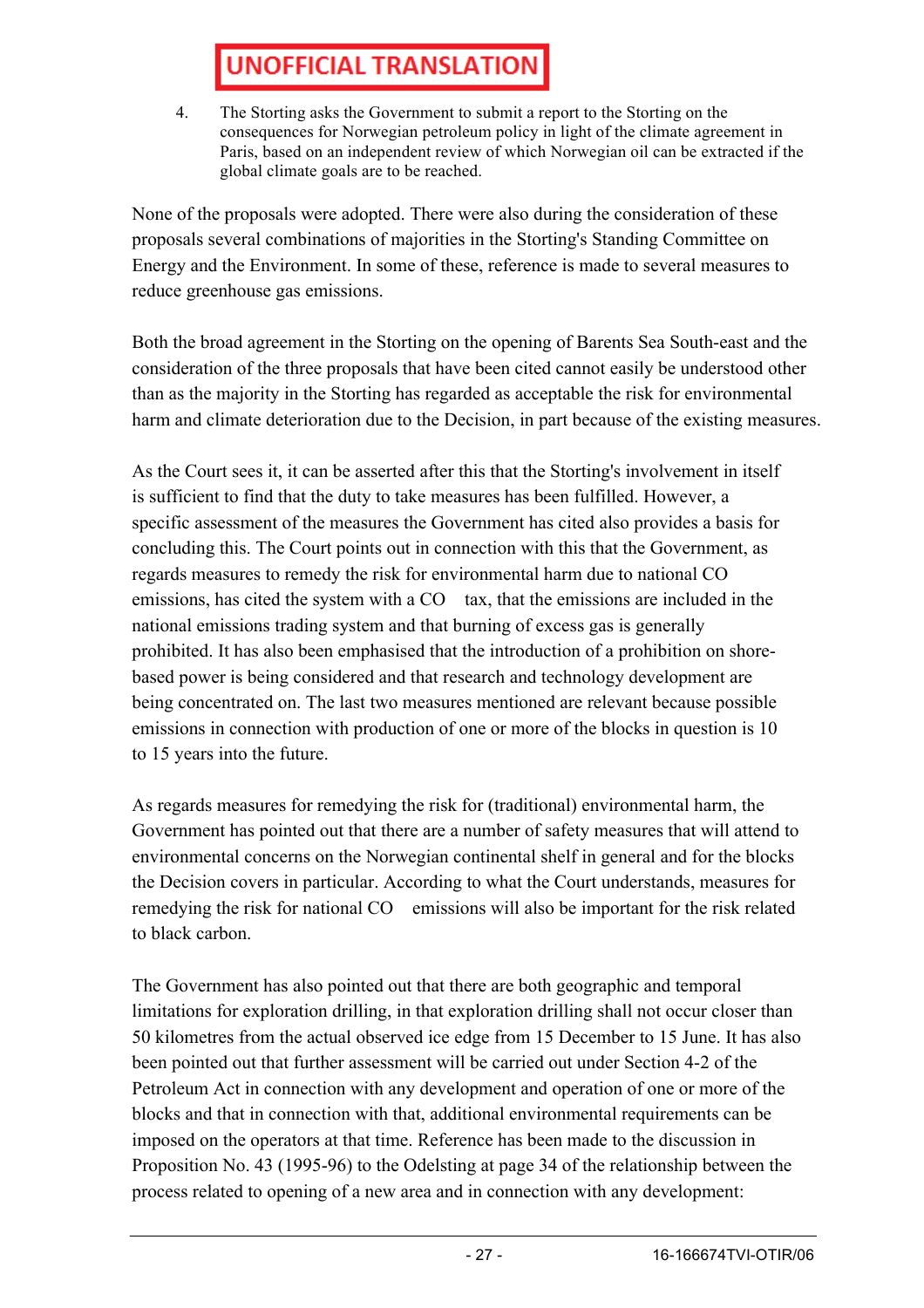4. The Storting asks the Government to submit a report to the Storting on the consequences for Norwegian petroleum policy in light of the climate agreement in Paris, based on an independent review of which Norwegian oil can be extracted if the global climate goals are to be reached.

None of the proposals were adopted. There were also during the consideration of these proposals several combinations of majorities in the Storting's Standing Committee on Energy and the Environment. In some of these, reference is made to several measures to reduce greenhouse gas emissions.

Both the broad agreement in the Storting on the opening of Barents Sea South-east and the consideration of the three proposals that have been cited cannot easily be understood other than as the majority in the Storting has regarded as acceptable the risk for environmental harm and climate deterioration due to the Decision, in part because of the existing measures.

As the Court sees it, it can be asserted after this that the Storting's involvement in itself is sufficient to find that the duty to take measures has been fulfilled. However, a specific assessment of the measures the Government has cited also provides a basis for concluding this. The Court points out in connection with this that the Government, as regards measures to remedy the risk for environmental harm due to national $CO_2$ emissions, has cited the system with a $CO_2$ tax, that the emissions are included in the national emissions trading system and that burning of excess gas is generally prohibited. It has also been emphasised that the introduction of a prohibition on shore-based power is being considered and that research and technology development are being concentrated on. The last two measures mentioned are relevant because possible emissions in connection with production of one or more of the blocks in question is 10 to 15 years into the future.

As regards measures for remedying the risk for (traditional) environmental harm, the Government has pointed out that there are a number of safety measures that will attend to environmental concerns on the Norwegian continental shelf in general and for the blocks the Decision covers in particular. According to what the Court understands, measures for remedying the risk for national $CO_2$ emissions will also be important for the risk related to black carbon.

The Government has also pointed out that there are both geographic and temporal limitations for exploration drilling, in that exploration drilling shall not occur closer than 50 kilometres from the actual observed ice edge from 15 December to 15 June. It has also been pointed out that further assessment will be carried out under Section 4-2 of the Petroleum Act in connection with any development and operation of one or more of the blocks and that in connection with that, additional environmental requirements can be imposed on the operators at that time. Reference has been made to the discussion in Proposition No. 43 (1995-96) to the Odelsting at page 34 of the relationship between the process related to opening of a new area and in connection with any development: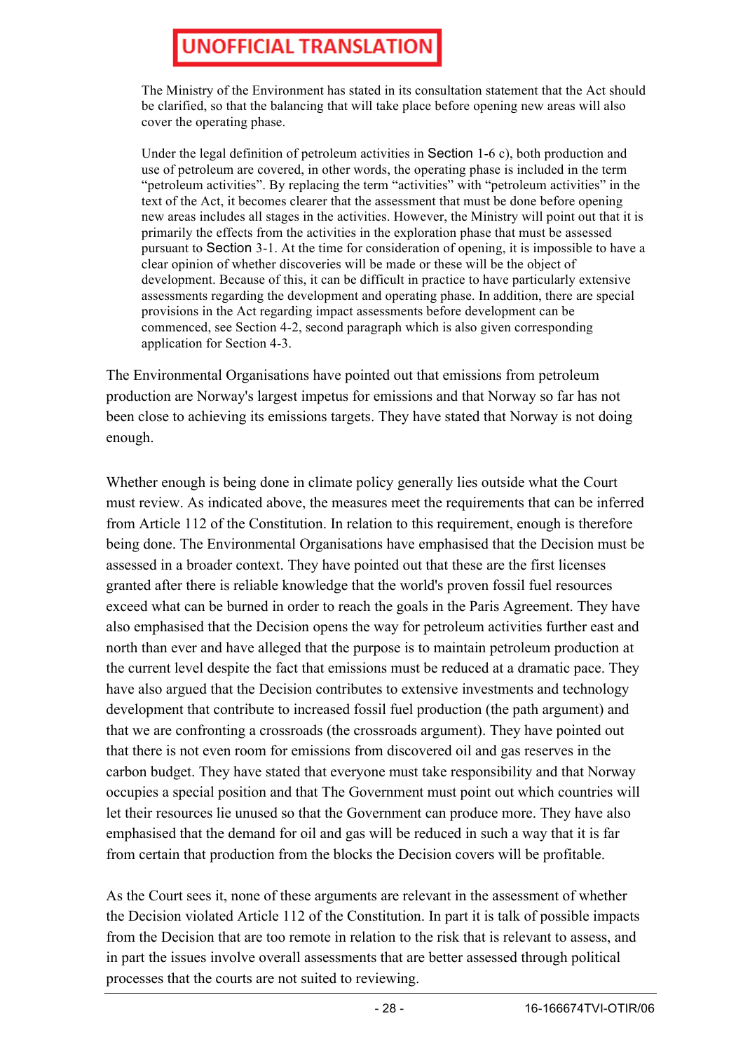**UNOFFICIAL TRANSLATION**

> The Ministry of the Environment has stated in its consultation statement that the Act should be clarified, so that the balancing that will take place before opening new areas will also cover the operating phase.
>
> Under the legal definition of petroleum activities in Section 1-6 c), both production and use of petroleum are covered, in other words, the operating phase is included in the term "petroleum activities". By replacing the term "activities" with "petroleum activities" in the text of the Act, it becomes clearer that the assessment that must be done before opening new areas includes all stages in the activities. However, the Ministry will point out that it is primarily the effects from the activities in the exploration phase that must be assessed pursuant to Section 3-1. At the time for consideration of opening, it is impossible to have a clear opinion of whether discoveries will be made or these will be the object of development. Because of this, it can be difficult in practice to have particularly extensive assessments regarding the development and operating phase. In addition, there are special provisions in the Act regarding impact assessments before development can be commenced, see Section 4-2, second paragraph which is also given corresponding application for Section 4-3.

The Environmental Organisations have pointed out that emissions from petroleum production are Norway's largest impetus for emissions and that Norway so far has not been close to achieving its emissions targets. They have stated that Norway is not doing enough.

Whether enough is being done in climate policy generally lies outside what the Court must review. As indicated above, the measures meet the requirements that can be inferred from Article 112 of the Constitution. In relation to this requirement, enough is therefore being done. The Environmental Organisations have emphasised that the Decision must be assessed in a broader context. They have pointed out that these are the first licenses granted after there is reliable knowledge that the world's proven fossil fuel resources exceed what can be burned in order to reach the goals in the Paris Agreement. They have also emphasised that the Decision opens the way for petroleum activities further east and north than ever and have alleged that the purpose is to maintain petroleum production at the current level despite the fact that emissions must be reduced at a dramatic pace. They have also argued that the Decision contributes to extensive investments and technology development that contribute to increased fossil fuel production (the path argument) and that we are confronting a crossroads (the crossroads argument). They have pointed out that there is not even room for emissions from discovered oil and gas reserves in the carbon budget. They have stated that everyone must take responsibility and that Norway occupies a special position and that The Government must point out which countries will let their resources lie unused so that the Government can produce more. They have also emphasised that the demand for oil and gas will be reduced in such a way that it is far from certain that production from the blocks the Decision covers will be profitable.

As the Court sees it, none of these arguments are relevant in the assessment of whether the Decision violated Article 112 of the Constitution. In part it is talk of possible impacts from the Decision that are too remote in relation to the risk that is relevant to assess, and in part the issues involve overall assessments that are better assessed through political processes that the courts are not suited to reviewing.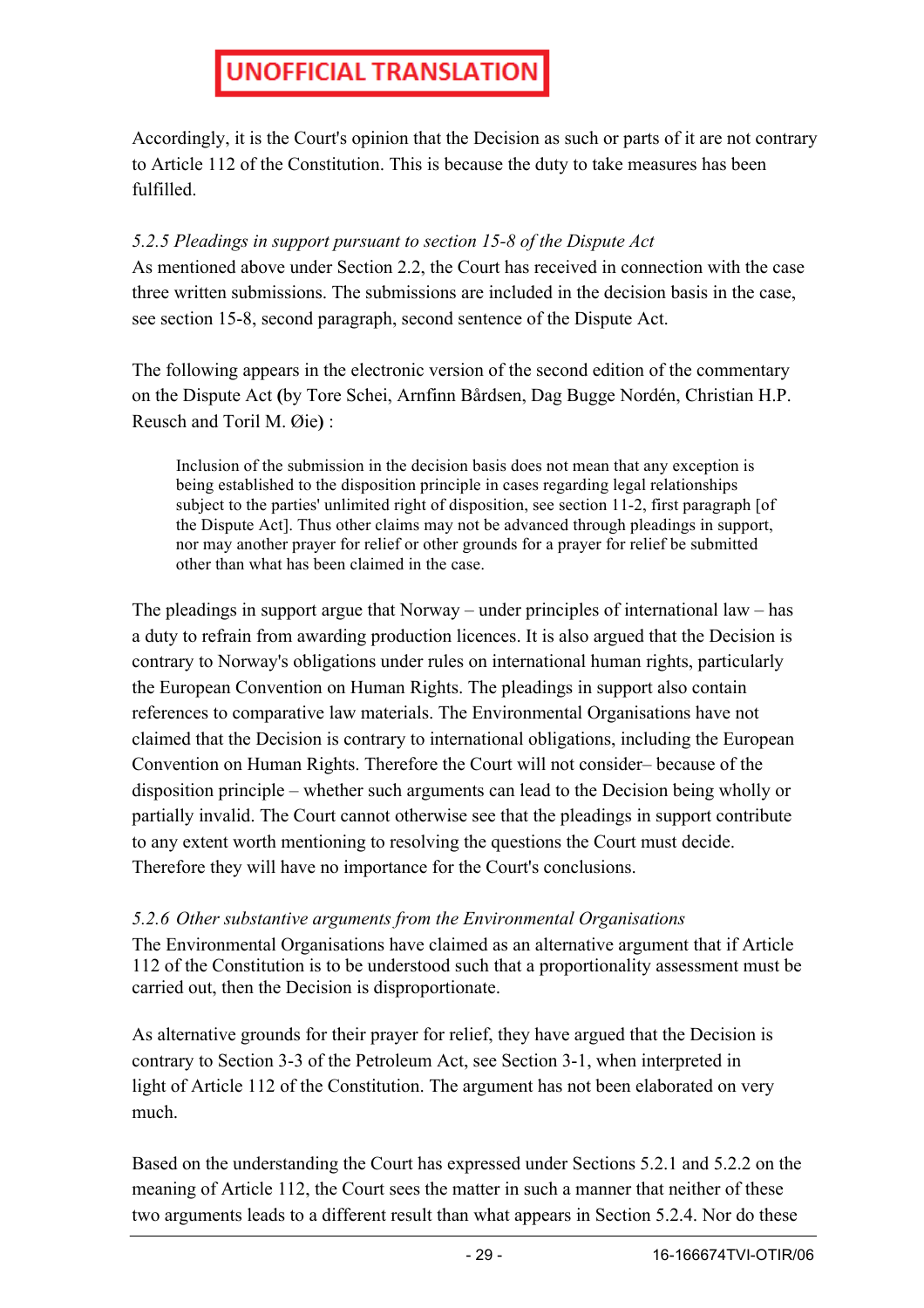**UNOFFICIAL TRANSLATION**

Accordingly, it is the Court's opinion that the Decision as such or parts of it are not contrary to Article 112 of the Constitution. This is because the duty to take measures has been fulfilled.

*5.2.5 Pleadings in support pursuant to section 15-8 of the Dispute Act*

As mentioned above under Section 2.2, the Court has received in connection with the case three written submissions. The submissions are included in the decision basis in the case, see section 15-8, second paragraph, second sentence of the Dispute Act.

The following appears in the electronic version of the second edition of the commentary on the Dispute Act **(**by Tore Schei, Arnfinn Bårdsen, Dag Bugge Nordén, Christian H.P. Reusch and Toril M. Øie**)** :

> Inclusion of the submission in the decision basis does not mean that any exception is being established to the disposition principle in cases regarding legal relationships subject to the parties' unlimited right of disposition, see section 11-2, first paragraph [of the Dispute Act]. Thus other claims may not be advanced through pleadings in support, nor may another prayer for relief or other grounds for a prayer for relief be submitted other than what has been claimed in the case.

The pleadings in support argue that Norway – under principles of international law – has a duty to refrain from awarding production licences. It is also argued that the Decision is contrary to Norway's obligations under rules on international human rights, particularly the European Convention on Human Rights. The pleadings in support also contain references to comparative law materials. The Environmental Organisations have not claimed that the Decision is contrary to international obligations, including the European Convention on Human Rights. Therefore the Court will not consider– because of the disposition principle – whether such arguments can lead to the Decision being wholly or partially invalid. The Court cannot otherwise see that the pleadings in support contribute to any extent worth mentioning to resolving the questions the Court must decide. Therefore they will have no importance for the Court's conclusions.

*5.2.6 Other substantive arguments from the Environmental Organisations*

The Environmental Organisations have claimed as an alternative argument that if Article 112 of the Constitution is to be understood such that a proportionality assessment must be carried out, then the Decision is disproportionate.

As alternative grounds for their prayer for relief, they have argued that the Decision is contrary to Section 3-3 of the Petroleum Act, see Section 3-1, when interpreted in light of Article 112 of the Constitution. The argument has not been elaborated on very much.

Based on the understanding the Court has expressed under Sections 5.2.1 and 5.2.2 on the meaning of Article 112, the Court sees the matter in such a manner that neither of these two arguments leads to a different result than what appears in Section 5.2.4. Nor do these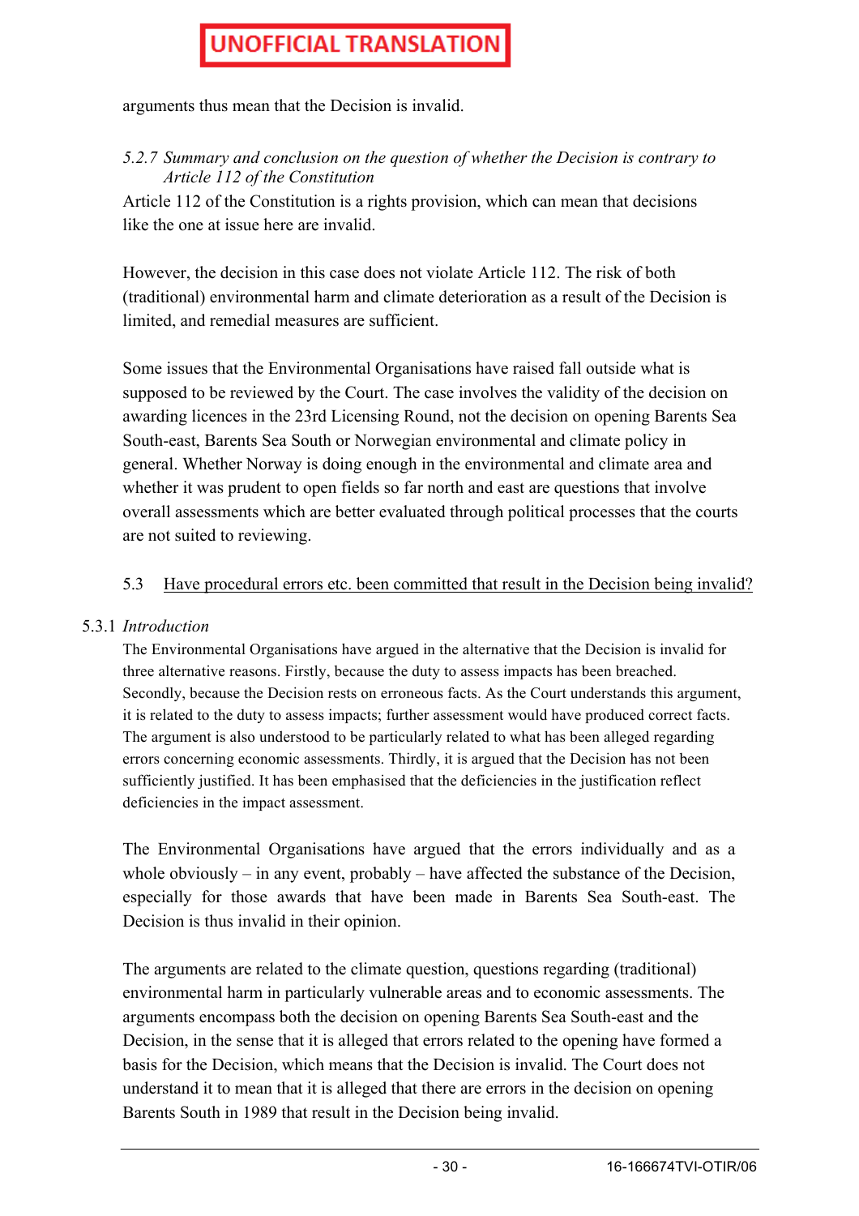arguments thus mean that the Decision is invalid.

#### *5.2.7 Summary and conclusion on the question of whether the Decision is contrary to Article 112 of the Constitution*

Article 112 of the Constitution is a rights provision, which can mean that decisions like the one at issue here are invalid.

However, the decision in this case does not violate Article 112. The risk of both (traditional) environmental harm and climate deterioration as a result of the Decision is limited, and remedial measures are sufficient.

Some issues that the Environmental Organisations have raised fall outside what is supposed to be reviewed by the Court. The case involves the validity of the decision on awarding licences in the 23rd Licensing Round, not the decision on opening Barents Sea South-east, Barents Sea South or Norwegian environmental and climate policy in general. Whether Norway is doing enough in the environmental and climate area and whether it was prudent to open fields so far north and east are questions that involve overall assessments which are better evaluated through political processes that the courts are not suited to reviewing.

### 5.3 Have procedural errors etc. been committed that result in the Decision being invalid?

#### 5.3.1 *Introduction*

The Environmental Organisations have argued in the alternative that the Decision is invalid for three alternative reasons. Firstly, because the duty to assess impacts has been breached. Secondly, because the Decision rests on erroneous facts. As the Court understands this argument, it is related to the duty to assess impacts; further assessment would have produced correct facts. The argument is also understood to be particularly related to what has been alleged regarding errors concerning economic assessments. Thirdly, it is argued that the Decision has not been sufficiently justified. It has been emphasised that the deficiencies in the justification reflect deficiencies in the impact assessment.

The Environmental Organisations have argued that the errors individually and as a whole obviously – in any event, probably – have affected the substance of the Decision, especially for those awards that have been made in Barents Sea South-east. The Decision is thus invalid in their opinion.

The arguments are related to the climate question, questions regarding (traditional) environmental harm in particularly vulnerable areas and to economic assessments. The arguments encompass both the decision on opening Barents Sea South-east and the Decision, in the sense that it is alleged that errors related to the opening have formed a basis for the Decision, which means that the Decision is invalid. The Court does not understand it to mean that it is alleged that there are errors in the decision on opening Barents South in 1989 that result in the Decision being invalid.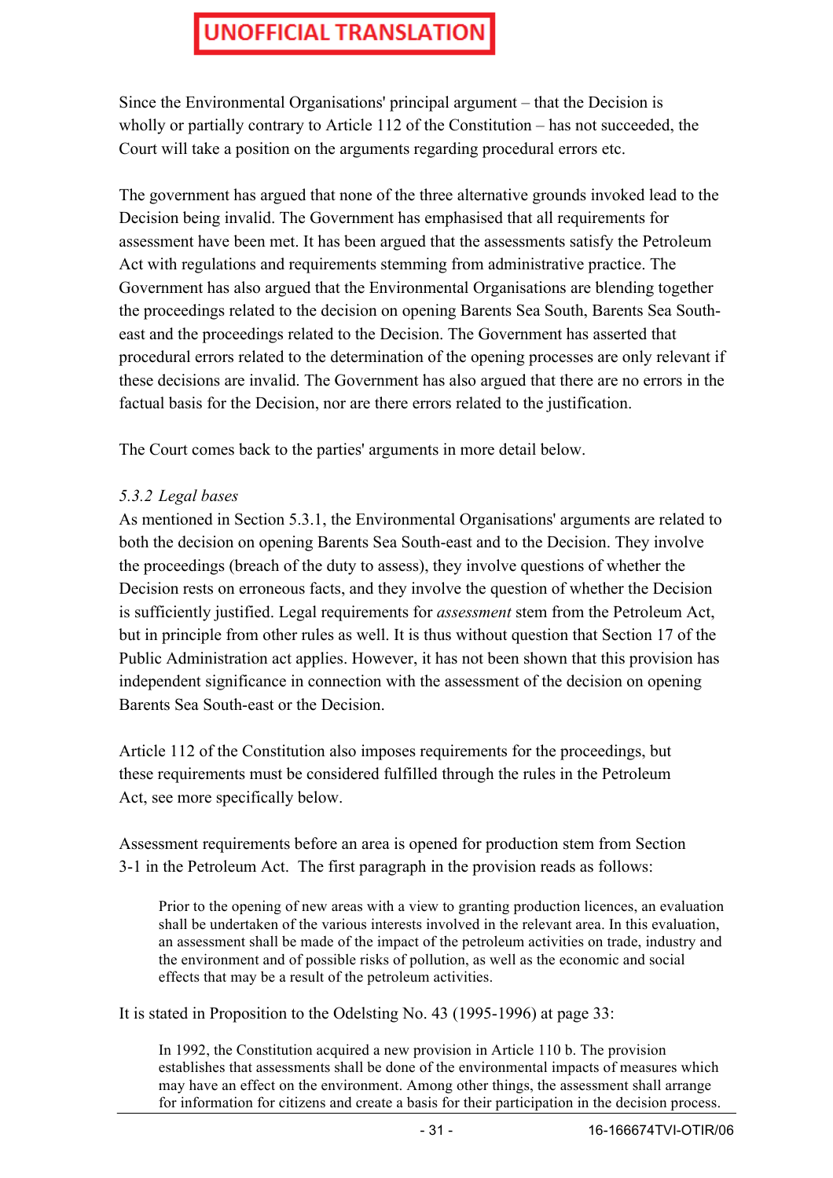**UNOFFICIAL TRANSLATION**

Since the Environmental Organisations' principal argument – that the Decision is wholly or partially contrary to Article 112 of the Constitution – has not succeeded, the Court will take a position on the arguments regarding procedural errors etc.

The government has argued that none of the three alternative grounds invoked lead to the Decision being invalid. The Government has emphasised that all requirements for assessment have been met. It has been argued that the assessments satisfy the Petroleum Act with regulations and requirements stemming from administrative practice. The Government has also argued that the Environmental Organisations are blending together the proceedings related to the decision on opening Barents Sea South, Barents Sea South-east and the proceedings related to the Decision. The Government has asserted that procedural errors related to the determination of the opening processes are only relevant if these decisions are invalid. The Government has also argued that there are no errors in the factual basis for the Decision, nor are there errors related to the justification.

The Court comes back to the parties' arguments in more detail below.

*5.3.2 Legal bases*

As mentioned in Section 5.3.1, the Environmental Organisations' arguments are related to both the decision on opening Barents Sea South-east and to the Decision. They involve the proceedings (breach of the duty to assess), they involve questions of whether the Decision rests on erroneous facts, and they involve the question of whether the Decision is sufficiently justified. Legal requirements for *assessment* stem from the Petroleum Act, but in principle from other rules as well. It is thus without question that Section 17 of the Public Administration act applies. However, it has not been shown that this provision has independent significance in connection with the assessment of the decision on opening Barents Sea South-east or the Decision.

Article 112 of the Constitution also imposes requirements for the proceedings, but these requirements must be considered fulfilled through the rules in the Petroleum Act, see more specifically below.

Assessment requirements before an area is opened for production stem from Section 3-1 in the Petroleum Act. The first paragraph in the provision reads as follows:

> Prior to the opening of new areas with a view to granting production licences, an evaluation shall be undertaken of the various interests involved in the relevant area. In this evaluation, an assessment shall be made of the impact of the petroleum activities on trade, industry and the environment and of possible risks of pollution, as well as the economic and social effects that may be a result of the petroleum activities.

It is stated in Proposition to the Odelsting No. 43 (1995-1996) at page 33:

> In 1992, the Constitution acquired a new provision in Article 110 b. The provision establishes that assessments shall be done of the environmental impacts of measures which may have an effect on the environment. Among other things, the assessment shall arrange for information for citizens and create a basis for their participation in the decision process.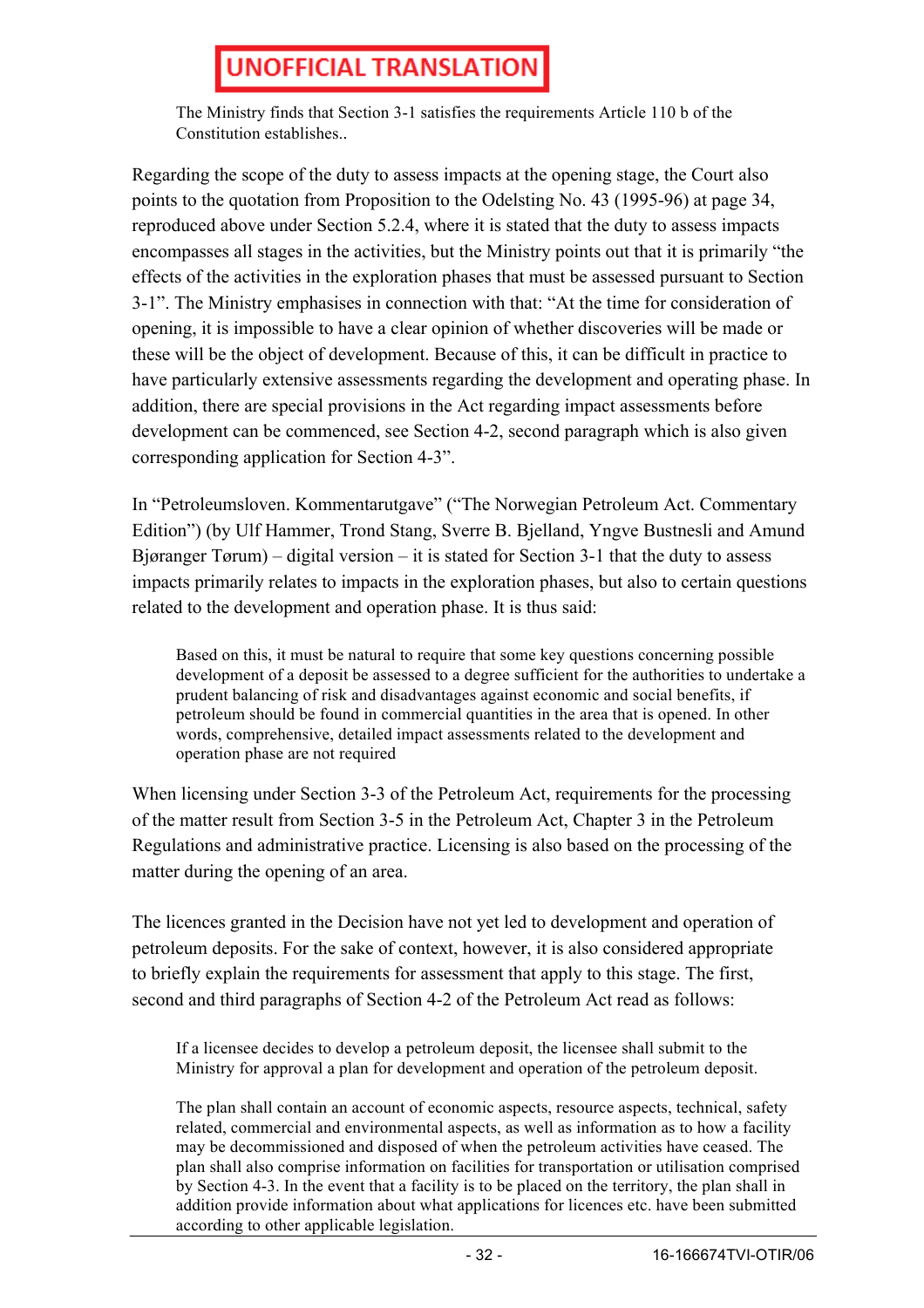**UNOFFICIAL TRANSLATION**

> The Ministry finds that Section 3-1 satisfies the requirements Article 110 b of the Constitution establishes..

Regarding the scope of the duty to assess impacts at the opening stage, the Court also points to the quotation from Proposition to the Odelsting No. 43 (1995-96) at page 34, reproduced above under Section 5.2.4, where it is stated that the duty to assess impacts encompasses all stages in the activities, but the Ministry points out that it is primarily "the effects of the activities in the exploration phases that must be assessed pursuant to Section 3-1". The Ministry emphasises in connection with that: "At the time for consideration of opening, it is impossible to have a clear opinion of whether discoveries will be made or these will be the object of development. Because of this, it can be difficult in practice to have particularly extensive assessments regarding the development and operating phase. In addition, there are special provisions in the Act regarding impact assessments before development can be commenced, see Section 4-2, second paragraph which is also given corresponding application for Section 4-3".

In "Petroleumsloven. Kommentarutgave" ("The Norwegian Petroleum Act. Commentary Edition") (by Ulf Hammer, Trond Stang, Sverre B. Bjelland, Yngve Bustnesli and Amund Bjøranger Tørum) – digital version – it is stated for Section 3-1 that the duty to assess impacts primarily relates to impacts in the exploration phases, but also to certain questions related to the development and operation phase. It is thus said:

> Based on this, it must be natural to require that some key questions concerning possible development of a deposit be assessed to a degree sufficient for the authorities to undertake a prudent balancing of risk and disadvantages against economic and social benefits, if petroleum should be found in commercial quantities in the area that is opened. In other words, comprehensive, detailed impact assessments related to the development and operation phase are not required

When licensing under Section 3-3 of the Petroleum Act, requirements for the processing of the matter result from Section 3-5 in the Petroleum Act, Chapter 3 in the Petroleum Regulations and administrative practice. Licensing is also based on the processing of the matter during the opening of an area.

The licences granted in the Decision have not yet led to development and operation of petroleum deposits. For the sake of context, however, it is also considered appropriate to briefly explain the requirements for assessment that apply to this stage. The first, second and third paragraphs of Section 4-2 of the Petroleum Act read as follows:

> If a licensee decides to develop a petroleum deposit, the licensee shall submit to the Ministry for approval a plan for development and operation of the petroleum deposit.
>
> The plan shall contain an account of economic aspects, resource aspects, technical, safety related, commercial and environmental aspects, as well as information as to how a facility may be decommissioned and disposed of when the petroleum activities have ceased. The plan shall also comprise information on facilities for transportation or utilisation comprised by Section 4-3. In the event that a facility is to be placed on the territory, the plan shall in addition provide information about what applications for licences etc. have been submitted according to other applicable legislation.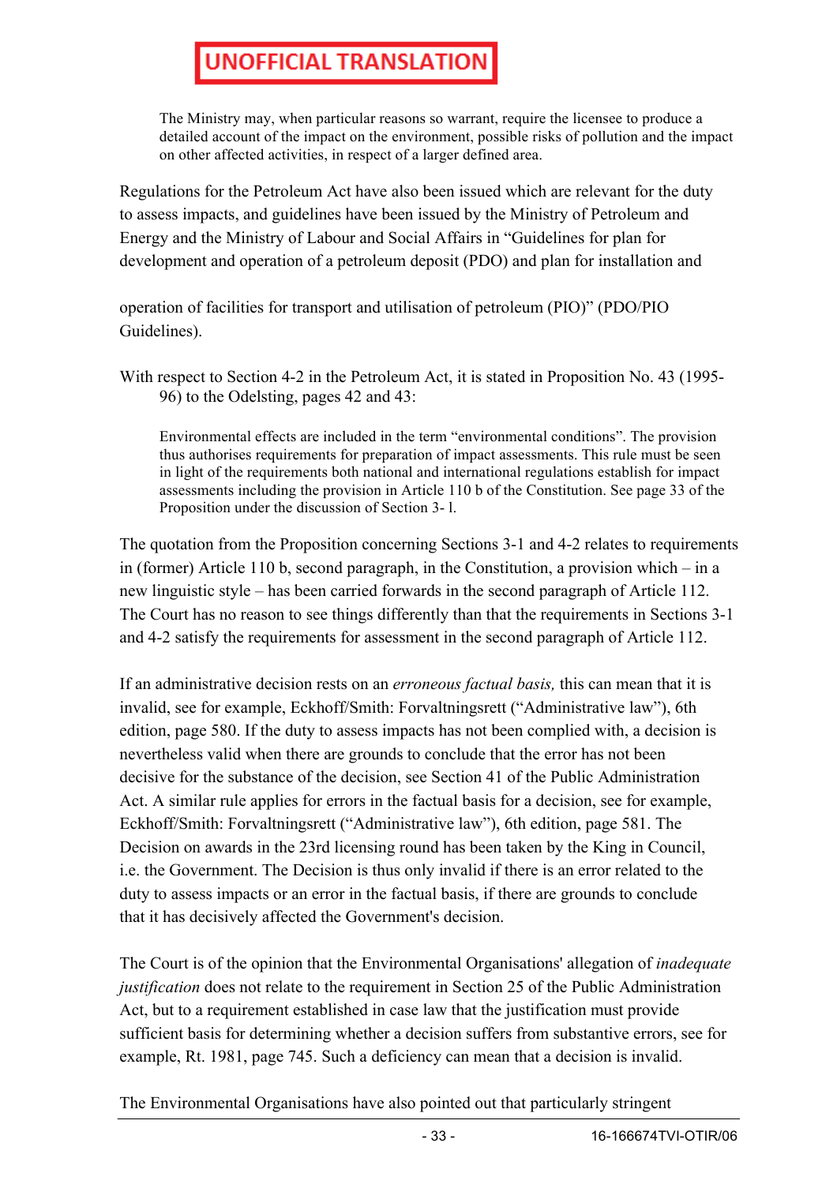> The Ministry may, when particular reasons so warrant, require the licensee to produce a detailed account of the impact on the environment, possible risks of pollution and the impact on other affected activities, in respect of a larger defined area.

Regulations for the Petroleum Act have also been issued which are relevant for the duty to assess impacts, and guidelines have been issued by the Ministry of Petroleum and Energy and the Ministry of Labour and Social Affairs in "Guidelines for plan for development and operation of a petroleum deposit (PDO) and plan for installation and operation of facilities for transport and utilisation of petroleum (PIO)" (PDO/PIO Guidelines).

With respect to Section 4-2 in the Petroleum Act, it is stated in Proposition No. 43 (1995-96) to the Odelsting, pages 42 and 43:

> Environmental effects are included in the term "environmental conditions". The provision thus authorises requirements for preparation of impact assessments. This rule must be seen in light of the requirements both national and international regulations establish for impact assessments including the provision in Article 110 b of the Constitution. See page 33 of the Proposition under the discussion of Section 3- l.

The quotation from the Proposition concerning Sections 3-1 and 4-2 relates to requirements in (former) Article 110 b, second paragraph, in the Constitution, a provision which – in a new linguistic style – has been carried forwards in the second paragraph of Article 112. The Court has no reason to see things differently than that the requirements in Sections 3-1 and 4-2 satisfy the requirements for assessment in the second paragraph of Article 112.

If an administrative decision rests on an *erroneous factual basis,* this can mean that it is invalid, see for example, Eckhoff/Smith: Forvaltningsrett ("Administrative law"), 6th edition, page 580. If the duty to assess impacts has not been complied with, a decision is nevertheless valid when there are grounds to conclude that the error has not been decisive for the substance of the decision, see Section 41 of the Public Administration Act. A similar rule applies for errors in the factual basis for a decision, see for example, Eckhoff/Smith: Forvaltningsrett ("Administrative law"), 6th edition, page 581. The Decision on awards in the 23rd licensing round has been taken by the King in Council, i.e. the Government. The Decision is thus only invalid if there is an error related to the duty to assess impacts or an error in the factual basis, if there are grounds to conclude that it has decisively affected the Government's decision.

The Court is of the opinion that the Environmental Organisations' allegation of *inadequate justification* does not relate to the requirement in Section 25 of the Public Administration Act, but to a requirement established in case law that the justification must provide sufficient basis for determining whether a decision suffers from substantive errors, see for example, Rt. 1981, page 745. Such a deficiency can mean that a decision is invalid.

The Environmental Organisations have also pointed out that particularly stringent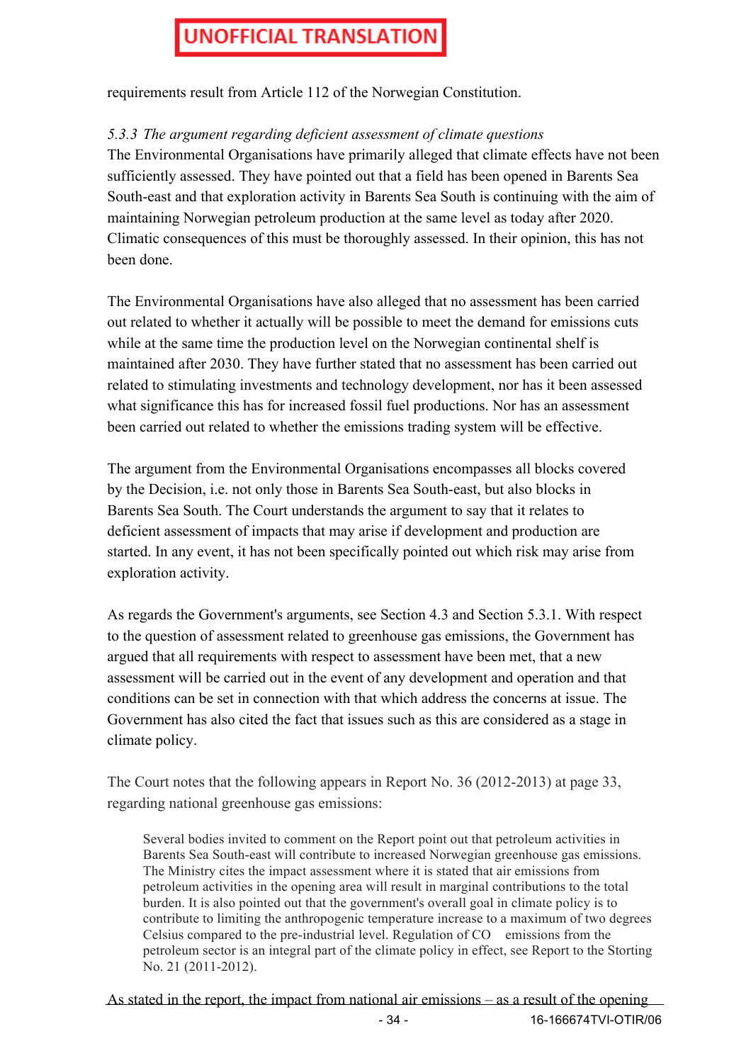requirements result from Article 112 of the Norwegian Constitution.

### *5.3.3 The argument regarding deficient assessment of climate questions*

The Environmental Organisations have primarily alleged that climate effects have not been sufficiently assessed. They have pointed out that a field has been opened in Barents Sea South-east and that exploration activity in Barents Sea South is continuing with the aim of maintaining Norwegian petroleum production at the same level as today after 2020. Climatic consequences of this must be thoroughly assessed. In their opinion, this has not been done.

The Environmental Organisations have also alleged that no assessment has been carried out related to whether it actually will be possible to meet the demand for emissions cuts while at the same time the production level on the Norwegian continental shelf is maintained after 2030. They have further stated that no assessment has been carried out related to stimulating investments and technology development, nor has it been assessed what significance this has for increased fossil fuel productions. Nor has an assessment been carried out related to whether the emissions trading system will be effective.

The argument from the Environmental Organisations encompasses all blocks covered by the Decision, i.e. not only those in Barents Sea South-east, but also blocks in Barents Sea South. The Court understands the argument to say that it relates to deficient assessment of impacts that may arise if development and production are started. In any event, it has not been specifically pointed out which risk may arise from exploration activity.

As regards the Government's arguments, see Section 4.3 and Section 5.3.1. With respect to the question of assessment related to greenhouse gas emissions, the Government has argued that all requirements with respect to assessment have been met, that a new assessment will be carried out in the event of any development and operation and that conditions can be set in connection with that which address the concerns at issue. The Government has also cited the fact that issues such as this are considered as a stage in climate policy.

The Court notes that the following appears in Report No. 36 (2012-2013) at page 33, regarding national greenhouse gas emissions:

> Several bodies invited to comment on the Report point out that petroleum activities in Barents Sea South-east will contribute to increased Norwegian greenhouse gas emissions. The Ministry cites the impact assessment where it is stated that air emissions from petroleum activities in the opening area will result in marginal contributions to the total burden. It is also pointed out that the government's overall goal in climate policy is to contribute to limiting the anthropogenic temperature increase to a maximum of two degrees Celsius compared to the pre-industrial level. Regulation of $CO_2$ emissions from the petroleum sector is an integral part of the climate policy in effect, see Report to the Storting No. 21 (2011-2012).

As stated in the report, the impact from national air emissions – as a result of the opening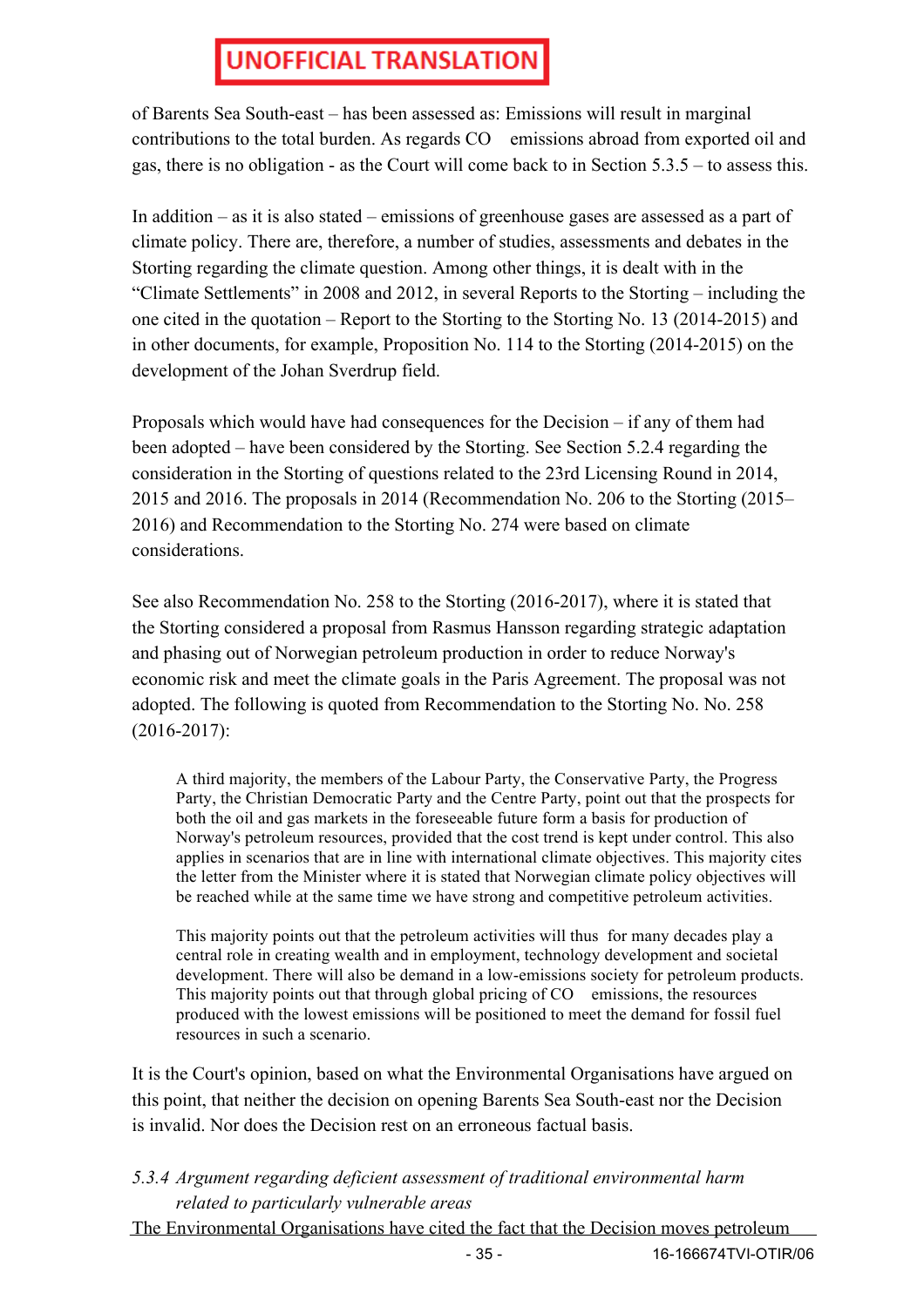**UNOFFICIAL TRANSLATION**

of Barents Sea South-east – has been assessed as: Emissions will result in marginal contributions to the total burden. As regards $CO_2$ emissions abroad from exported oil and gas, there is no obligation - as the Court will come back to in Section 5.3.5 – to assess this.

In addition – as it is also stated – emissions of greenhouse gases are assessed as a part of climate policy. There are, therefore, a number of studies, assessments and debates in the Storting regarding the climate question. Among other things, it is dealt with in the "Climate Settlements" in 2008 and 2012, in several Reports to the Storting – including the one cited in the quotation – Report to the Storting to the Storting No. 13 (2014-2015) and in other documents, for example, Proposition No. 114 to the Storting (2014-2015) on the development of the Johan Sverdrup field.

Proposals which would have had consequences for the Decision – if any of them had been adopted – have been considered by the Storting. See Section 5.2.4 regarding the consideration in the Storting of questions related to the 23rd Licensing Round in 2014, 2015 and 2016. The proposals in 2014 (Recommendation No. 206 to the Storting (2015–2016) and Recommendation to the Storting No. 274 were based on climate considerations.

See also Recommendation No. 258 to the Storting (2016-2017), where it is stated that the Storting considered a proposal from Rasmus Hansson regarding strategic adaptation and phasing out of Norwegian petroleum production in order to reduce Norway's economic risk and meet the climate goals in the Paris Agreement. The proposal was not adopted. The following is quoted from Recommendation to the Storting No. No. 258 (2016-2017):

> A third majority, the members of the Labour Party, the Conservative Party, the Progress Party, the Christian Democratic Party and the Centre Party, point out that the prospects for both the oil and gas markets in the foreseeable future form a basis for production of Norway's petroleum resources, provided that the cost trend is kept under control. This also applies in scenarios that are in line with international climate objectives. This majority cites the letter from the Minister where it is stated that Norwegian climate policy objectives will be reached while at the same time we have strong and competitive petroleum activities.
>
> This majority points out that the petroleum activities will thus for many decades play a central role in creating wealth and in employment, technology development and societal development. There will also be demand in a low-emissions society for petroleum products. This majority points out that through global pricing of $CO_2$ emissions, the resources produced with the lowest emissions will be positioned to meet the demand for fossil fuel resources in such a scenario.

It is the Court's opinion, based on what the Environmental Organisations have argued on this point, that neither the decision on opening Barents Sea South-east nor the Decision is invalid. Nor does the Decision rest on an erroneous factual basis.

*5.3.4 Argument regarding deficient assessment of traditional environmental harm related to particularly vulnerable areas*

The Environmental Organisations have cited the fact that the Decision moves petroleum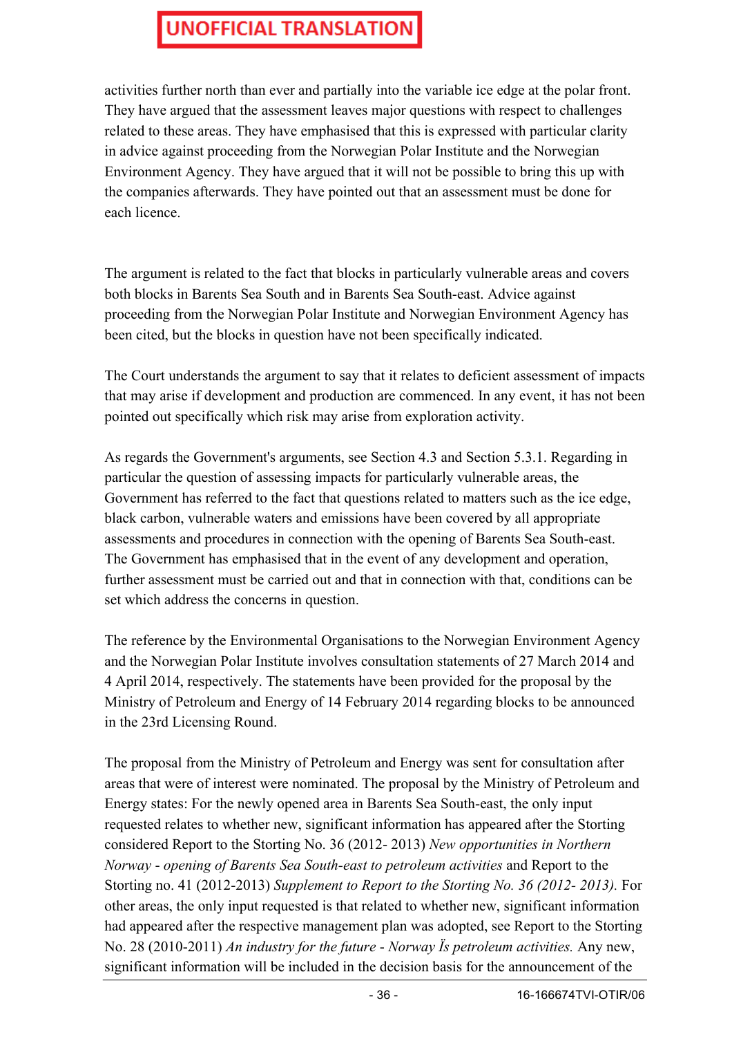activities further north than ever and partially into the variable ice edge at the polar front. They have argued that the assessment leaves major questions with respect to challenges related to these areas. They have emphasised that this is expressed with particular clarity in advice against proceeding from the Norwegian Polar Institute and the Norwegian Environment Agency. They have argued that it will not be possible to bring this up with the companies afterwards. They have pointed out that an assessment must be done for each licence.

The argument is related to the fact that blocks in particularly vulnerable areas and covers both blocks in Barents Sea South and in Barents Sea South-east. Advice against proceeding from the Norwegian Polar Institute and Norwegian Environment Agency has been cited, but the blocks in question have not been specifically indicated.

The Court understands the argument to say that it relates to deficient assessment of impacts that may arise if development and production are commenced. In any event, it has not been pointed out specifically which risk may arise from exploration activity.

As regards the Government's arguments, see Section 4.3 and Section 5.3.1. Regarding in particular the question of assessing impacts for particularly vulnerable areas, the Government has referred to the fact that questions related to matters such as the ice edge, black carbon, vulnerable waters and emissions have been covered by all appropriate assessments and procedures in connection with the opening of Barents Sea South-east. The Government has emphasised that in the event of any development and operation, further assessment must be carried out and that in connection with that, conditions can be set which address the concerns in question.

The reference by the Environmental Organisations to the Norwegian Environment Agency and the Norwegian Polar Institute involves consultation statements of 27 March 2014 and 4 April 2014, respectively. The statements have been provided for the proposal by the Ministry of Petroleum and Energy of 14 February 2014 regarding blocks to be announced in the 23rd Licensing Round.

The proposal from the Ministry of Petroleum and Energy was sent for consultation after areas that were of interest were nominated. The proposal by the Ministry of Petroleum and Energy states: For the newly opened area in Barents Sea South-east, the only input requested relates to whether new, significant information has appeared after the Storting considered Report to the Storting No. 36 (2012- 2013) *New opportunities in Northern Norway - opening of Barents Sea South-east to petroleum activities* and Report to the Storting no. 41 (2012-2013) *Supplement to Report to the Storting No. 36 (2012- 2013).* For other areas, the only input requested is that related to whether new, significant information had appeared after the respective management plan was adopted, see Report to the Storting No. 28 (2010-2011) *An industry for the future - Norway Ís petroleum activities.* Any new, significant information will be included in the decision basis for the announcement of the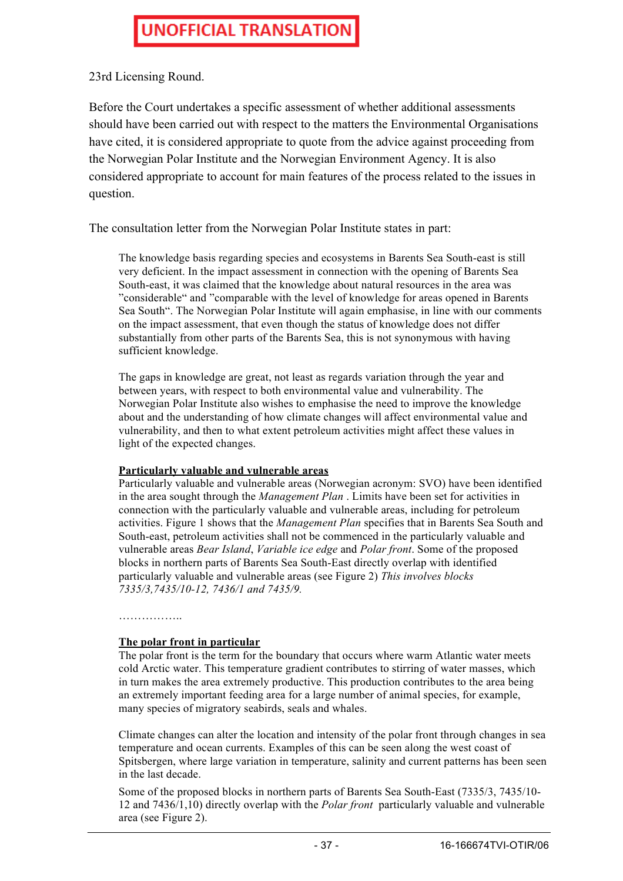**UNOFFICIAL TRANSLATION**

23rd Licensing Round.

Before the Court undertakes a specific assessment of whether additional assessments should have been carried out with respect to the matters the Environmental Organisations have cited, it is considered appropriate to quote from the advice against proceeding from the Norwegian Polar Institute and the Norwegian Environment Agency. It is also considered appropriate to account for main features of the process related to the issues in question.

The consultation letter from the Norwegian Polar Institute states in part:

> The knowledge basis regarding species and ecosystems in Barents Sea South-east is still very deficient. In the impact assessment in connection with the opening of Barents Sea South-east, it was claimed that the knowledge about natural resources in the area was "considerable" and "comparable with the level of knowledge for areas opened in Barents Sea South". The Norwegian Polar Institute will again emphasise, in line with our comments on the impact assessment, that even though the status of knowledge does not differ substantially from other parts of the Barents Sea, this is not synonymous with having sufficient knowledge.
>
> The gaps in knowledge are great, not least as regards variation through the year and between years, with respect to both environmental value and vulnerability. The Norwegian Polar Institute also wishes to emphasise the need to improve the knowledge about and the understanding of how climate changes will affect environmental value and vulnerability, and then to what extent petroleum activities might affect these values in light of the expected changes.
>
> **Particularly valuable and vulnerable areas**
> Particularly valuable and vulnerable areas (Norwegian acronym: SVO) have been identified in the area sought through the *Management Plan* . Limits have been set for activities in connection with the particularly valuable and vulnerable areas, including for petroleum activities. Figure 1 shows that the *Management Plan* specifies that in Barents Sea South and South-east, petroleum activities shall not be commenced in the particularly valuable and vulnerable areas *Bear Island*, *Variable ice edge* and *Polar front*. Some of the proposed blocks in northern parts of Barents Sea South-East directly overlap with identified particularly valuable and vulnerable areas (see Figure 2) *This involves blocks 7335/3,7435/10-12, 7436/1 and 7435/9.*
>
> ……………..
>
> **The polar front in particular**
> The polar front is the term for the boundary that occurs where warm Atlantic water meets cold Arctic water. This temperature gradient contributes to stirring of water masses, which in turn makes the area extremely productive. This production contributes to the area being an extremely important feeding area for a large number of animal species, for example, many species of migratory seabirds, seals and whales.
>
> Climate changes can alter the location and intensity of the polar front through changes in sea temperature and ocean currents. Examples of this can be seen along the west coast of Spitsbergen, where large variation in temperature, salinity and current patterns has been seen in the last decade.
>
> Some of the proposed blocks in northern parts of Barents Sea South-East (7335/3, 7435/10-12 and 7436/1,10) directly overlap with the *Polar front* particularly valuable and vulnerable area (see Figure 2).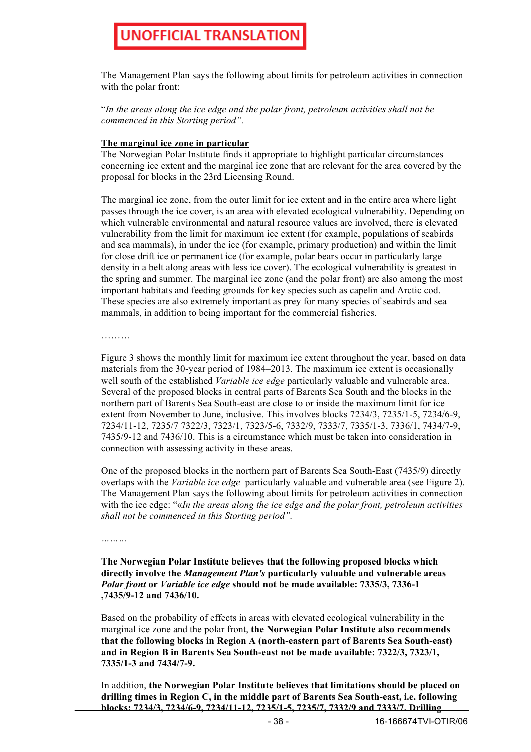UNOFFICIAL TRANSLATION

The Management Plan says the following about limits for petroleum activities in connection with the polar front:

"*In the areas along the ice edge and the polar front, petroleum activities shall not be commenced in this Storting period".*

**The marginal ice zone in particular**

The Norwegian Polar Institute finds it appropriate to highlight particular circumstances concerning ice extent and the marginal ice zone that are relevant for the area covered by the proposal for blocks in the 23rd Licensing Round.

The marginal ice zone, from the outer limit for ice extent and in the entire area where light passes through the ice cover, is an area with elevated ecological vulnerability. Depending on which vulnerable environmental and natural resource values are involved, there is elevated vulnerability from the limit for maximum ice extent (for example, populations of seabirds and sea mammals), in under the ice (for example, primary production) and within the limit for close drift ice or permanent ice (for example, polar bears occur in particularly large density in a belt along areas with less ice cover). The ecological vulnerability is greatest in the spring and summer. The marginal ice zone (and the polar front) are also among the most important habitats and feeding grounds for key species such as capelin and Arctic cod. These species are also extremely important as prey for many species of seabirds and sea mammals, in addition to being important for the commercial fisheries.

………

Figure 3 shows the monthly limit for maximum ice extent throughout the year, based on data materials from the 30-year period of 1984–2013. The maximum ice extent is occasionally well south of the established *Variable ice edge* particularly valuable and vulnerable area. Several of the proposed blocks in central parts of Barents Sea South and the blocks in the northern part of Barents Sea South-east are close to or inside the maximum limit for ice extent from November to June, inclusive. This involves blocks 7234/3, 7235/1-5, 7234/6-9, 7234/11-12, 7235/7 7322/3, 7323/1, 7323/5-6, 7332/9, 7333/7, 7335/1-3, 7336/1, 7434/7-9, 7435/9-12 and 7436/10. This is a circumstance which must be taken into consideration in connection with assessing activity in these areas.

One of the proposed blocks in the northern part of Barents Sea South-East (7435/9) directly overlaps with the *Variable ice edge* particularly valuable and vulnerable area (see Figure 2). The Management Plan says the following about limits for petroleum activities in connection with the ice edge: "«*In the areas along the ice edge and the polar front, petroleum activities shall not be commenced in this Storting period".*

………

**The Norwegian Polar Institute believes that the following proposed blocks which directly involve the *Management Plan's* particularly valuable and vulnerable areas *Polar front* or *Variable ice edge* should not be made available: 7335/3, 7336-1 ,7435/9-12 and 7436/10.**

Based on the probability of effects in areas with elevated ecological vulnerability in the marginal ice zone and the polar front, **the Norwegian Polar Institute also recommends that the following blocks in Region A (north-eastern part of Barents Sea South-east) and in Region B in Barents Sea South-east not be made available: 7322/3, 7323/1, 7335/1-3 and 7434/7-9.**

In addition, **the Norwegian Polar Institute believes that limitations should be placed on drilling times in Region C, in the middle part of Barents Sea South-east, i.e. following blocks: 7234/3, 7234/6-9, 7234/11-12, 7235/1-5, 7235/7, 7332/9 and 7333/7. Drilling**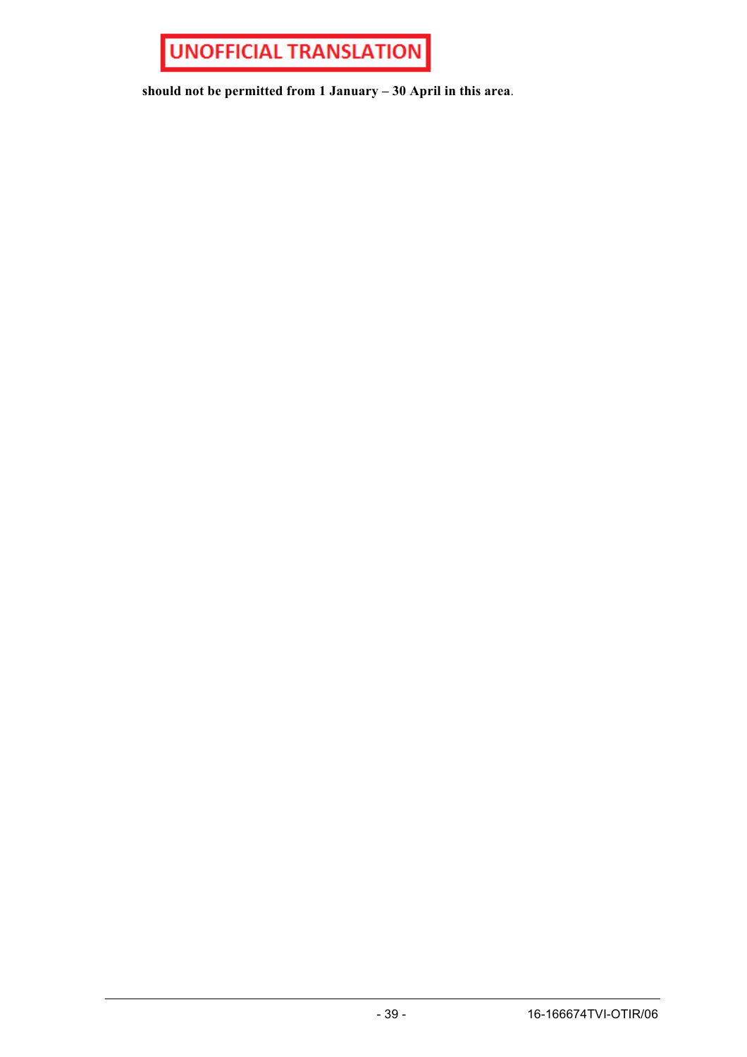**should not be permitted from 1 January – 30 April in this area**.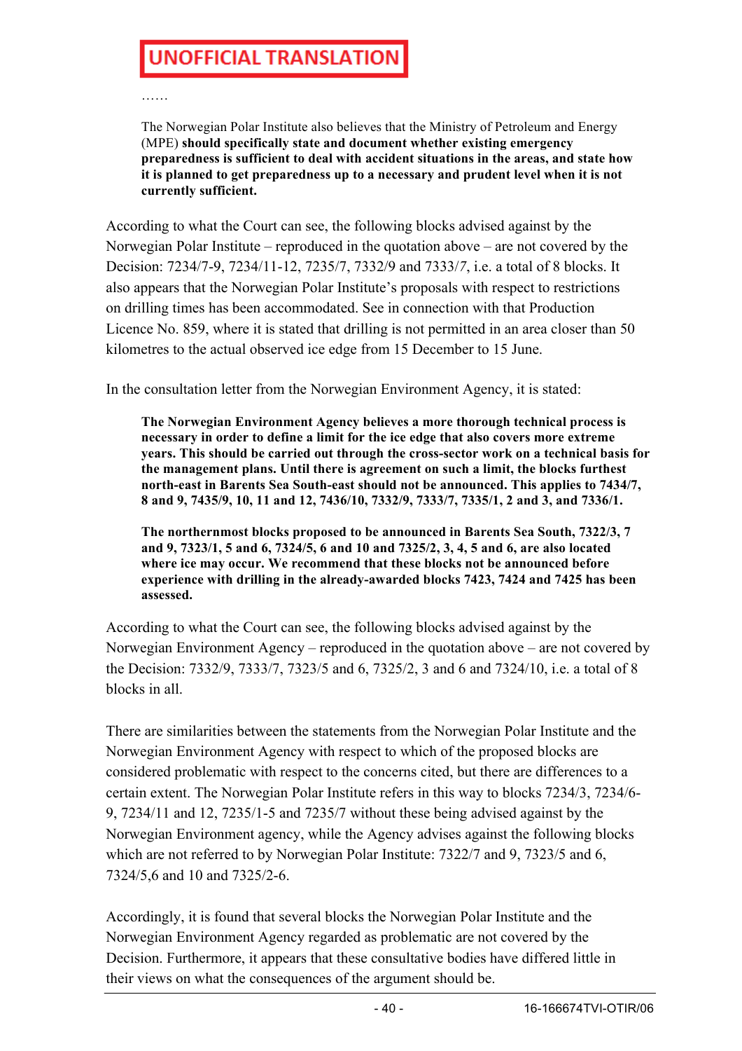**UNOFFICIAL TRANSLATION**

> ……
>
> The Norwegian Polar Institute also believes that the Ministry of Petroleum and Energy (MPE) **should specifically state and document whether existing emergency preparedness is sufficient to deal with accident situations in the areas, and state how it is planned to get preparedness up to a necessary and prudent level when it is not currently sufficient.**

According to what the Court can see, the following blocks advised against by the Norwegian Polar Institute – reproduced in the quotation above – are not covered by the Decision: 7234/7-9, 7234/11-12, 7235/7, 7332/9 and 7333/7, i.e. a total of 8 blocks. It also appears that the Norwegian Polar Institute's proposals with respect to restrictions on drilling times has been accommodated. See in connection with that Production Licence No. 859, where it is stated that drilling is not permitted in an area closer than 50 kilometres to the actual observed ice edge from 15 December to 15 June.

In the consultation letter from the Norwegian Environment Agency, it is stated:

> **The Norwegian Environment Agency believes a more thorough technical process is necessary in order to define a limit for the ice edge that also covers more extreme years. This should be carried out through the cross-sector work on a technical basis for the management plans. Until there is agreement on such a limit, the blocks furthest north-east in Barents Sea South-east should not be announced. This applies to 7434/7, 8 and 9, 7435/9, 10, 11 and 12, 7436/10, 7332/9, 7333/7, 7335/1, 2 and 3, and 7336/1.**
>
> **The northernmost blocks proposed to be announced in Barents Sea South, 7322/3, 7 and 9, 7323/1, 5 and 6, 7324/5, 6 and 10 and 7325/2, 3, 4, 5 and 6, are also located where ice may occur. We recommend that these blocks not be announced before experience with drilling in the already-awarded blocks 7423, 7424 and 7425 has been assessed.**

According to what the Court can see, the following blocks advised against by the Norwegian Environment Agency – reproduced in the quotation above – are not covered by the Decision: 7332/9, 7333/7, 7323/5 and 6, 7325/2, 3 and 6 and 7324/10, i.e. a total of 8 blocks in all.

There are similarities between the statements from the Norwegian Polar Institute and the Norwegian Environment Agency with respect to which of the proposed blocks are considered problematic with respect to the concerns cited, but there are differences to a certain extent. The Norwegian Polar Institute refers in this way to blocks 7234/3, 7234/6-9, 7234/11 and 12, 7235/1-5 and 7235/7 without these being advised against by the Norwegian Environment agency, while the Agency advises against the following blocks which are not referred to by Norwegian Polar Institute: 7322/7 and 9, 7323/5 and 6, 7324/5,6 and 10 and 7325/2-6.

Accordingly, it is found that several blocks the Norwegian Polar Institute and the Norwegian Environment Agency regarded as problematic are not covered by the Decision. Furthermore, it appears that these consultative bodies have differed little in their views on what the consequences of the argument should be.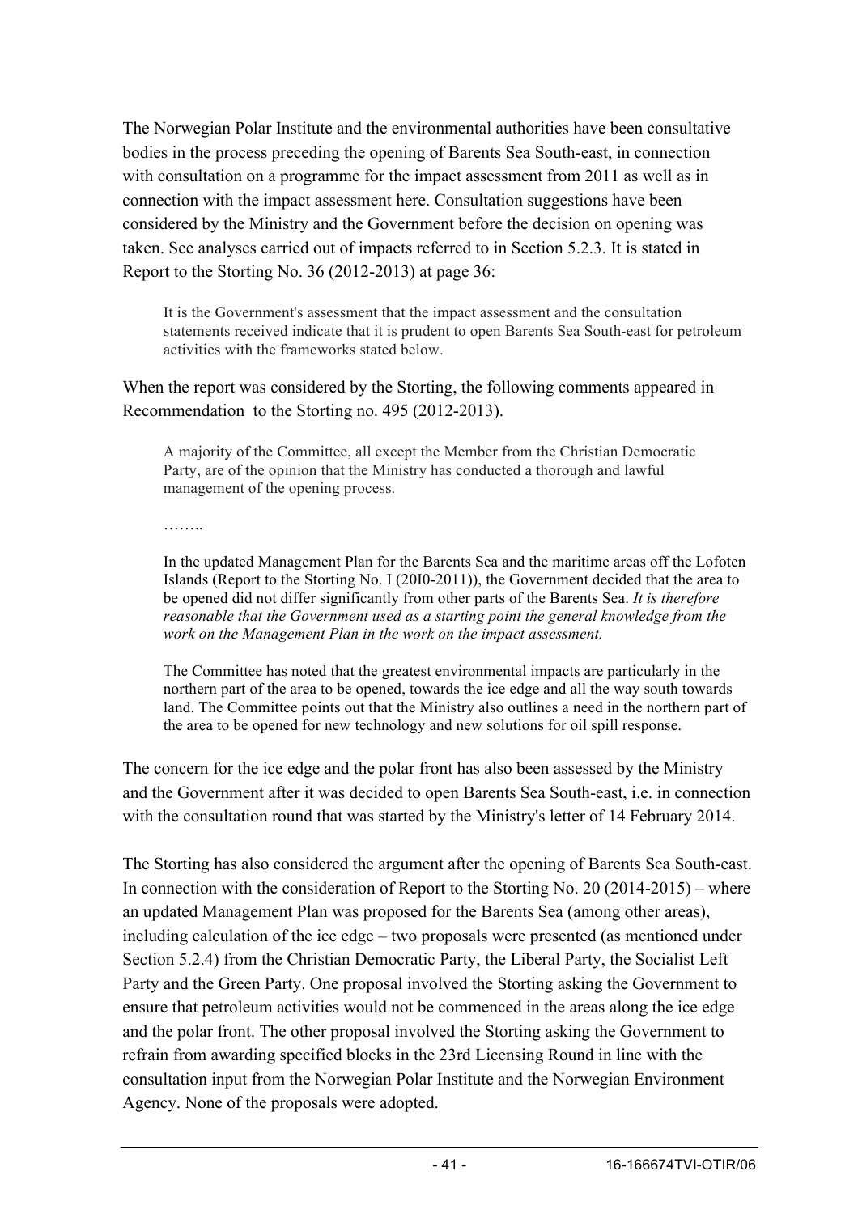The Norwegian Polar Institute and the environmental authorities have been consultative bodies in the process preceding the opening of Barents Sea South-east, in connection with consultation on a programme for the impact assessment from 2011 as well as in connection with the impact assessment here. Consultation suggestions have been considered by the Ministry and the Government before the decision on opening was taken. See analyses carried out of impacts referred to in Section 5.2.3. It is stated in Report to the Storting No. 36 (2012-2013) at page 36:

> It is the Government's assessment that the impact assessment and the consultation statements received indicate that it is prudent to open Barents Sea South-east for petroleum activities with the frameworks stated below.

When the report was considered by the Storting, the following comments appeared in Recommendation to the Storting no. 495 (2012-2013).

> A majority of the Committee, all except the Member from the Christian Democratic Party, are of the opinion that the Ministry has conducted a thorough and lawful management of the opening process.
>
> ……..
>
> In the updated Management Plan for the Barents Sea and the maritime areas off the Lofoten Islands (Report to the Storting No. I (20I0-2011)), the Government decided that the area to be opened did not differ significantly from other parts of the Barents Sea. *It is therefore reasonable that the Government used as a starting point the general knowledge from the work on the Management Plan in the work on the impact assessment.*
>
> The Committee has noted that the greatest environmental impacts are particularly in the northern part of the area to be opened, towards the ice edge and all the way south towards land. The Committee points out that the Ministry also outlines a need in the northern part of the area to be opened for new technology and new solutions for oil spill response.

The concern for the ice edge and the polar front has also been assessed by the Ministry and the Government after it was decided to open Barents Sea South-east, i.e. in connection with the consultation round that was started by the Ministry's letter of 14 February 2014.

The Storting has also considered the argument after the opening of Barents Sea South-east. In connection with the consideration of Report to the Storting No. 20 (2014-2015) – where an updated Management Plan was proposed for the Barents Sea (among other areas), including calculation of the ice edge – two proposals were presented (as mentioned under Section 5.2.4) from the Christian Democratic Party, the Liberal Party, the Socialist Left Party and the Green Party. One proposal involved the Storting asking the Government to ensure that petroleum activities would not be commenced in the areas along the ice edge and the polar front. The other proposal involved the Storting asking the Government to refrain from awarding specified blocks in the 23rd Licensing Round in line with the consultation input from the Norwegian Polar Institute and the Norwegian Environment Agency. None of the proposals were adopted.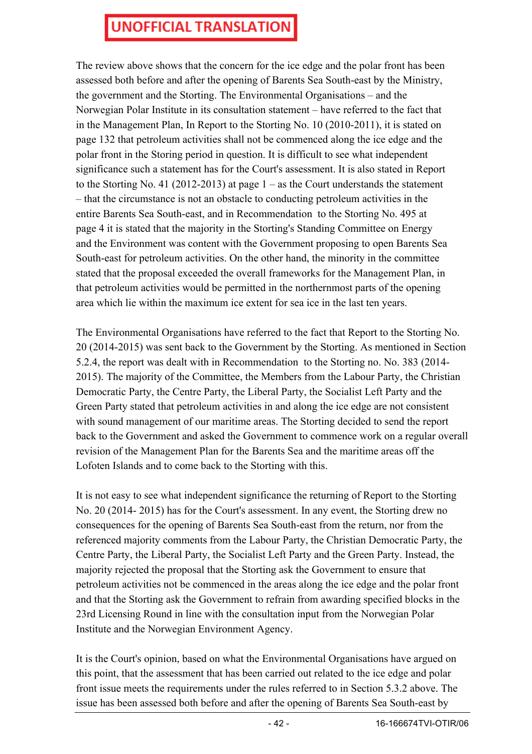**UNOFFICIAL TRANSLATION**

The review above shows that the concern for the ice edge and the polar front has been assessed both before and after the opening of Barents Sea South-east by the Ministry, the government and the Storting. The Environmental Organisations – and the Norwegian Polar Institute in its consultation statement – have referred to the fact that in the Management Plan, In Report to the Storting No. 10 (2010-2011), it is stated on page 132 that petroleum activities shall not be commenced along the ice edge and the polar front in the Storing period in question. It is difficult to see what independent significance such a statement has for the Court's assessment. It is also stated in Report to the Storting No. 41 (2012-2013) at page 1 – as the Court understands the statement – that the circumstance is not an obstacle to conducting petroleum activities in the entire Barents Sea South-east, and in Recommendation to the Storting No. 495 at page 4 it is stated that the majority in the Storting's Standing Committee on Energy and the Environment was content with the Government proposing to open Barents Sea South-east for petroleum activities. On the other hand, the minority in the committee stated that the proposal exceeded the overall frameworks for the Management Plan, in that petroleum activities would be permitted in the northernmost parts of the opening area which lie within the maximum ice extent for sea ice in the last ten years.

The Environmental Organisations have referred to the fact that Report to the Storting No. 20 (2014-2015) was sent back to the Government by the Storting. As mentioned in Section 5.2.4, the report was dealt with in Recommendation to the Storting no. No. 383 (2014-2015). The majority of the Committee, the Members from the Labour Party, the Christian Democratic Party, the Centre Party, the Liberal Party, the Socialist Left Party and the Green Party stated that petroleum activities in and along the ice edge are not consistent with sound management of our maritime areas. The Storting decided to send the report back to the Government and asked the Government to commence work on a regular overall revision of the Management Plan for the Barents Sea and the maritime areas off the Lofoten Islands and to come back to the Storting with this.

It is not easy to see what independent significance the returning of Report to the Storting No. 20 (2014- 2015) has for the Court's assessment. In any event, the Storting drew no consequences for the opening of Barents Sea South-east from the return, nor from the referenced majority comments from the Labour Party, the Christian Democratic Party, the Centre Party, the Liberal Party, the Socialist Left Party and the Green Party. Instead, the majority rejected the proposal that the Storting ask the Government to ensure that petroleum activities not be commenced in the areas along the ice edge and the polar front and that the Storting ask the Government to refrain from awarding specified blocks in the 23rd Licensing Round in line with the consultation input from the Norwegian Polar Institute and the Norwegian Environment Agency.

It is the Court's opinion, based on what the Environmental Organisations have argued on this point, that the assessment that has been carried out related to the ice edge and polar front issue meets the requirements under the rules referred to in Section 5.3.2 above. The issue has been assessed both before and after the opening of Barents Sea South-east by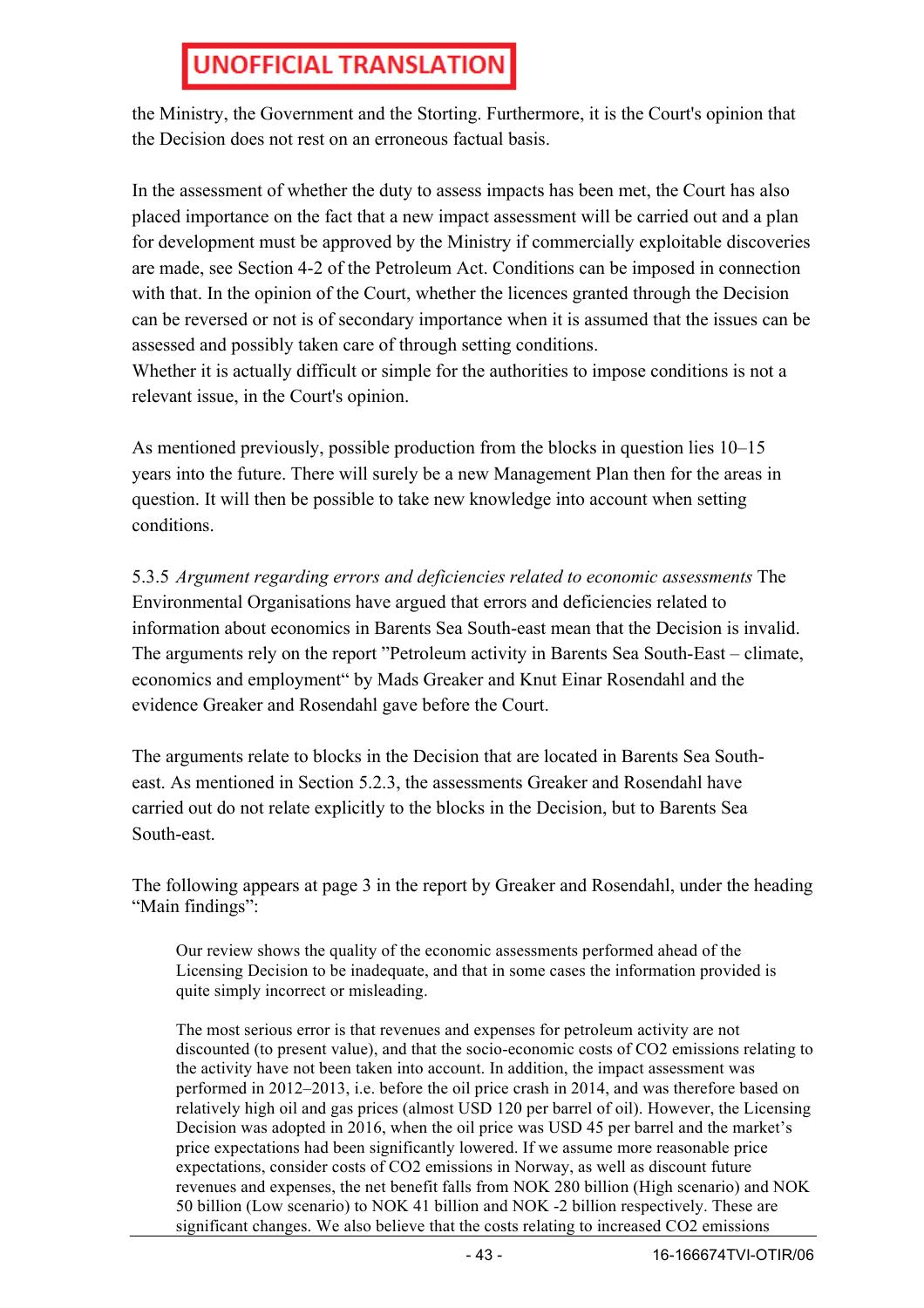**UNOFFICIAL TRANSLATION**

the Ministry, the Government and the Storting. Furthermore, it is the Court's opinion that the Decision does not rest on an erroneous factual basis.

In the assessment of whether the duty to assess impacts has been met, the Court has also placed importance on the fact that a new impact assessment will be carried out and a plan for development must be approved by the Ministry if commercially exploitable discoveries are made, see Section 4-2 of the Petroleum Act. Conditions can be imposed in connection with that. In the opinion of the Court, whether the licences granted through the Decision can be reversed or not is of secondary importance when it is assumed that the issues can be assessed and possibly taken care of through setting conditions.
Whether it is actually difficult or simple for the authorities to impose conditions is not a relevant issue, in the Court's opinion.

As mentioned previously, possible production from the blocks in question lies 10–15 years into the future. There will surely be a new Management Plan then for the areas in question. It will then be possible to take new knowledge into account when setting conditions.

5.3.5 *Argument regarding errors and deficiencies related to economic assessments* The Environmental Organisations have argued that errors and deficiencies related to information about economics in Barents Sea South-east mean that the Decision is invalid. The arguments rely on the report "Petroleum activity in Barents Sea South-East – climate, economics and employment" by Mads Greaker and Knut Einar Rosendahl and the evidence Greaker and Rosendahl gave before the Court.

The arguments relate to blocks in the Decision that are located in Barents Sea South-east. As mentioned in Section 5.2.3, the assessments Greaker and Rosendahl have carried out do not relate explicitly to the blocks in the Decision, but to Barents Sea South-east.

The following appears at page 3 in the report by Greaker and Rosendahl, under the heading "Main findings":

> Our review shows the quality of the economic assessments performed ahead of the Licensing Decision to be inadequate, and that in some cases the information provided is quite simply incorrect or misleading.
>
> The most serious error is that revenues and expenses for petroleum activity are not discounted (to present value), and that the socio-economic costs of $CO_2$ emissions relating to the activity have not been taken into account. In addition, the impact assessment was performed in 2012–2013, i.e. before the oil price crash in 2014, and was therefore based on relatively high oil and gas prices (almost USD 120 per barrel of oil). However, the Licensing Decision was adopted in 2016, when the oil price was USD 45 per barrel and the market's price expectations had been significantly lowered. If we assume more reasonable price expectations, consider costs of $CO_2$ emissions in Norway, as well as discount future revenues and expenses, the net benefit falls from NOK 280 billion (High scenario) and NOK 50 billion (Low scenario) to NOK 41 billion and NOK -2 billion respectively. These are significant changes. We also believe that the costs relating to increased $CO_2$ emissions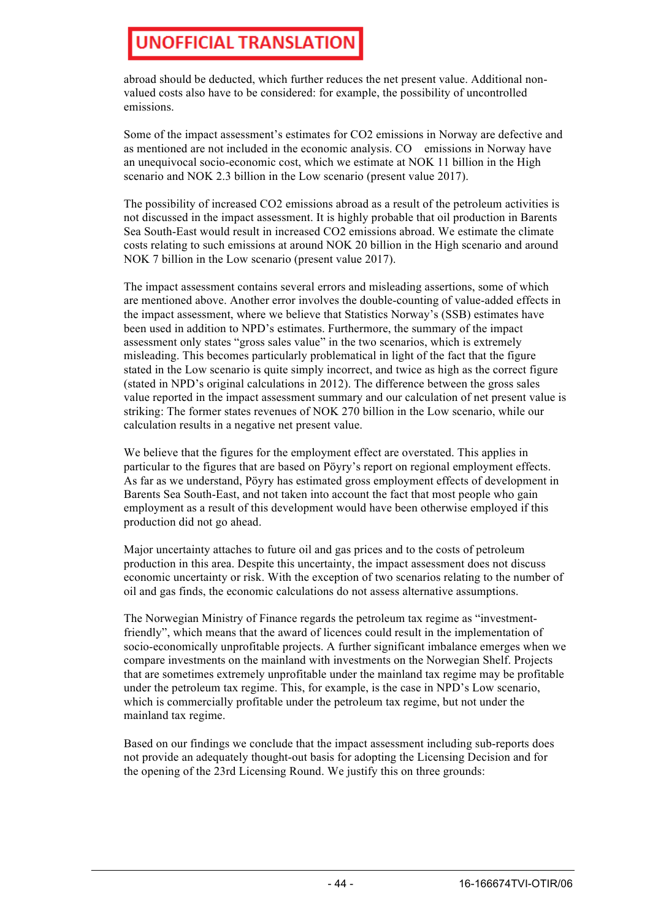UNOFFICIAL TRANSLATION

abroad should be deducted, which further reduces the net present value. Additional non-valued costs also have to be considered: for example, the possibility of uncontrolled emissions.

Some of the impact assessment's estimates for $CO_2$ emissions in Norway are defective and as mentioned are not included in the economic analysis. $CO_2$ emissions in Norway have an unequivocal socio-economic cost, which we estimate at NOK 11 billion in the High scenario and NOK 2.3 billion in the Low scenario (present value 2017).

The possibility of increased $CO_2$ emissions abroad as a result of the petroleum activities is not discussed in the impact assessment. It is highly probable that oil production in Barents Sea South-East would result in increased $CO_2$ emissions abroad. We estimate the climate costs relating to such emissions at around NOK 20 billion in the High scenario and around NOK 7 billion in the Low scenario (present value 2017).

The impact assessment contains several errors and misleading assertions, some of which are mentioned above. Another error involves the double-counting of value-added effects in the impact assessment, where we believe that Statistics Norway's (SSB) estimates have been used in addition to NPD's estimates. Furthermore, the summary of the impact assessment only states "gross sales value" in the two scenarios, which is extremely misleading. This becomes particularly problematical in light of the fact that the figure stated in the Low scenario is quite simply incorrect, and twice as high as the correct figure (stated in NPD's original calculations in 2012). The difference between the gross sales value reported in the impact assessment summary and our calculation of net present value is striking: The former states revenues of NOK 270 billion in the Low scenario, while our calculation results in a negative net present value.

We believe that the figures for the employment effect are overstated. This applies in particular to the figures that are based on Pöyry's report on regional employment effects. As far as we understand, Pöyry has estimated gross employment effects of development in Barents Sea South-East, and not taken into account the fact that most people who gain employment as a result of this development would have been otherwise employed if this production did not go ahead.

Major uncertainty attaches to future oil and gas prices and to the costs of petroleum production in this area. Despite this uncertainty, the impact assessment does not discuss economic uncertainty or risk. With the exception of two scenarios relating to the number of oil and gas finds, the economic calculations do not assess alternative assumptions.

The Norwegian Ministry of Finance regards the petroleum tax regime as "investment-friendly", which means that the award of licences could result in the implementation of socio-economically unprofitable projects. A further significant imbalance emerges when we compare investments on the mainland with investments on the Norwegian Shelf. Projects that are sometimes extremely unprofitable under the mainland tax regime may be profitable under the petroleum tax regime. This, for example, is the case in NPD's Low scenario, which is commercially profitable under the petroleum tax regime, but not under the mainland tax regime.

Based on our findings we conclude that the impact assessment including sub-reports does not provide an adequately thought-out basis for adopting the Licensing Decision and for the opening of the 23rd Licensing Round. We justify this on three grounds:

16-166674TVI-OTIR/06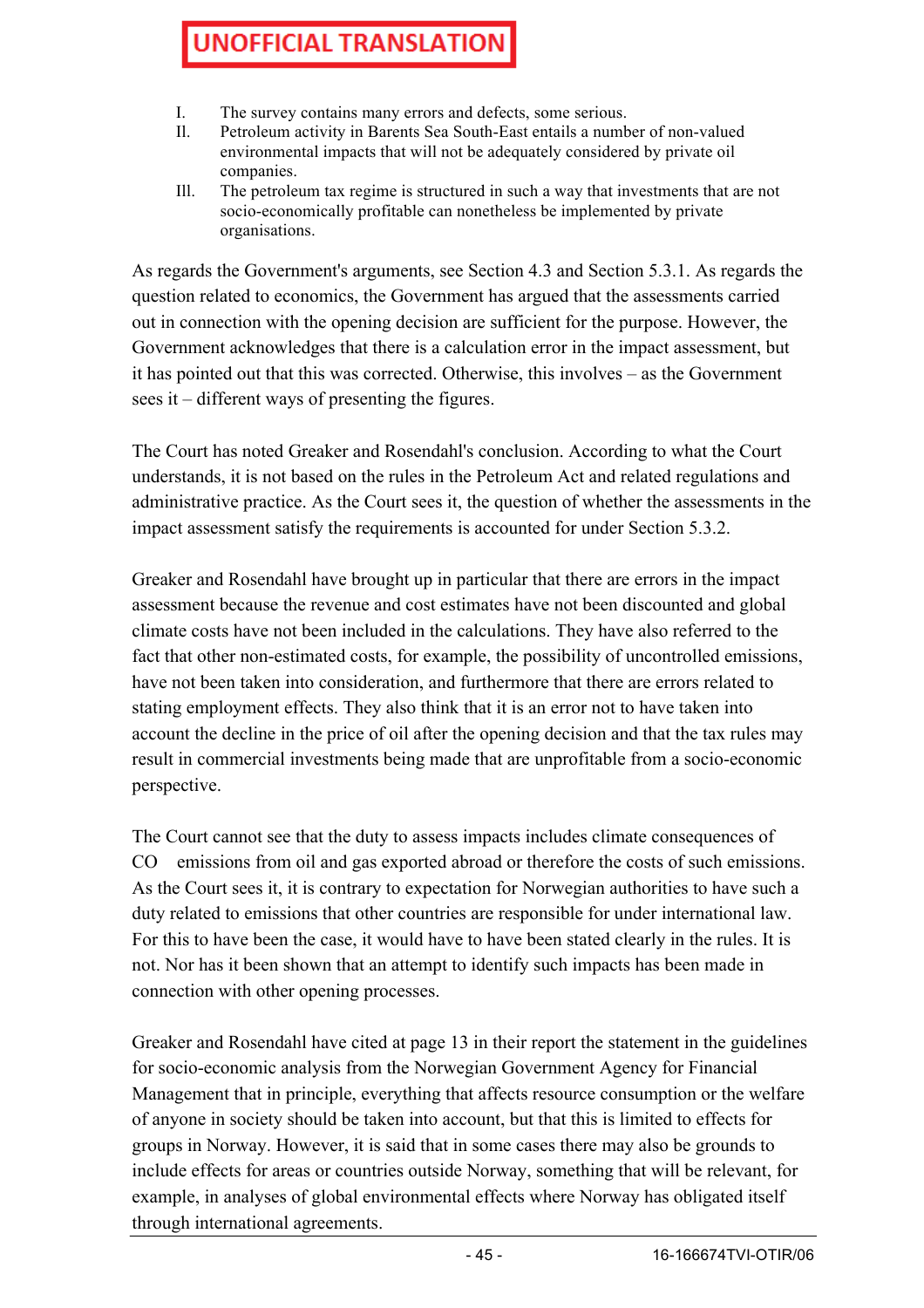**UNOFFICIAL TRANSLATION**

I. The survey contains many errors and defects, some serious.
II. Petroleum activity in Barents Sea South-East entails a number of non-valued environmental impacts that will not be adequately considered by private oil companies.
III. The petroleum tax regime is structured in such a way that investments that are not socio-economically profitable can nonetheless be implemented by private organisations.

As regards the Government's arguments, see Section 4.3 and Section 5.3.1. As regards the question related to economics, the Government has argued that the assessments carried out in connection with the opening decision are sufficient for the purpose. However, the Government acknowledges that there is a calculation error in the impact assessment, but it has pointed out that this was corrected. Otherwise, this involves – as the Government sees it – different ways of presenting the figures.

The Court has noted Greaker and Rosendahl's conclusion. According to what the Court understands, it is not based on the rules in the Petroleum Act and related regulations and administrative practice. As the Court sees it, the question of whether the assessments in the impact assessment satisfy the requirements is accounted for under Section 5.3.2.

Greaker and Rosendahl have brought up in particular that there are errors in the impact assessment because the revenue and cost estimates have not been discounted and global climate costs have not been included in the calculations. They have also referred to the fact that other non-estimated costs, for example, the possibility of uncontrolled emissions, have not been taken into consideration, and furthermore that there are errors related to stating employment effects. They also think that it is an error not to have taken into account the decline in the price of oil after the opening decision and that the tax rules may result in commercial investments being made that are unprofitable from a socio-economic perspective.

The Court cannot see that the duty to assess impacts includes climate consequences of $CO_2$ emissions from oil and gas exported abroad or therefore the costs of such emissions. As the Court sees it, it is contrary to expectation for Norwegian authorities to have such a duty related to emissions that other countries are responsible for under international law. For this to have been the case, it would have to have been stated clearly in the rules. It is not. Nor has it been shown that an attempt to identify such impacts has been made in connection with other opening processes.

Greaker and Rosendahl have cited at page 13 in their report the statement in the guidelines for socio-economic analysis from the Norwegian Government Agency for Financial Management that in principle, everything that affects resource consumption or the welfare of anyone in society should be taken into account, but that this is limited to effects for groups in Norway. However, it is said that in some cases there may also be grounds to include effects for areas or countries outside Norway, something that will be relevant, for example, in analyses of global environmental effects where Norway has obligated itself through international agreements.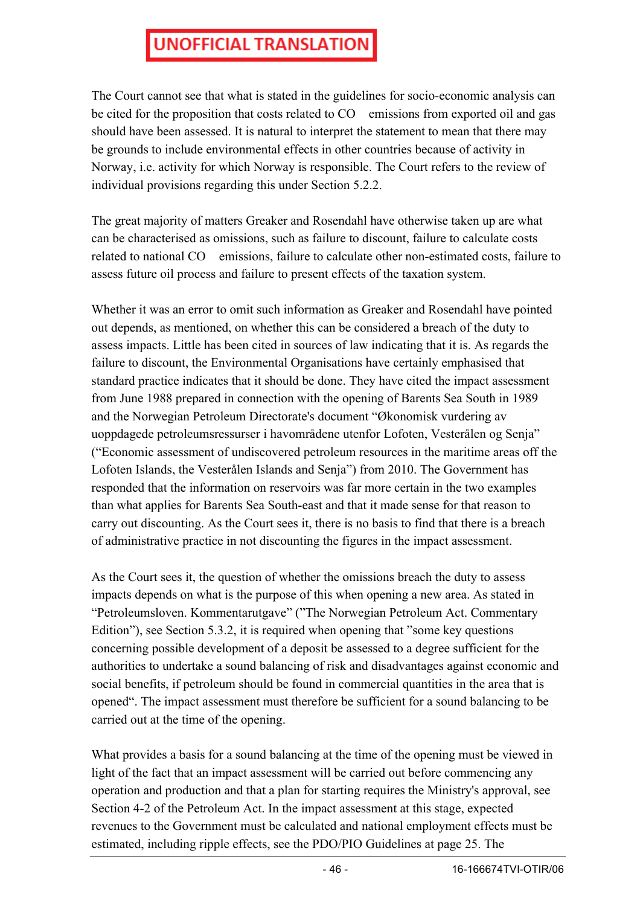**UNOFFICIAL TRANSLATION**

The Court cannot see that what is stated in the guidelines for socio-economic analysis can be cited for the proposition that costs related to $CO_2$ emissions from exported oil and gas should have been assessed. It is natural to interpret the statement to mean that there may be grounds to include environmental effects in other countries because of activity in Norway, i.e. activity for which Norway is responsible. The Court refers to the review of individual provisions regarding this under Section 5.2.2.

The great majority of matters Greaker and Rosendahl have otherwise taken up are what can be characterised as omissions, such as failure to discount, failure to calculate costs related to national $CO_2$ emissions, failure to calculate other non-estimated costs, failure to assess future oil process and failure to present effects of the taxation system.

Whether it was an error to omit such information as Greaker and Rosendahl have pointed out depends, as mentioned, on whether this can be considered a breach of the duty to assess impacts. Little has been cited in sources of law indicating that it is. As regards the failure to discount, the Environmental Organisations have certainly emphasised that standard practice indicates that it should be done. They have cited the impact assessment from June 1988 prepared in connection with the opening of Barents Sea South in 1989 and the Norwegian Petroleum Directorate's document "Økonomisk vurdering av uoppdagede petroleumsressurser i havområdene utenfor Lofoten, Vesterålen og Senja" ("Economic assessment of undiscovered petroleum resources in the maritime areas off the Lofoten Islands, the Vesterålen Islands and Senja") from 2010. The Government has responded that the information on reservoirs was far more certain in the two examples than what applies for Barents Sea South-east and that it made sense for that reason to carry out discounting. As the Court sees it, there is no basis to find that there is a breach of administrative practice in not discounting the figures in the impact assessment.

As the Court sees it, the question of whether the omissions breach the duty to assess impacts depends on what is the purpose of this when opening a new area. As stated in "Petroleumsloven. Kommentarutgave" ("The Norwegian Petroleum Act. Commentary Edition"), see Section 5.3.2, it is required when opening that "some key questions concerning possible development of a deposit be assessed to a degree sufficient for the authorities to undertake a sound balancing of risk and disadvantages against economic and social benefits, if petroleum should be found in commercial quantities in the area that is opened". The impact assessment must therefore be sufficient for a sound balancing to be carried out at the time of the opening.

What provides a basis for a sound balancing at the time of the opening must be viewed in light of the fact that an impact assessment will be carried out before commencing any operation and production and that a plan for starting requires the Ministry's approval, see Section 4-2 of the Petroleum Act. In the impact assessment at this stage, expected revenues to the Government must be calculated and national employment effects must be estimated, including ripple effects, see the PDO/PIO Guidelines at page 25. The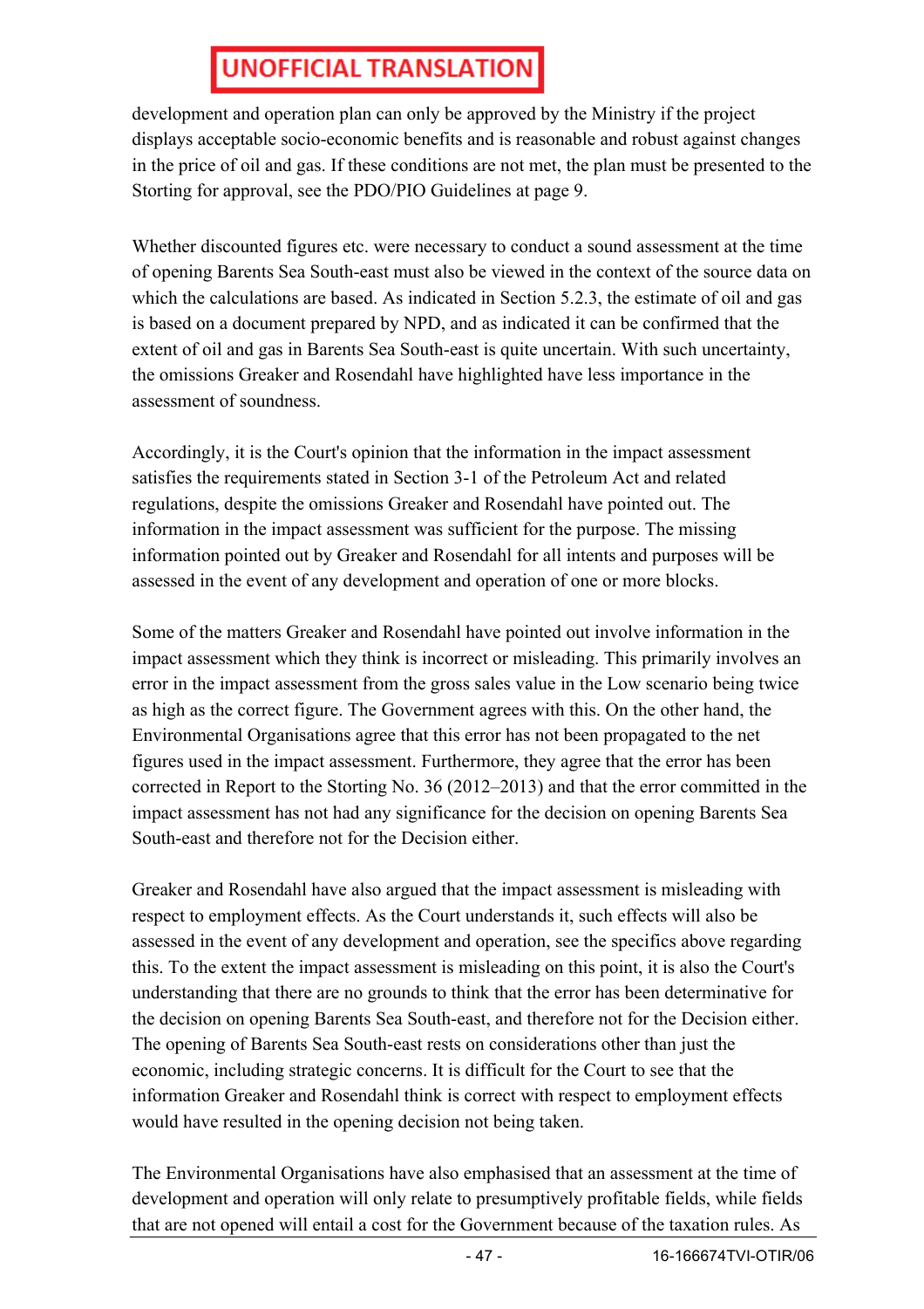development and operation plan can only be approved by the Ministry if the project displays acceptable socio-economic benefits and is reasonable and robust against changes in the price of oil and gas. If these conditions are not met, the plan must be presented to the Storting for approval, see the PDO/PIO Guidelines at page 9.

Whether discounted figures etc. were necessary to conduct a sound assessment at the time of opening Barents Sea South-east must also be viewed in the context of the source data on which the calculations are based. As indicated in Section 5.2.3, the estimate of oil and gas is based on a document prepared by NPD, and as indicated it can be confirmed that the extent of oil and gas in Barents Sea South-east is quite uncertain. With such uncertainty, the omissions Greaker and Rosendahl have highlighted have less importance in the assessment of soundness.

Accordingly, it is the Court's opinion that the information in the impact assessment satisfies the requirements stated in Section 3-1 of the Petroleum Act and related regulations, despite the omissions Greaker and Rosendahl have pointed out. The information in the impact assessment was sufficient for the purpose. The missing information pointed out by Greaker and Rosendahl for all intents and purposes will be assessed in the event of any development and operation of one or more blocks.

Some of the matters Greaker and Rosendahl have pointed out involve information in the impact assessment which they think is incorrect or misleading. This primarily involves an error in the impact assessment from the gross sales value in the Low scenario being twice as high as the correct figure. The Government agrees with this. On the other hand, the Environmental Organisations agree that this error has not been propagated to the net figures used in the impact assessment. Furthermore, they agree that the error has been corrected in Report to the Storting No. 36 (2012–2013) and that the error committed in the impact assessment has not had any significance for the decision on opening Barents Sea South-east and therefore not for the Decision either.

Greaker and Rosendahl have also argued that the impact assessment is misleading with respect to employment effects. As the Court understands it, such effects will also be assessed in the event of any development and operation, see the specifics above regarding this. To the extent the impact assessment is misleading on this point, it is also the Court's understanding that there are no grounds to think that the error has been determinative for the decision on opening Barents Sea South-east, and therefore not for the Decision either. The opening of Barents Sea South-east rests on considerations other than just the economic, including strategic concerns. It is difficult for the Court to see that the information Greaker and Rosendahl think is correct with respect to employment effects would have resulted in the opening decision not being taken.

The Environmental Organisations have also emphasised that an assessment at the time of development and operation will only relate to presumptively profitable fields, while fields that are not opened will entail a cost for the Government because of the taxation rules. As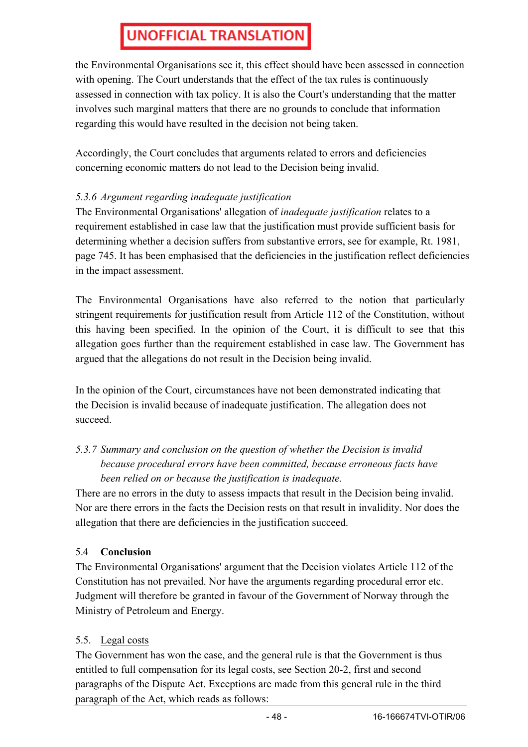the Environmental Organisations see it, this effect should have been assessed in connection with opening. The Court understands that the effect of the tax rules is continuously assessed in connection with tax policy. It is also the Court's understanding that the matter involves such marginal matters that there are no grounds to conclude that information regarding this would have resulted in the decision not being taken.

Accordingly, the Court concludes that arguments related to errors and deficiencies concerning economic matters do not lead to the Decision being invalid.

*5.3.6 Argument regarding inadequate justification*

The Environmental Organisations' allegation of *inadequate justification* relates to a requirement established in case law that the justification must provide sufficient basis for determining whether a decision suffers from substantive errors, see for example, Rt. 1981, page 745. It has been emphasised that the deficiencies in the justification reflect deficiencies in the impact assessment.

The Environmental Organisations have also referred to the notion that particularly stringent requirements for justification result from Article 112 of the Constitution, without this having been specified. In the opinion of the Court, it is difficult to see that this allegation goes further than the requirement established in case law. The Government has argued that the allegations do not result in the Decision being invalid.

In the opinion of the Court, circumstances have not been demonstrated indicating that the Decision is invalid because of inadequate justification. The allegation does not succeed.

*5.3.7 Summary and conclusion on the question of whether the Decision is invalid because procedural errors have been committed, because erroneous facts have been relied on or because the justification is inadequate.*

There are no errors in the duty to assess impacts that result in the Decision being invalid. Nor are there errors in the facts the Decision rests on that result in invalidity. Nor does the allegation that there are deficiencies in the justification succeed.

### 5.4 Conclusion

The Environmental Organisations' argument that the Decision violates Article 112 of the Constitution has not prevailed. Nor have the arguments regarding procedural error etc. Judgment will therefore be granted in favour of the Government of Norway through the Ministry of Petroleum and Energy.

### 5.5. Legal costs

The Government has won the case, and the general rule is that the Government is thus entitled to full compensation for its legal costs, see Section 20-2, first and second paragraphs of the Dispute Act. Exceptions are made from this general rule in the third paragraph of the Act, which reads as follows: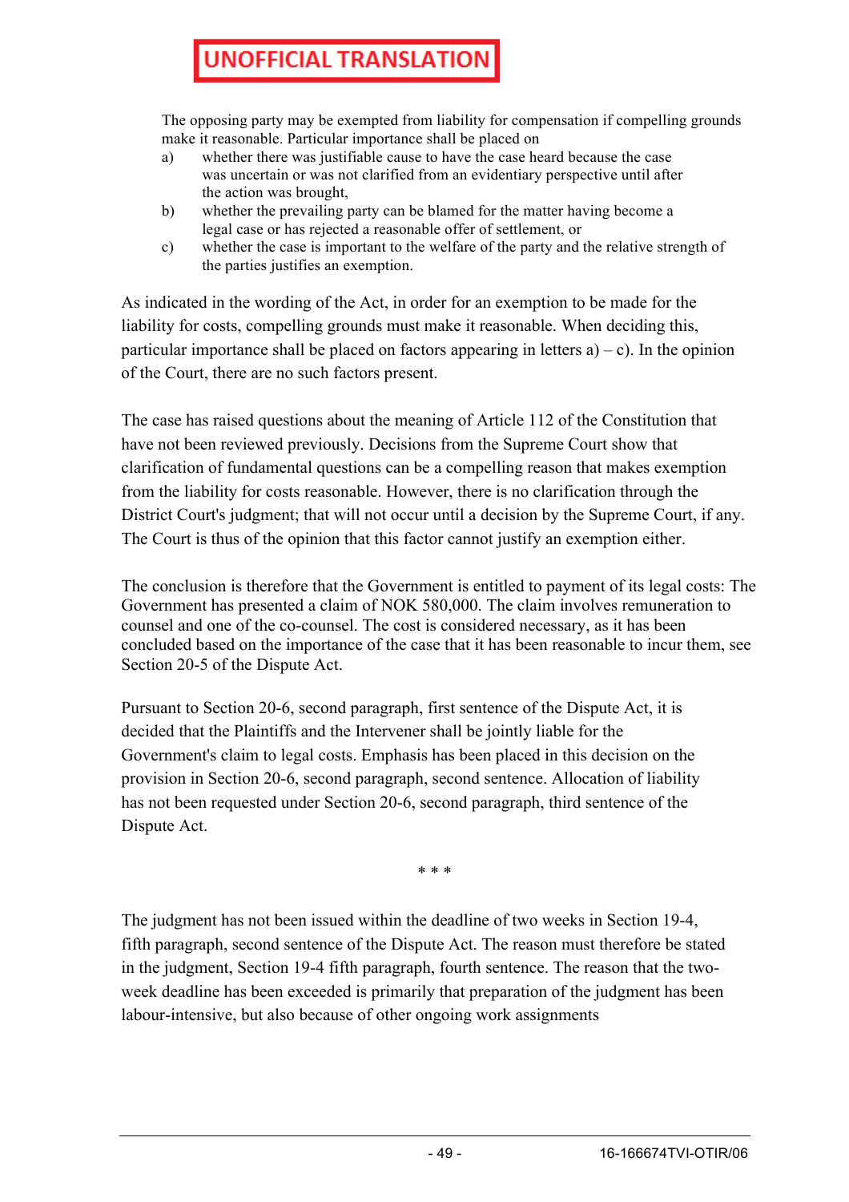**UNOFFICIAL TRANSLATION**

> The opposing party may be exempted from liability for compensation if compelling grounds make it reasonable. Particular importance shall be placed on
>
> a) whether there was justifiable cause to have the case heard because the case was uncertain or was not clarified from an evidentiary perspective until after the action was brought,
>
> b) whether the prevailing party can be blamed for the matter having become a legal case or has rejected a reasonable offer of settlement, or
>
> c) whether the case is important to the welfare of the party and the relative strength of the parties justifies an exemption.

As indicated in the wording of the Act, in order for an exemption to be made for the liability for costs, compelling grounds must make it reasonable. When deciding this, particular importance shall be placed on factors appearing in letters a) – c). In the opinion of the Court, there are no such factors present.

The case has raised questions about the meaning of Article 112 of the Constitution that have not been reviewed previously. Decisions from the Supreme Court show that clarification of fundamental questions can be a compelling reason that makes exemption from the liability for costs reasonable. However, there is no clarification through the District Court's judgment; that will not occur until a decision by the Supreme Court, if any. The Court is thus of the opinion that this factor cannot justify an exemption either.

The conclusion is therefore that the Government is entitled to payment of its legal costs: The Government has presented a claim of NOK 580,000. The claim involves remuneration to counsel and one of the co-counsel. The cost is considered necessary, as it has been concluded based on the importance of the case that it has been reasonable to incur them, see Section 20-5 of the Dispute Act.

Pursuant to Section 20-6, second paragraph, first sentence of the Dispute Act, it is decided that the Plaintiffs and the Intervener shall be jointly liable for the Government's claim to legal costs. Emphasis has been placed in this decision on the provision in Section 20-6, second paragraph, second sentence. Allocation of liability has not been requested under Section 20-6, second paragraph, third sentence of the Dispute Act.

\* \* \*

The judgment has not been issued within the deadline of two weeks in Section 19-4, fifth paragraph, second sentence of the Dispute Act. The reason must therefore be stated in the judgment, Section 19-4 fifth paragraph, fourth sentence. The reason that the two-week deadline has been exceeded is primarily that preparation of the judgment has been labour-intensive, but also because of other ongoing work assignments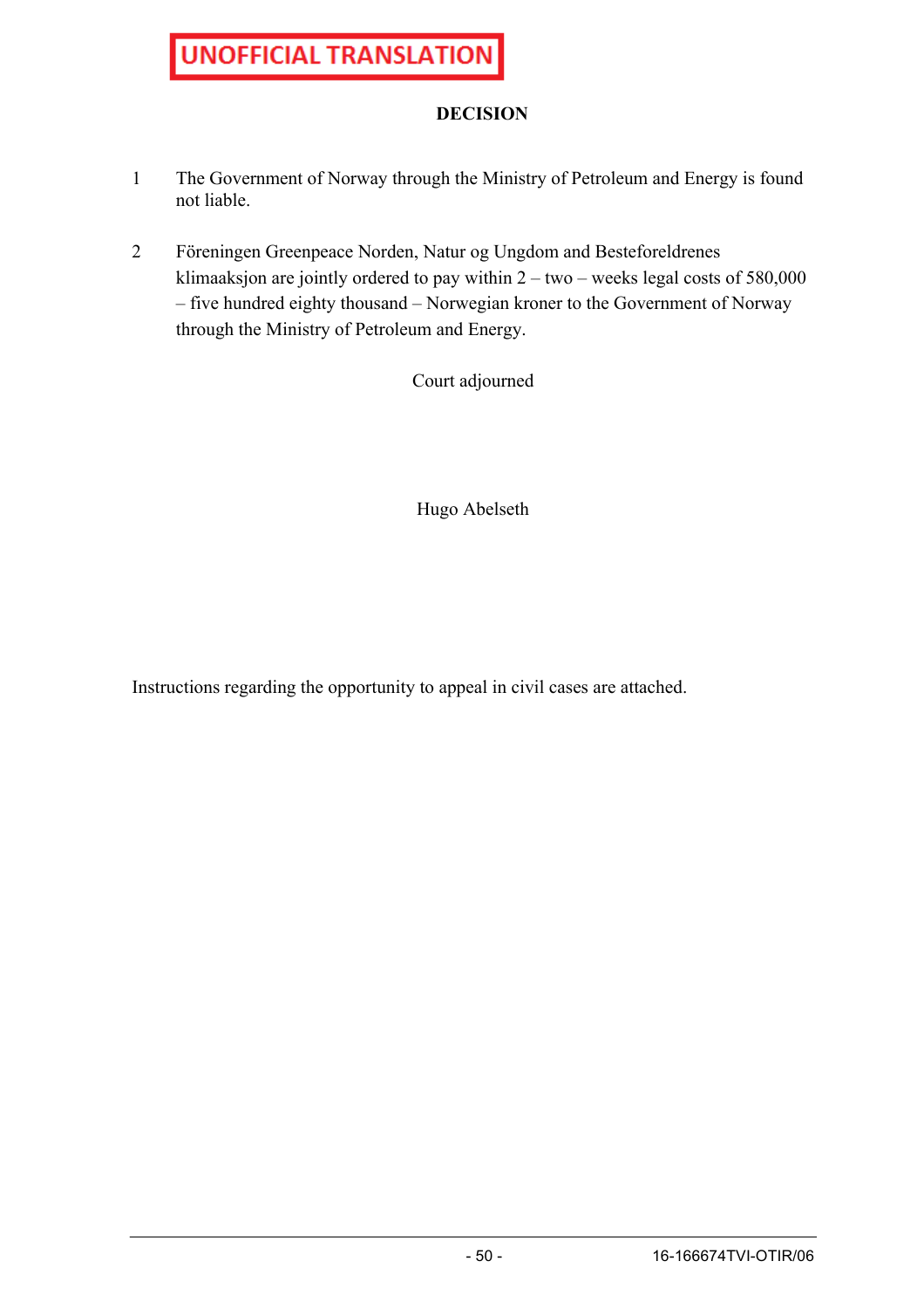UNOFFICIAL TRANSLATION

**DECISION**

1. The Government of Norway through the Ministry of Petroleum and Energy is found not liable.

2. Föreningen Greenpeace Norden, Natur og Ungdom and Besteforeldrenes klimaaksjon are jointly ordered to pay within 2 – two – weeks legal costs of 580,000 – five hundred eighty thousand – Norwegian kroner to the Government of Norway through the Ministry of Petroleum and Energy.

Court adjourned

Hugo Abelseth

Instructions regarding the opportunity to appeal in civil cases are attached.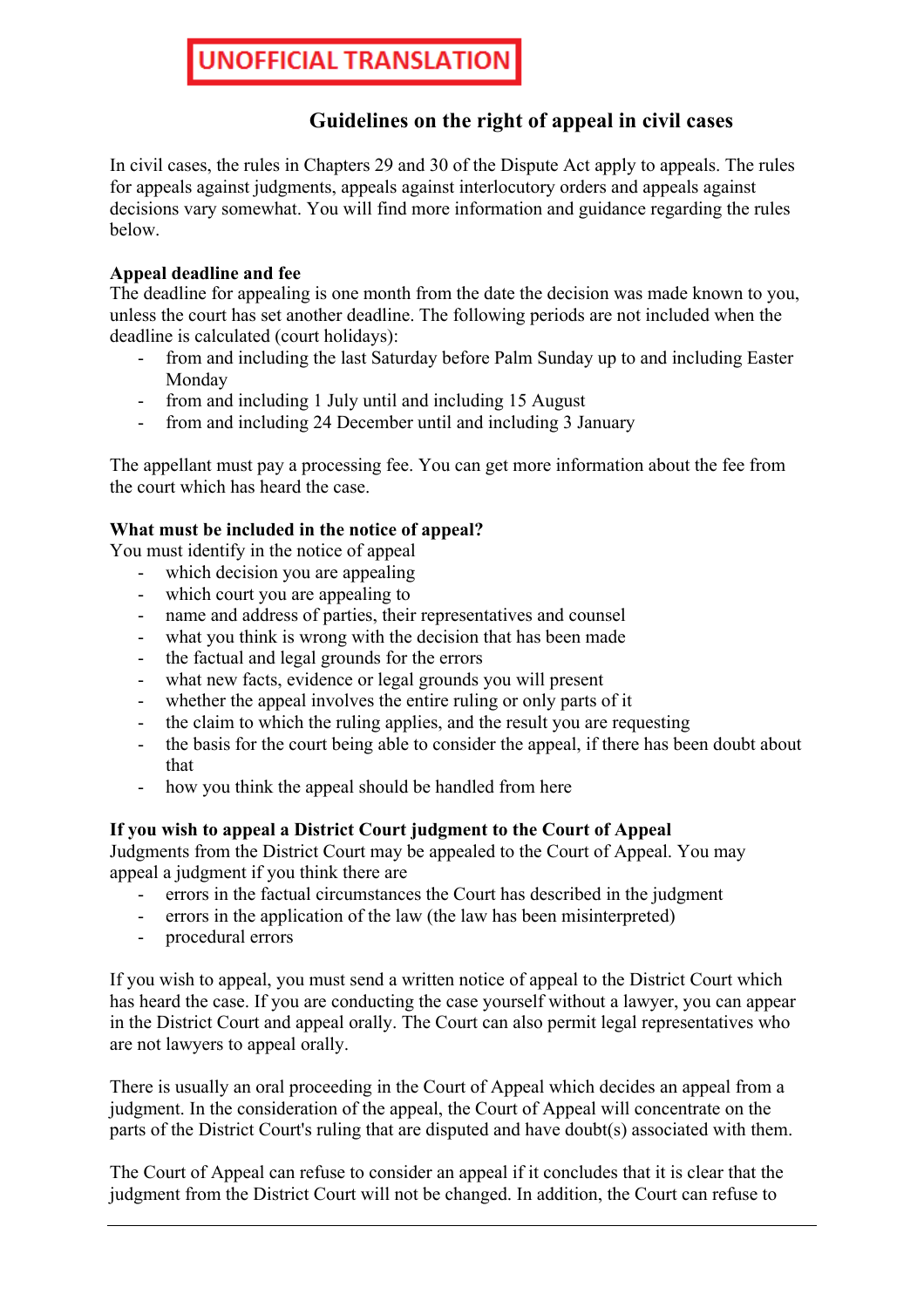**UNOFFICIAL TRANSLATION**

## Guidelines on the right of appeal in civil cases

In civil cases, the rules in Chapters 29 and 30 of the Dispute Act apply to appeals. The rules for appeals against judgments, appeals against interlocutory orders and appeals against decisions vary somewhat. You will find more information and guidance regarding the rules below.

**Appeal deadline and fee**

The deadline for appealing is one month from the date the decision was made known to you, unless the court has set another deadline. The following periods are not included when the deadline is calculated (court holidays):

- from and including the last Saturday before Palm Sunday up to and including Easter Monday
- from and including 1 July until and including 15 August
- from and including 24 December until and including 3 January

The appellant must pay a processing fee. You can get more information about the fee from the court which has heard the case.

**What must be included in the notice of appeal?**

You must identify in the notice of appeal

- which decision you are appealing
- which court you are appealing to
- name and address of parties, their representatives and counsel
- what you think is wrong with the decision that has been made
- the factual and legal grounds for the errors
- what new facts, evidence or legal grounds you will present
- whether the appeal involves the entire ruling or only parts of it
- the claim to which the ruling applies, and the result you are requesting
- the basis for the court being able to consider the appeal, if there has been doubt about that
- how you think the appeal should be handled from here

**If you wish to appeal a District Court judgment to the Court of Appeal**

Judgments from the District Court may be appealed to the Court of Appeal. You may appeal a judgment if you think there are

- errors in the factual circumstances the Court has described in the judgment
- errors in the application of the law (the law has been misinterpreted)
- procedural errors

If you wish to appeal, you must send a written notice of appeal to the District Court which has heard the case. If you are conducting the case yourself without a lawyer, you can appear in the District Court and appeal orally. The Court can also permit legal representatives who are not lawyers to appeal orally.

There is usually an oral proceeding in the Court of Appeal which decides an appeal from a judgment. In the consideration of the appeal, the Court of Appeal will concentrate on the parts of the District Court's ruling that are disputed and have doubt(s) associated with them.

The Court of Appeal can refuse to consider an appeal if it concludes that it is clear that the judgment from the District Court will not be changed. In addition, the Court can refuse to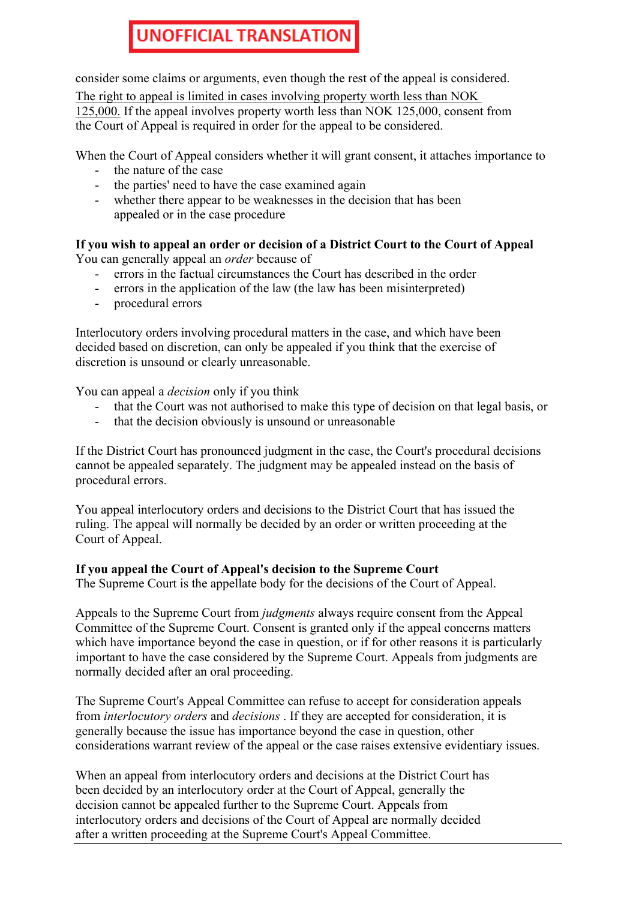**UNOFFICIAL TRANSLATION**

consider some claims or arguments, even though the rest of the appeal is considered.

<u>The right to appeal is limited in cases involving property worth less than NOK 125,000.</u> If the appeal involves property worth less than NOK 125,000, consent from the Court of Appeal is required in order for the appeal to be considered.

When the Court of Appeal considers whether it will grant consent, it attaches importance to

- the nature of the case
- the parties' need to have the case examined again
- whether there appear to be weaknesses in the decision that has been appealed or in the case procedure

**If you wish to appeal an order or decision of a District Court to the Court of Appeal**

You can generally appeal an *order* because of

- errors in the factual circumstances the Court has described in the order
- errors in the application of the law (the law has been misinterpreted)
- procedural errors

Interlocutory orders involving procedural matters in the case, and which have been decided based on discretion, can only be appealed if you think that the exercise of discretion is unsound or clearly unreasonable.

You can appeal a *decision* only if you think

- that the Court was not authorised to make this type of decision on that legal basis, or
- that the decision obviously is unsound or unreasonable

If the District Court has pronounced judgment in the case, the Court's procedural decisions cannot be appealed separately. The judgment may be appealed instead on the basis of procedural errors.

You appeal interlocutory orders and decisions to the District Court that has issued the ruling. The appeal will normally be decided by an order or written proceeding at the Court of Appeal.

**If you appeal the Court of Appeal's decision to the Supreme Court**

The Supreme Court is the appellate body for the decisions of the Court of Appeal.

Appeals to the Supreme Court from *judgments* always require consent from the Appeal Committee of the Supreme Court. Consent is granted only if the appeal concerns matters which have importance beyond the case in question, or if for other reasons it is particularly important to have the case considered by the Supreme Court. Appeals from judgments are normally decided after an oral proceeding.

The Supreme Court's Appeal Committee can refuse to accept for consideration appeals from *interlocutory orders* and *decisions* . If they are accepted for consideration, it is generally because the issue has importance beyond the case in question, other considerations warrant review of the appeal or the case raises extensive evidentiary issues.

When an appeal from interlocutory orders and decisions at the District Court has been decided by an interlocutory order at the Court of Appeal, generally the decision cannot be appealed further to the Supreme Court. Appeals from interlocutory orders and decisions of the Court of Appeal are normally decided after a written proceeding at the Supreme Court's Appeal Committee.